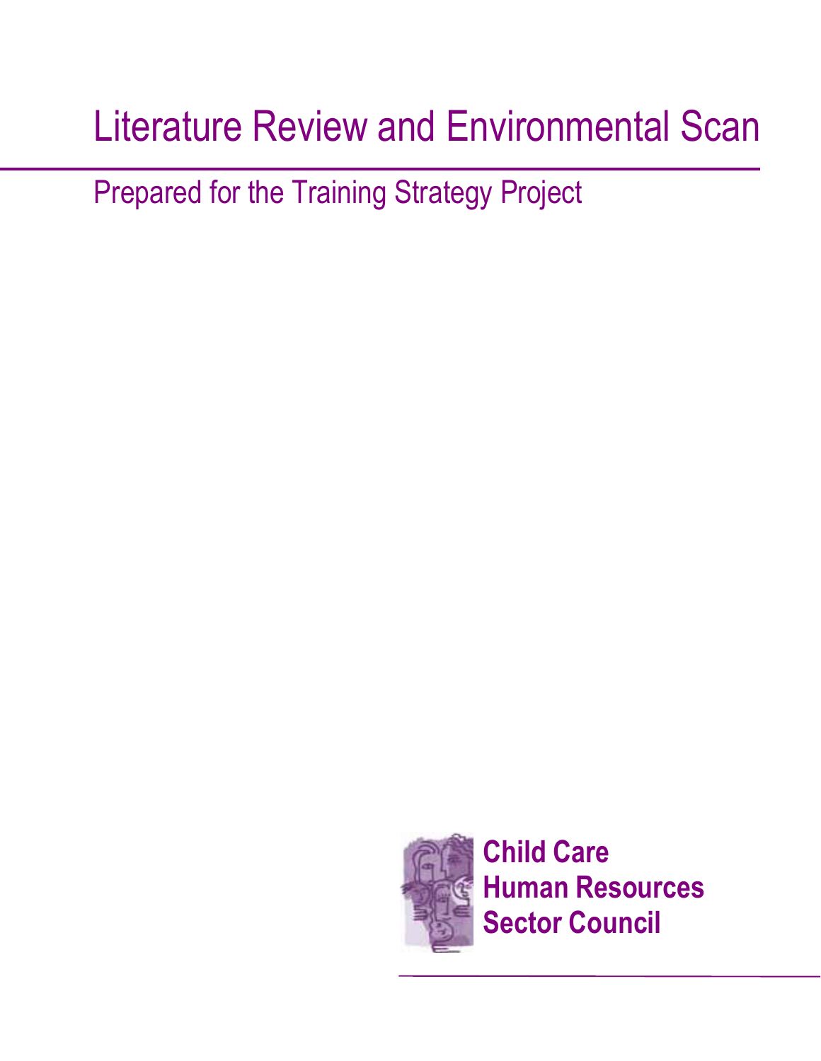# Literature Review and Environmental Scan

## Prepared for the Training Strategy Project

**Child Care**
**Human Resources**
**Sector Council**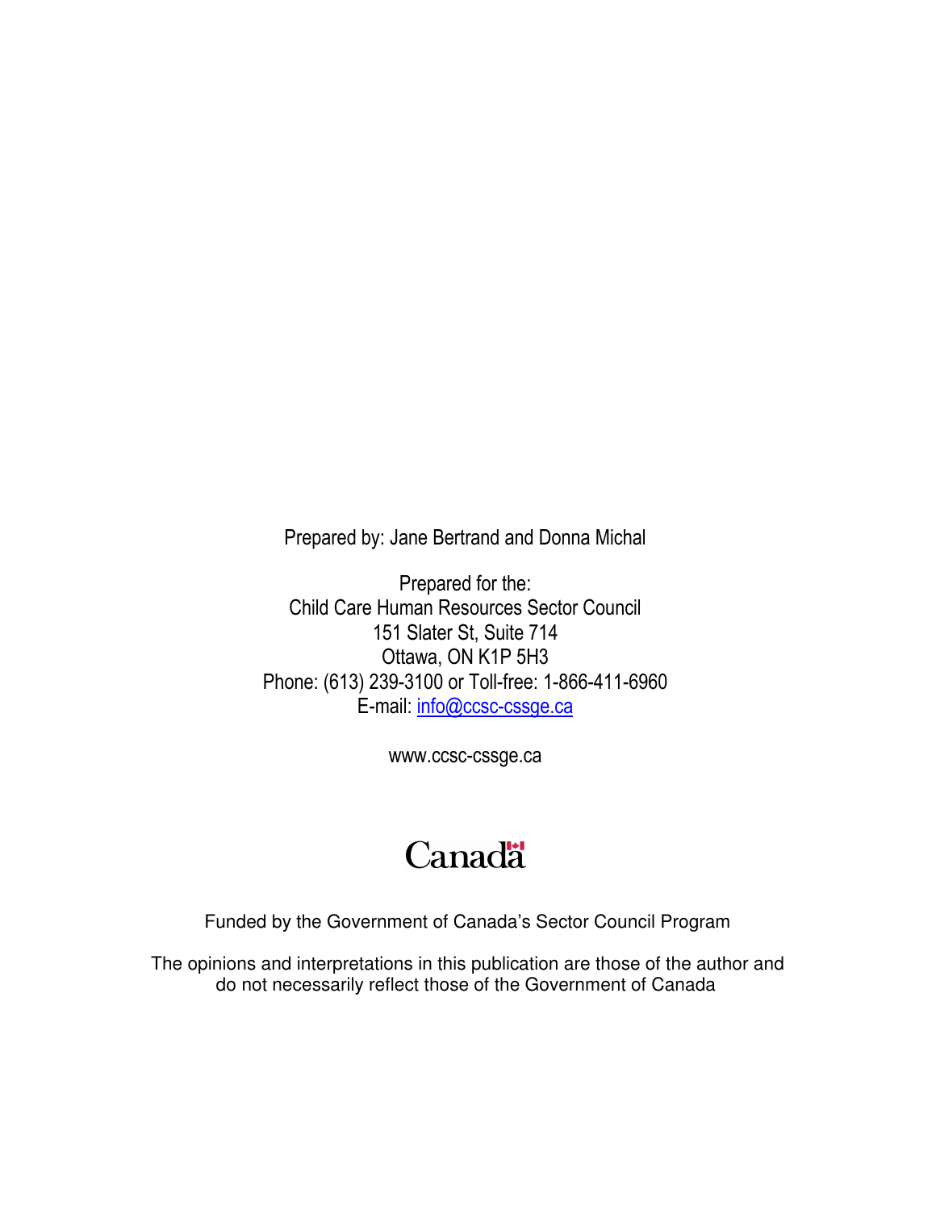Prepared by: Jane Bertrand and Donna Michal

Prepared for the:
Child Care Human Resources Sector Council
151 Slater St, Suite 714
Ottawa, ON K1P 5H3
Phone: (613) 239-3100 or Toll-free: 1-866-411-6960
E-mail: info@ccsc-cssge.ca

www.ccsc-cssge.ca

Canada

Funded by the Government of Canada's Sector Council Program

The opinions and interpretations in this publication are those of the author and do not necessarily reflect those of the Government of Canada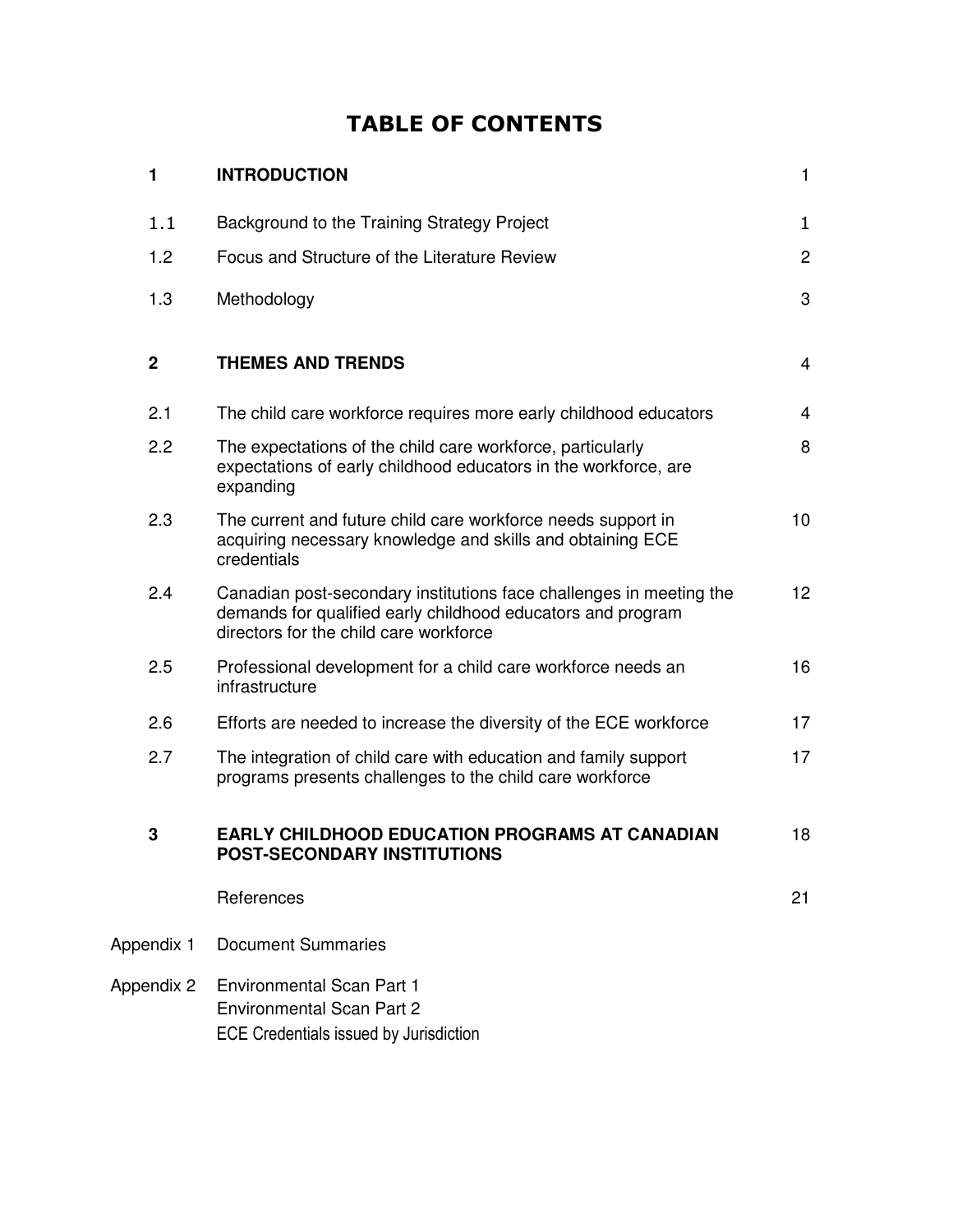# TABLE OF CONTENTS

| | | |
|---|---|---|
| **1** | **INTRODUCTION** | 1 |
| 1.1 | Background to the Training Strategy Project | 1 |
| 1.2 | Focus and Structure of the Literature Review | 2 |
| 1.3 | Methodology | 3 |
| **2** | **THEMES AND TRENDS** | 4 |
| 2.1 | The child care workforce requires more early childhood educators | 4 |
| 2.2 | The expectations of the child care workforce, particularly expectations of early childhood educators in the workforce, are expanding | 8 |
| 2.3 | The current and future child care workforce needs support in acquiring necessary knowledge and skills and obtaining ECE credentials | 10 |
| 2.4 | Canadian post-secondary institutions face challenges in meeting the demands for qualified early childhood educators and program directors for the child care workforce | 12 |
| 2.5 | Professional development for a child care workforce needs an infrastructure | 16 |
| 2.6 | Efforts are needed to increase the diversity of the ECE workforce | 17 |
| 2.7 | The integration of child care with education and family support programs presents challenges to the child care workforce | 17 |
| **3** | **EARLY CHILDHOOD EDUCATION PROGRAMS AT CANADIAN POST-SECONDARY INSTITUTIONS** | 18 |
| | References | 21 |
| Appendix 1 | Document Summaries | |
| Appendix 2 | Environmental Scan Part 1<br>Environmental Scan Part 2<br>ECE Credentials issued by Jurisdiction | |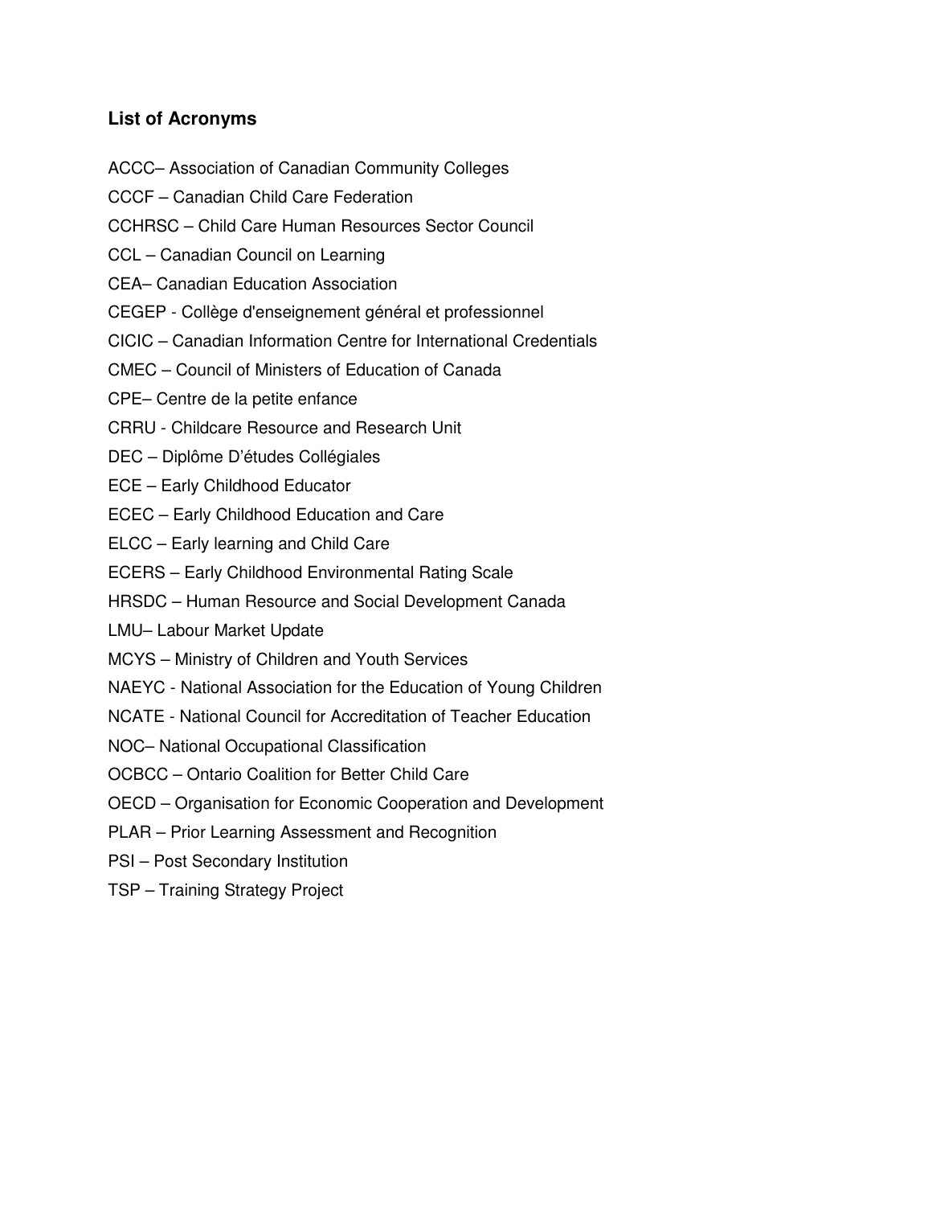## List of Acronyms

ACCC– Association of Canadian Community Colleges

CCCF – Canadian Child Care Federation

CCHRSC – Child Care Human Resources Sector Council

CCL – Canadian Council on Learning

CEA– Canadian Education Association

CEGEP - Collège d'enseignement général et professionnel

CICIC – Canadian Information Centre for International Credentials

CMEC – Council of Ministers of Education of Canada

CPE– Centre de la petite enfance

CRRU - Childcare Resource and Research Unit

DEC – Diplôme D'études Collégiales

ECE – Early Childhood Educator

ECEC – Early Childhood Education and Care

ELCC – Early learning and Child Care

ECERS – Early Childhood Environmental Rating Scale

HRSDC – Human Resource and Social Development Canada

LMU– Labour Market Update

MCYS – Ministry of Children and Youth Services

NAEYC - National Association for the Education of Young Children

NCATE - National Council for Accreditation of Teacher Education

NOC– National Occupational Classification

OCBCC – Ontario Coalition for Better Child Care

OECD – Organisation for Economic Cooperation and Development

PLAR – Prior Learning Assessment and Recognition

PSI – Post Secondary Institution

TSP – Training Strategy Project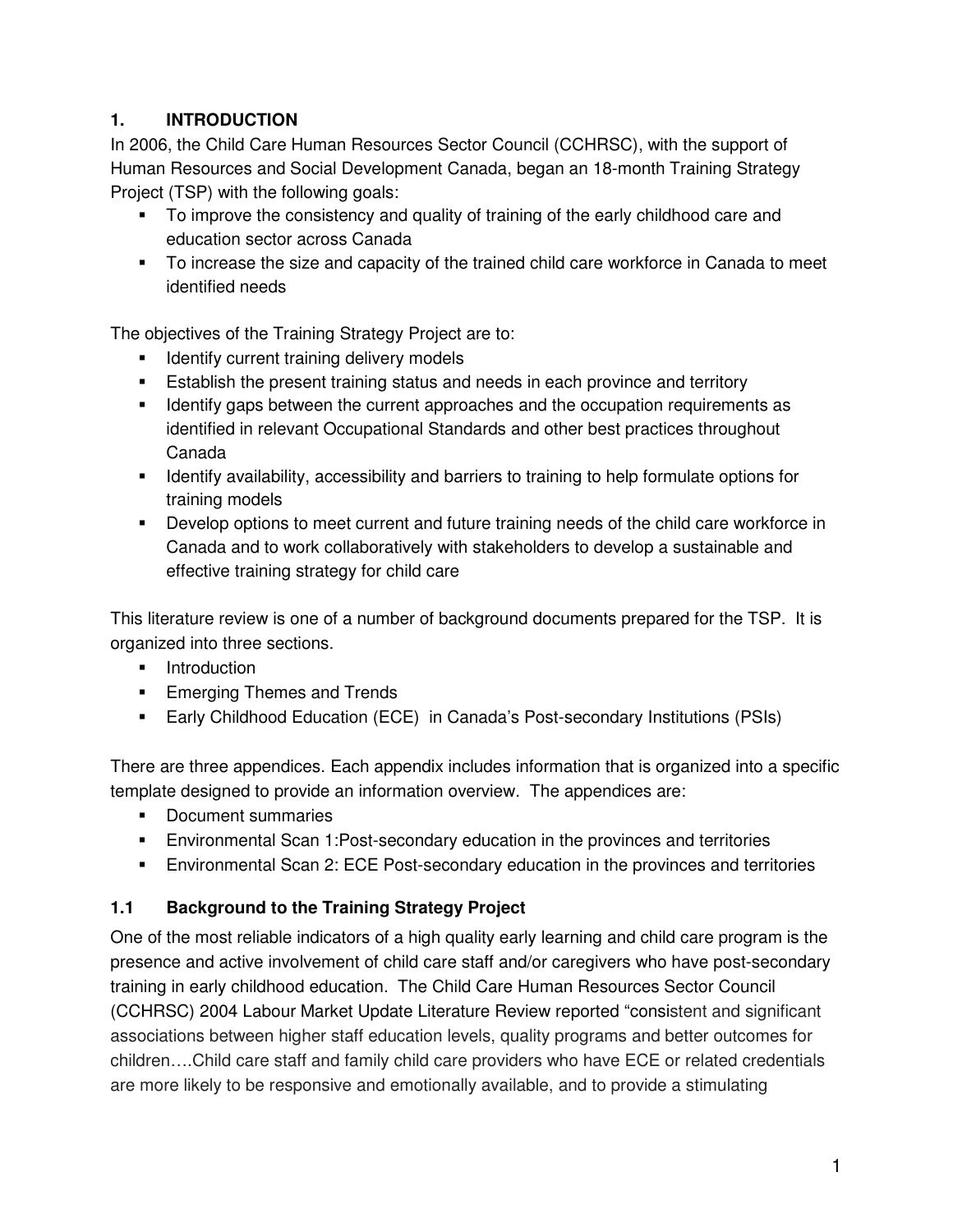## 1. INTRODUCTION

In 2006, the Child Care Human Resources Sector Council (CCHRSC), with the support of Human Resources and Social Development Canada, began an 18-month Training Strategy Project (TSP) with the following goals:

- To improve the consistency and quality of training of the early childhood care and education sector across Canada
- To increase the size and capacity of the trained child care workforce in Canada to meet identified needs

The objectives of the Training Strategy Project are to:

- Identify current training delivery models
- Establish the present training status and needs in each province and territory
- Identify gaps between the current approaches and the occupation requirements as identified in relevant Occupational Standards and other best practices throughout Canada
- Identify availability, accessibility and barriers to training to help formulate options for training models
- Develop options to meet current and future training needs of the child care workforce in Canada and to work collaboratively with stakeholders to develop a sustainable and effective training strategy for child care

This literature review is one of a number of background documents prepared for the TSP. It is organized into three sections.

- Introduction
- Emerging Themes and Trends
- Early Childhood Education (ECE) in Canada's Post-secondary Institutions (PSIs)

There are three appendices. Each appendix includes information that is organized into a specific template designed to provide an information overview. The appendices are:

- Document summaries
- Environmental Scan 1:Post-secondary education in the provinces and territories
- Environmental Scan 2: ECE Post-secondary education in the provinces and territories

### 1.1 Background to the Training Strategy Project

One of the most reliable indicators of a high quality early learning and child care program is the presence and active involvement of child care staff and/or caregivers who have post-secondary training in early childhood education. The Child Care Human Resources Sector Council (CCHRSC) 2004 Labour Market Update Literature Review reported "consistent and significant associations between higher staff education levels, quality programs and better outcomes for children….Child care staff and family child care providers who have ECE or related credentials are more likely to be responsive and emotionally available, and to provide a stimulating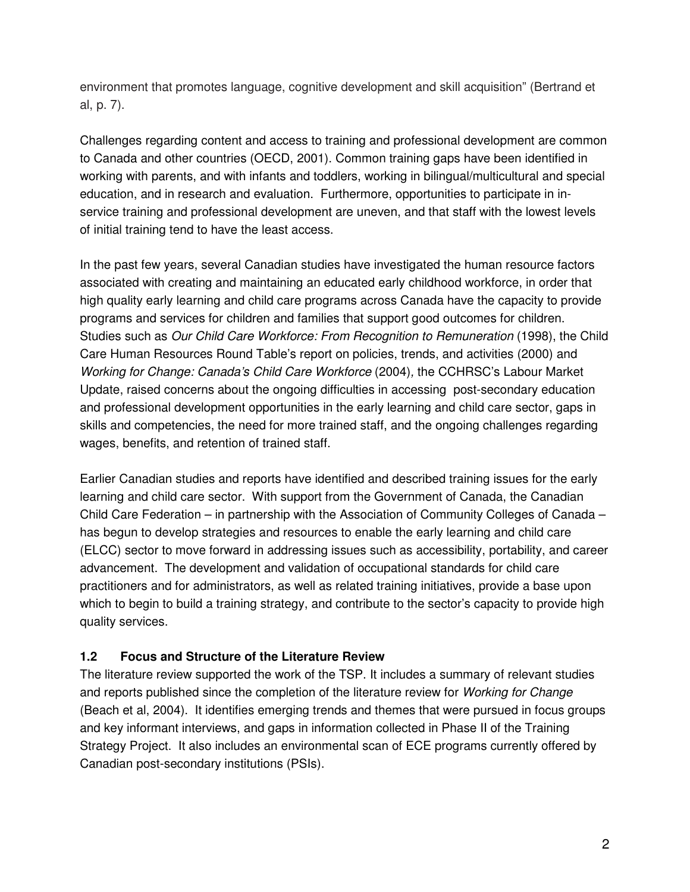environment that promotes language, cognitive development and skill acquisition" (Bertrand et al, p. 7).

Challenges regarding content and access to training and professional development are common to Canada and other countries (OECD, 2001). Common training gaps have been identified in working with parents, and with infants and toddlers, working in bilingual/multicultural and special education, and in research and evaluation. Furthermore, opportunities to participate in in-service training and professional development are uneven, and that staff with the lowest levels of initial training tend to have the least access.

In the past few years, several Canadian studies have investigated the human resource factors associated with creating and maintaining an educated early childhood workforce, in order that high quality early learning and child care programs across Canada have the capacity to provide programs and services for children and families that support good outcomes for children. Studies such as *Our Child Care Workforce: From Recognition to Remuneration* (1998), the Child Care Human Resources Round Table's report on policies, trends, and activities (2000) and *Working for Change: Canada's Child Care Workforce* (2004), the CCHRSC's Labour Market Update, raised concerns about the ongoing difficulties in accessing post-secondary education and professional development opportunities in the early learning and child care sector, gaps in skills and competencies, the need for more trained staff, and the ongoing challenges regarding wages, benefits, and retention of trained staff.

Earlier Canadian studies and reports have identified and described training issues for the early learning and child care sector. With support from the Government of Canada, the Canadian Child Care Federation – in partnership with the Association of Community Colleges of Canada – has begun to develop strategies and resources to enable the early learning and child care (ELCC) sector to move forward in addressing issues such as accessibility, portability, and career advancement. The development and validation of occupational standards for child care practitioners and for administrators, as well as related training initiatives, provide a base upon which to begin to build a training strategy, and contribute to the sector's capacity to provide high quality services.

### 1.2 Focus and Structure of the Literature Review

The literature review supported the work of the TSP. It includes a summary of relevant studies and reports published since the completion of the literature review for *Working for Change* (Beach et al, 2004). It identifies emerging trends and themes that were pursued in focus groups and key informant interviews, and gaps in information collected in Phase II of the Training Strategy Project. It also includes an environmental scan of ECE programs currently offered by Canadian post-secondary institutions (PSIs).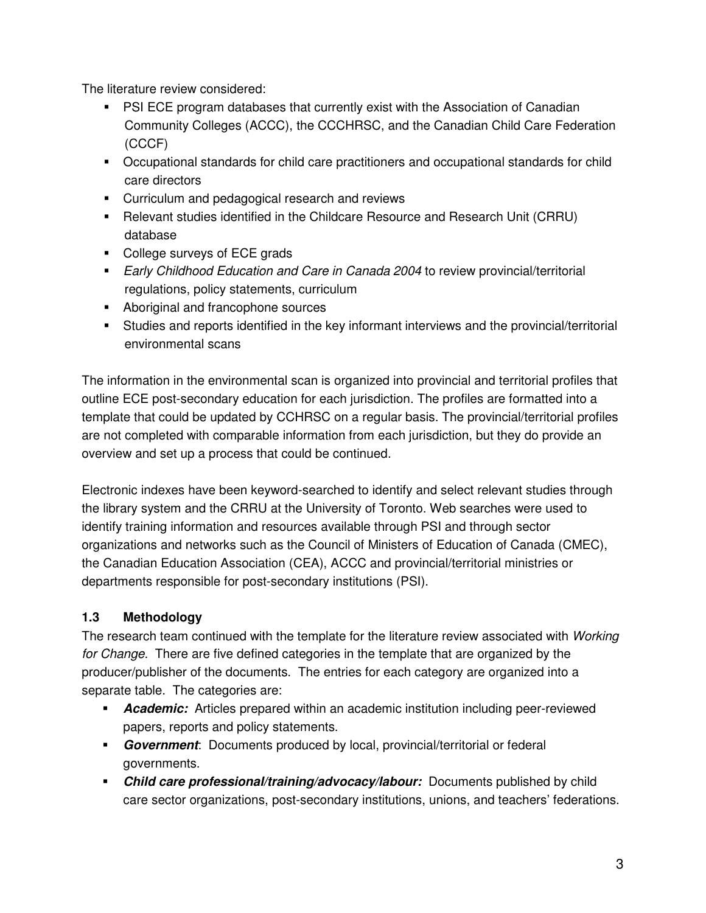The literature review considered:

- PSI ECE program databases that currently exist with the Association of Canadian Community Colleges (ACCC), the CCCHRSC, and the Canadian Child Care Federation (CCCF)
- Occupational standards for child care practitioners and occupational standards for child care directors
- Curriculum and pedagogical research and reviews
- Relevant studies identified in the Childcare Resource and Research Unit (CRRU) database
- College surveys of ECE grads
- *Early Childhood Education and Care in Canada 2004* to review provincial/territorial regulations, policy statements, curriculum
- Aboriginal and francophone sources
- Studies and reports identified in the key informant interviews and the provincial/territorial environmental scans

The information in the environmental scan is organized into provincial and territorial profiles that outline ECE post-secondary education for each jurisdiction. The profiles are formatted into a template that could be updated by CCHRSC on a regular basis. The provincial/territorial profiles are not completed with comparable information from each jurisdiction, but they do provide an overview and set up a process that could be continued.

Electronic indexes have been keyword-searched to identify and select relevant studies through the library system and the CRRU at the University of Toronto. Web searches were used to identify training information and resources available through PSI and through sector organizations and networks such as the Council of Ministers of Education of Canada (CMEC), the Canadian Education Association (CEA), ACCC and provincial/territorial ministries or departments responsible for post-secondary institutions (PSI).

### 1.3 Methodology

The research team continued with the template for the literature review associated with *Working for Change.* There are five defined categories in the template that are organized by the producer/publisher of the documents. The entries for each category are organized into a separate table. The categories are:

- ***Academic:*** Articles prepared within an academic institution including peer-reviewed papers, reports and policy statements.
- ***Government***: Documents produced by local, provincial/territorial or federal governments.
- ***Child care professional/training/advocacy/labour:*** Documents published by child care sector organizations, post-secondary institutions, unions, and teachers' federations.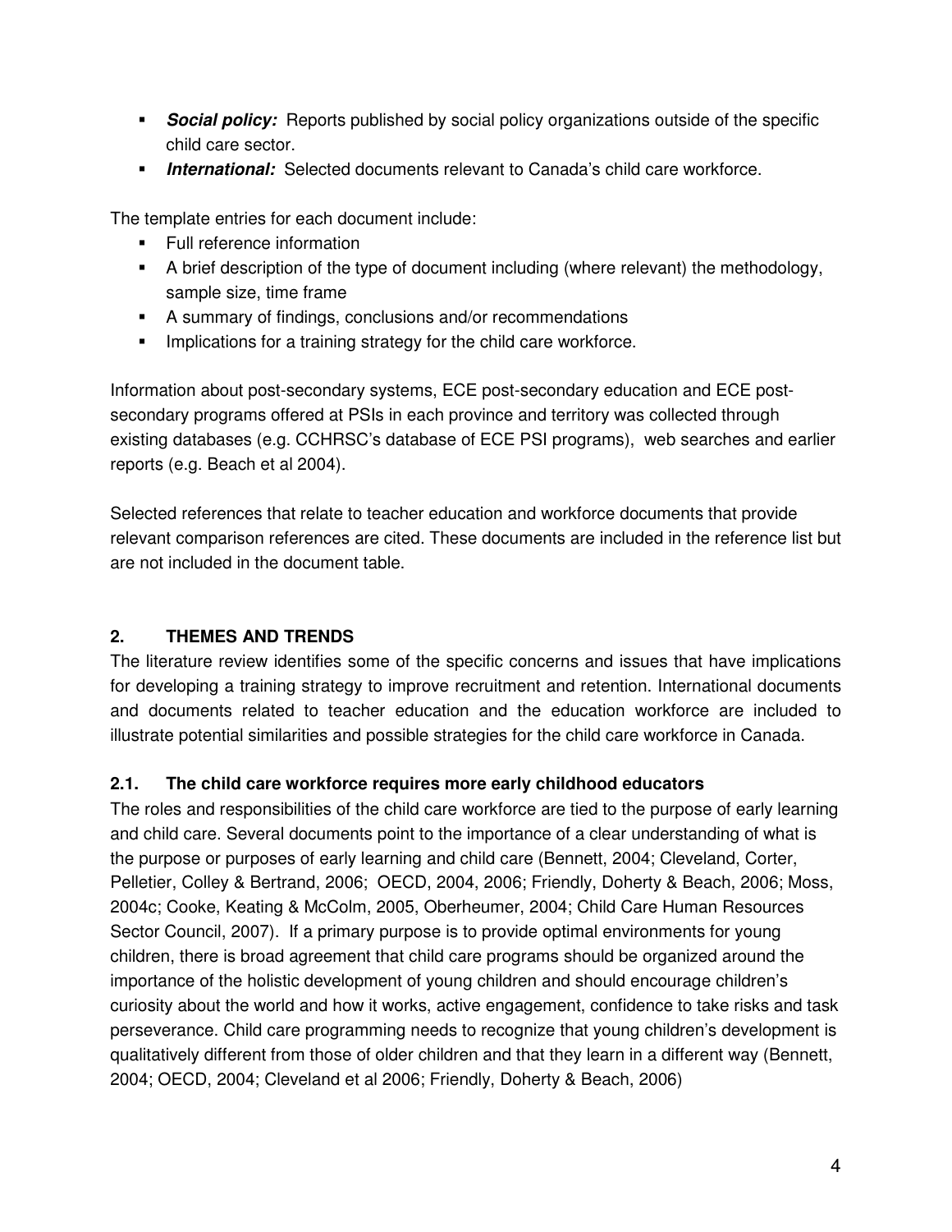- ***Social policy:*** Reports published by social policy organizations outside of the specific child care sector.
- ***International:*** Selected documents relevant to Canada's child care workforce.

The template entries for each document include:

- Full reference information
- A brief description of the type of document including (where relevant) the methodology, sample size, time frame
- A summary of findings, conclusions and/or recommendations
- Implications for a training strategy for the child care workforce.

Information about post-secondary systems, ECE post-secondary education and ECE post-secondary programs offered at PSIs in each province and territory was collected through existing databases (e.g. CCHRSC's database of ECE PSI programs), web searches and earlier reports (e.g. Beach et al 2004).

Selected references that relate to teacher education and workforce documents that provide relevant comparison references are cited. These documents are included in the reference list but are not included in the document table.

## 2. THEMES AND TRENDS

The literature review identifies some of the specific concerns and issues that have implications for developing a training strategy to improve recruitment and retention. International documents and documents related to teacher education and the education workforce are included to illustrate potential similarities and possible strategies for the child care workforce in Canada.

### 2.1. The child care workforce requires more early childhood educators

The roles and responsibilities of the child care workforce are tied to the purpose of early learning and child care. Several documents point to the importance of a clear understanding of what is the purpose or purposes of early learning and child care (Bennett, 2004; Cleveland, Corter, Pelletier, Colley & Bertrand, 2006; OECD, 2004, 2006; Friendly, Doherty & Beach, 2006; Moss, 2004c; Cooke, Keating & McColm, 2005, Oberheumer, 2004; Child Care Human Resources Sector Council, 2007). If a primary purpose is to provide optimal environments for young children, there is broad agreement that child care programs should be organized around the importance of the holistic development of young children and should encourage children's curiosity about the world and how it works, active engagement, confidence to take risks and task perseverance. Child care programming needs to recognize that young children's development is qualitatively different from those of older children and that they learn in a different way (Bennett, 2004; OECD, 2004; Cleveland et al 2006; Friendly, Doherty & Beach, 2006)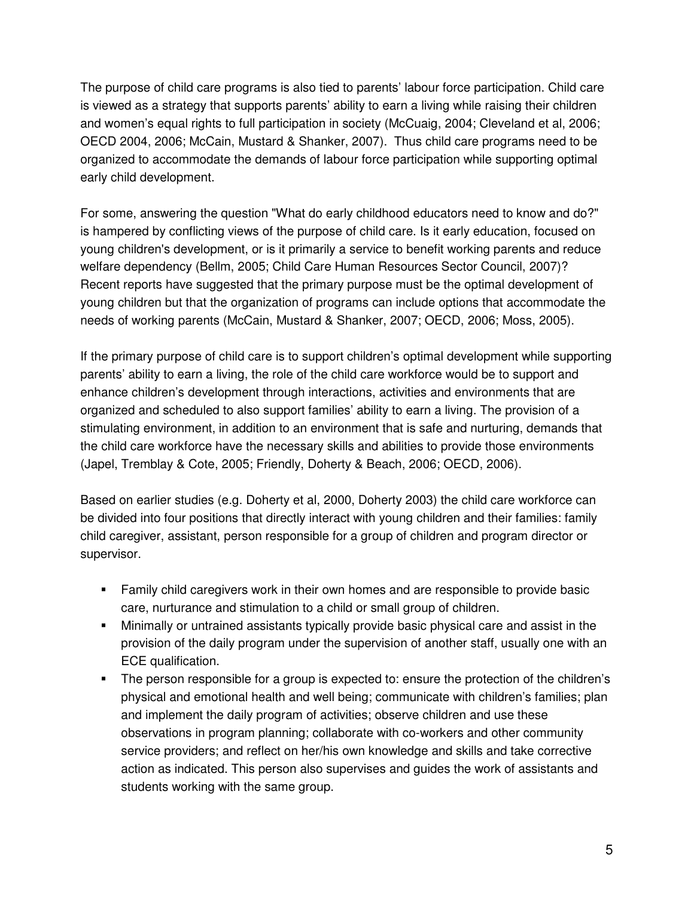The purpose of child care programs is also tied to parents' labour force participation. Child care is viewed as a strategy that supports parents' ability to earn a living while raising their children and women's equal rights to full participation in society (McCuaig, 2004; Cleveland et al, 2006; OECD 2004, 2006; McCain, Mustard & Shanker, 2007). Thus child care programs need to be organized to accommodate the demands of labour force participation while supporting optimal early child development.

For some, answering the question "What do early childhood educators need to know and do?" is hampered by conflicting views of the purpose of child care. Is it early education, focused on young children's development, or is it primarily a service to benefit working parents and reduce welfare dependency (Bellm, 2005; Child Care Human Resources Sector Council, 2007)? Recent reports have suggested that the primary purpose must be the optimal development of young children but that the organization of programs can include options that accommodate the needs of working parents (McCain, Mustard & Shanker, 2007; OECD, 2006; Moss, 2005).

If the primary purpose of child care is to support children's optimal development while supporting parents' ability to earn a living, the role of the child care workforce would be to support and enhance children's development through interactions, activities and environments that are organized and scheduled to also support families' ability to earn a living. The provision of a stimulating environment, in addition to an environment that is safe and nurturing, demands that the child care workforce have the necessary skills and abilities to provide those environments (Japel, Tremblay & Cote, 2005; Friendly, Doherty & Beach, 2006; OECD, 2006).

Based on earlier studies (e.g. Doherty et al, 2000, Doherty 2003) the child care workforce can be divided into four positions that directly interact with young children and their families: family child caregiver, assistant, person responsible for a group of children and program director or supervisor.

- Family child caregivers work in their own homes and are responsible to provide basic care, nurturance and stimulation to a child or small group of children.
- Minimally or untrained assistants typically provide basic physical care and assist in the provision of the daily program under the supervision of another staff, usually one with an ECE qualification.
- The person responsible for a group is expected to: ensure the protection of the children's physical and emotional health and well being; communicate with children's families; plan and implement the daily program of activities; observe children and use these observations in program planning; collaborate with co-workers and other community service providers; and reflect on her/his own knowledge and skills and take corrective action as indicated. This person also supervises and guides the work of assistants and students working with the same group.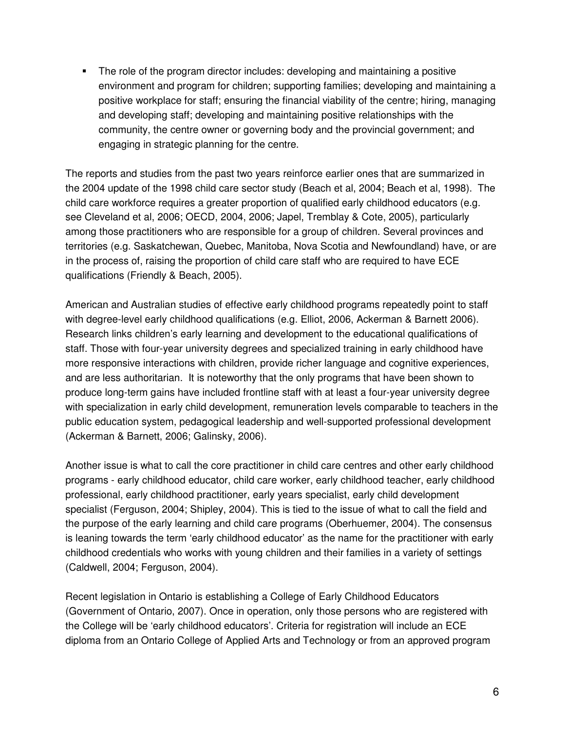- The role of the program director includes: developing and maintaining a positive environment and program for children; supporting families; developing and maintaining a positive workplace for staff; ensuring the financial viability of the centre; hiring, managing and developing staff; developing and maintaining positive relationships with the community, the centre owner or governing body and the provincial government; and engaging in strategic planning for the centre.

The reports and studies from the past two years reinforce earlier ones that are summarized in the 2004 update of the 1998 child care sector study (Beach et al, 2004; Beach et al, 1998). The child care workforce requires a greater proportion of qualified early childhood educators (e.g. see Cleveland et al, 2006; OECD, 2004, 2006; Japel, Tremblay & Cote, 2005), particularly among those practitioners who are responsible for a group of children. Several provinces and territories (e.g. Saskatchewan, Quebec, Manitoba, Nova Scotia and Newfoundland) have, or are in the process of, raising the proportion of child care staff who are required to have ECE qualifications (Friendly & Beach, 2005).

American and Australian studies of effective early childhood programs repeatedly point to staff with degree-level early childhood qualifications (e.g. Elliot, 2006, Ackerman & Barnett 2006). Research links children's early learning and development to the educational qualifications of staff. Those with four-year university degrees and specialized training in early childhood have more responsive interactions with children, provide richer language and cognitive experiences, and are less authoritarian. It is noteworthy that the only programs that have been shown to produce long-term gains have included frontline staff with at least a four-year university degree with specialization in early child development, remuneration levels comparable to teachers in the public education system, pedagogical leadership and well-supported professional development (Ackerman & Barnett, 2006; Galinsky, 2006).

Another issue is what to call the core practitioner in child care centres and other early childhood programs - early childhood educator, child care worker, early childhood teacher, early childhood professional, early childhood practitioner, early years specialist, early child development specialist (Ferguson, 2004; Shipley, 2004). This is tied to the issue of what to call the field and the purpose of the early learning and child care programs (Oberhuemer, 2004). The consensus is leaning towards the term 'early childhood educator' as the name for the practitioner with early childhood credentials who works with young children and their families in a variety of settings (Caldwell, 2004; Ferguson, 2004).

Recent legislation in Ontario is establishing a College of Early Childhood Educators (Government of Ontario, 2007). Once in operation, only those persons who are registered with the College will be 'early childhood educators'. Criteria for registration will include an ECE diploma from an Ontario College of Applied Arts and Technology or from an approved program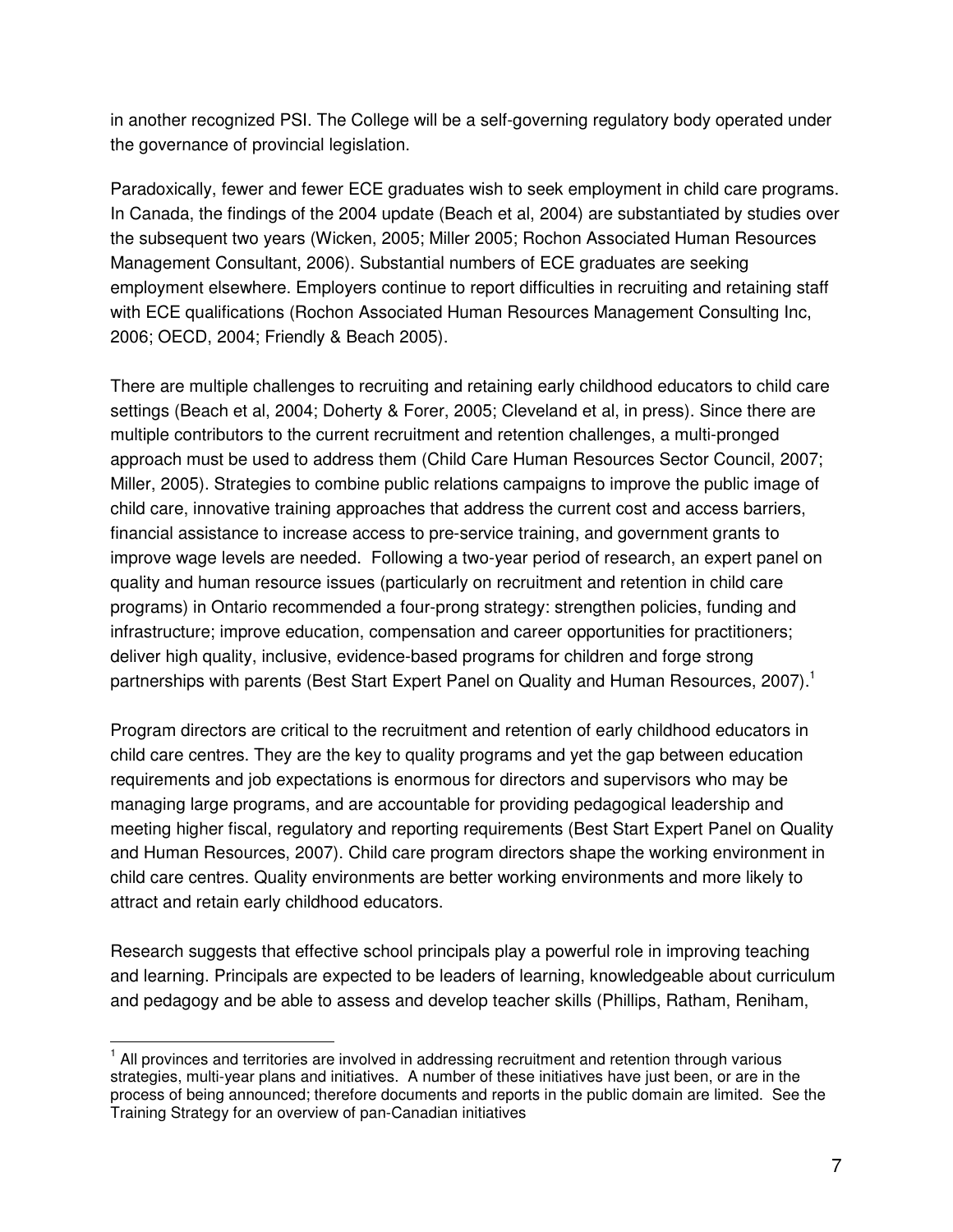in another recognized PSI. The College will be a self-governing regulatory body operated under the governance of provincial legislation.

Paradoxically, fewer and fewer ECE graduates wish to seek employment in child care programs. In Canada, the findings of the 2004 update (Beach et al, 2004) are substantiated by studies over the subsequent two years (Wicken, 2005; Miller 2005; Rochon Associated Human Resources Management Consultant, 2006). Substantial numbers of ECE graduates are seeking employment elsewhere. Employers continue to report difficulties in recruiting and retaining staff with ECE qualifications (Rochon Associated Human Resources Management Consulting Inc, 2006; OECD, 2004; Friendly & Beach 2005).

There are multiple challenges to recruiting and retaining early childhood educators to child care settings (Beach et al, 2004; Doherty & Forer, 2005; Cleveland et al, in press). Since there are multiple contributors to the current recruitment and retention challenges, a multi-pronged approach must be used to address them (Child Care Human Resources Sector Council, 2007; Miller, 2005). Strategies to combine public relations campaigns to improve the public image of child care, innovative training approaches that address the current cost and access barriers, financial assistance to increase access to pre-service training, and government grants to improve wage levels are needed. Following a two-year period of research, an expert panel on quality and human resource issues (particularly on recruitment and retention in child care programs) in Ontario recommended a four-prong strategy: strengthen policies, funding and infrastructure; improve education, compensation and career opportunities for practitioners; deliver high quality, inclusive, evidence-based programs for children and forge strong partnerships with parents (Best Start Expert Panel on Quality and Human Resources, 2007).[1]

Program directors are critical to the recruitment and retention of early childhood educators in child care centres. They are the key to quality programs and yet the gap between education requirements and job expectations is enormous for directors and supervisors who may be managing large programs, and are accountable for providing pedagogical leadership and meeting higher fiscal, regulatory and reporting requirements (Best Start Expert Panel on Quality and Human Resources, 2007). Child care program directors shape the working environment in child care centres. Quality environments are better working environments and more likely to attract and retain early childhood educators.

Research suggests that effective school principals play a powerful role in improving teaching and learning. Principals are expected to be leaders of learning, knowledgeable about curriculum and pedagogy and be able to assess and develop teacher skills (Phillips, Ratham, Reniham,

---

[1] All provinces and territories are involved in addressing recruitment and retention through various strategies, multi-year plans and initiatives. A number of these initiatives have just been, or are in the process of being announced; therefore documents and reports in the public domain are limited. See the Training Strategy for an overview of pan-Canadian initiatives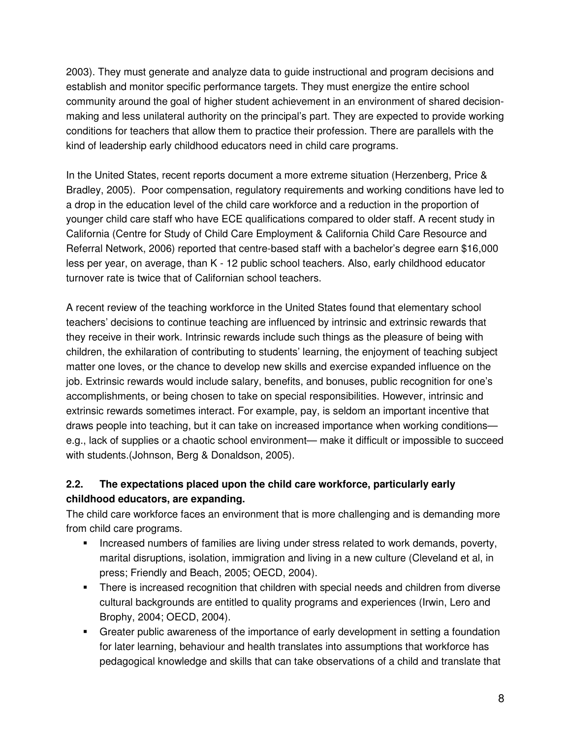2003). They must generate and analyze data to guide instructional and program decisions and establish and monitor specific performance targets. They must energize the entire school community around the goal of higher student achievement in an environment of shared decision-making and less unilateral authority on the principal's part. They are expected to provide working conditions for teachers that allow them to practice their profession. There are parallels with the kind of leadership early childhood educators need in child care programs.

In the United States, recent reports document a more extreme situation (Herzenberg, Price & Bradley, 2005). Poor compensation, regulatory requirements and working conditions have led to a drop in the education level of the child care workforce and a reduction in the proportion of younger child care staff who have ECE qualifications compared to older staff. A recent study in California (Centre for Study of Child Care Employment & California Child Care Resource and Referral Network, 2006) reported that centre-based staff with a bachelor's degree earn $16,000 less per year, on average, than K - 12 public school teachers. Also, early childhood educator turnover rate is twice that of Californian school teachers.

A recent review of the teaching workforce in the United States found that elementary school teachers' decisions to continue teaching are influenced by intrinsic and extrinsic rewards that they receive in their work. Intrinsic rewards include such things as the pleasure of being with children, the exhilaration of contributing to students' learning, the enjoyment of teaching subject matter one loves, or the chance to develop new skills and exercise expanded influence on the job. Extrinsic rewards would include salary, benefits, and bonuses, public recognition for one's accomplishments, or being chosen to take on special responsibilities. However, intrinsic and extrinsic rewards sometimes interact. For example, pay, is seldom an important incentive that draws people into teaching, but it can take on increased importance when working conditions—e.g., lack of supplies or a chaotic school environment— make it difficult or impossible to succeed with students.(Johnson, Berg & Donaldson, 2005).

### 2.2. The expectations placed upon the child care workforce, particularly early childhood educators, are expanding.

The child care workforce faces an environment that is more challenging and is demanding more from child care programs.

- Increased numbers of families are living under stress related to work demands, poverty, marital disruptions, isolation, immigration and living in a new culture (Cleveland et al, in press; Friendly and Beach, 2005; OECD, 2004).
- There is increased recognition that children with special needs and children from diverse cultural backgrounds are entitled to quality programs and experiences (Irwin, Lero and Brophy, 2004; OECD, 2004).
- Greater public awareness of the importance of early development in setting a foundation for later learning, behaviour and health translates into assumptions that workforce has pedagogical knowledge and skills that can take observations of a child and translate that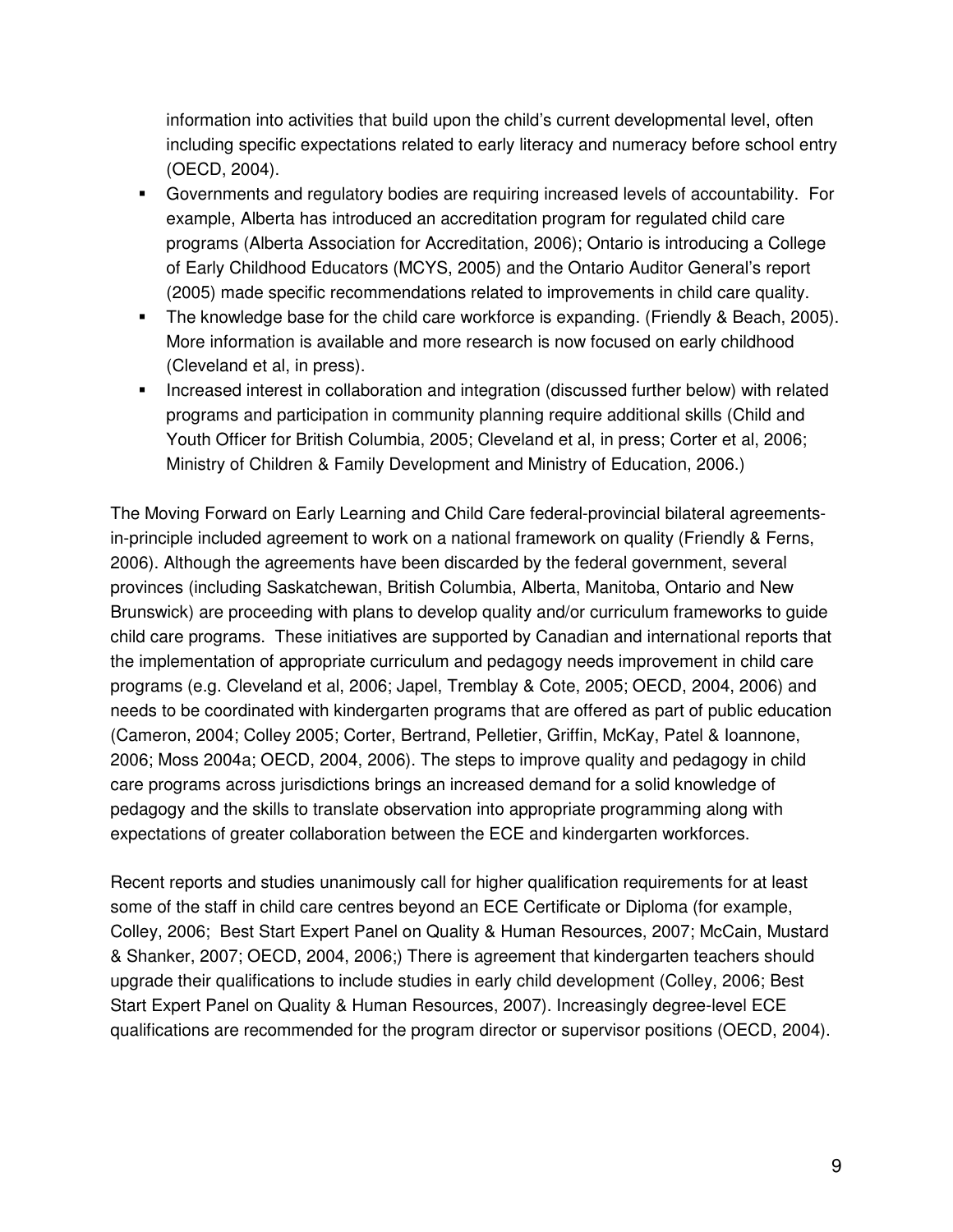information into activities that build upon the child's current developmental level, often including specific expectations related to early literacy and numeracy before school entry (OECD, 2004).

- Governments and regulatory bodies are requiring increased levels of accountability. For example, Alberta has introduced an accreditation program for regulated child care programs (Alberta Association for Accreditation, 2006); Ontario is introducing a College of Early Childhood Educators (MCYS, 2005) and the Ontario Auditor General's report (2005) made specific recommendations related to improvements in child care quality.
- The knowledge base for the child care workforce is expanding. (Friendly & Beach, 2005). More information is available and more research is now focused on early childhood (Cleveland et al, in press).
- Increased interest in collaboration and integration (discussed further below) with related programs and participation in community planning require additional skills (Child and Youth Officer for British Columbia, 2005; Cleveland et al, in press; Corter et al, 2006; Ministry of Children & Family Development and Ministry of Education, 2006.)

The Moving Forward on Early Learning and Child Care federal-provincial bilateral agreements-in-principle included agreement to work on a national framework on quality (Friendly & Ferns, 2006). Although the agreements have been discarded by the federal government, several provinces (including Saskatchewan, British Columbia, Alberta, Manitoba, Ontario and New Brunswick) are proceeding with plans to develop quality and/or curriculum frameworks to guide child care programs. These initiatives are supported by Canadian and international reports that the implementation of appropriate curriculum and pedagogy needs improvement in child care programs (e.g. Cleveland et al, 2006; Japel, Tremblay & Cote, 2005; OECD, 2004, 2006) and needs to be coordinated with kindergarten programs that are offered as part of public education (Cameron, 2004; Colley 2005; Corter, Bertrand, Pelletier, Griffin, McKay, Patel & Ioannone, 2006; Moss 2004a; OECD, 2004, 2006). The steps to improve quality and pedagogy in child care programs across jurisdictions brings an increased demand for a solid knowledge of pedagogy and the skills to translate observation into appropriate programming along with expectations of greater collaboration between the ECE and kindergarten workforces.

Recent reports and studies unanimously call for higher qualification requirements for at least some of the staff in child care centres beyond an ECE Certificate or Diploma (for example, Colley, 2006; Best Start Expert Panel on Quality & Human Resources, 2007; McCain, Mustard & Shanker, 2007; OECD, 2004, 2006;) There is agreement that kindergarten teachers should upgrade their qualifications to include studies in early child development (Colley, 2006; Best Start Expert Panel on Quality & Human Resources, 2007). Increasingly degree-level ECE qualifications are recommended for the program director or supervisor positions (OECD, 2004).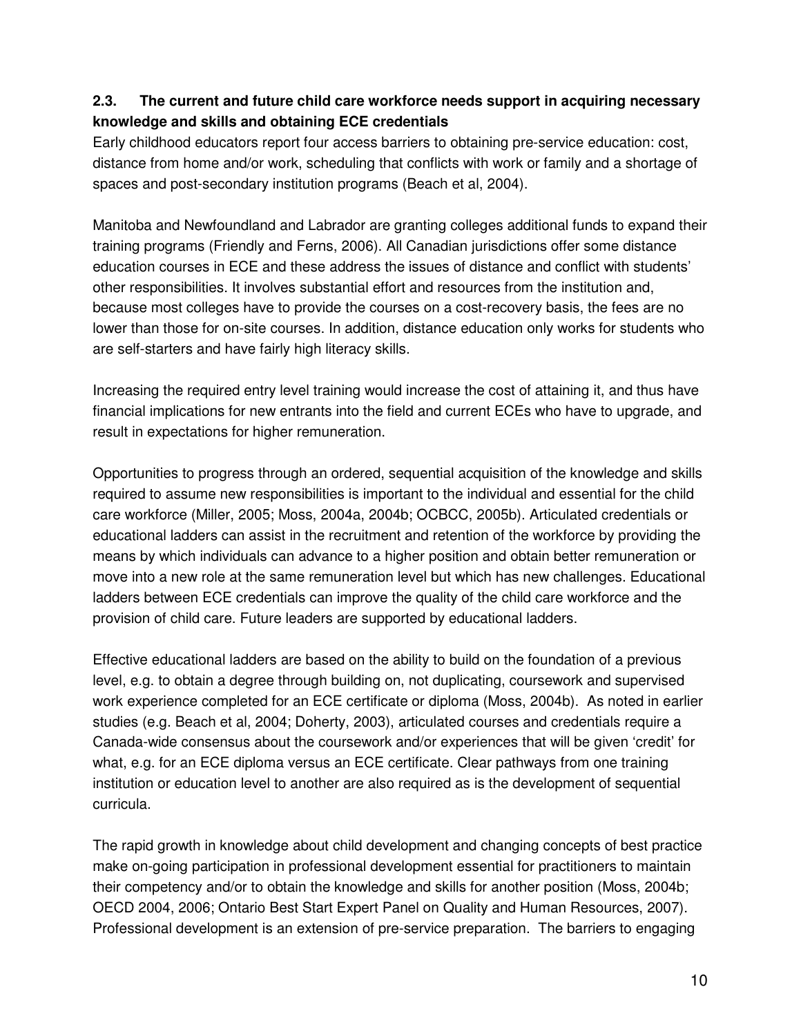### 2.3. The current and future child care workforce needs support in acquiring necessary knowledge and skills and obtaining ECE credentials

Early childhood educators report four access barriers to obtaining pre-service education: cost, distance from home and/or work, scheduling that conflicts with work or family and a shortage of spaces and post-secondary institution programs (Beach et al, 2004).

Manitoba and Newfoundland and Labrador are granting colleges additional funds to expand their training programs (Friendly and Ferns, 2006). All Canadian jurisdictions offer some distance education courses in ECE and these address the issues of distance and conflict with students' other responsibilities. It involves substantial effort and resources from the institution and, because most colleges have to provide the courses on a cost-recovery basis, the fees are no lower than those for on-site courses. In addition, distance education only works for students who are self-starters and have fairly high literacy skills.

Increasing the required entry level training would increase the cost of attaining it, and thus have financial implications for new entrants into the field and current ECEs who have to upgrade, and result in expectations for higher remuneration.

Opportunities to progress through an ordered, sequential acquisition of the knowledge and skills required to assume new responsibilities is important to the individual and essential for the child care workforce (Miller, 2005; Moss, 2004a, 2004b; OCBCC, 2005b). Articulated credentials or educational ladders can assist in the recruitment and retention of the workforce by providing the means by which individuals can advance to a higher position and obtain better remuneration or move into a new role at the same remuneration level but which has new challenges. Educational ladders between ECE credentials can improve the quality of the child care workforce and the provision of child care. Future leaders are supported by educational ladders.

Effective educational ladders are based on the ability to build on the foundation of a previous level, e.g. to obtain a degree through building on, not duplicating, coursework and supervised work experience completed for an ECE certificate or diploma (Moss, 2004b). As noted in earlier studies (e.g. Beach et al, 2004; Doherty, 2003), articulated courses and credentials require a Canada-wide consensus about the coursework and/or experiences that will be given 'credit' for what, e.g. for an ECE diploma versus an ECE certificate. Clear pathways from one training institution or education level to another are also required as is the development of sequential curricula.

The rapid growth in knowledge about child development and changing concepts of best practice make on-going participation in professional development essential for practitioners to maintain their competency and/or to obtain the knowledge and skills for another position (Moss, 2004b; OECD 2004, 2006; Ontario Best Start Expert Panel on Quality and Human Resources, 2007). Professional development is an extension of pre-service preparation. The barriers to engaging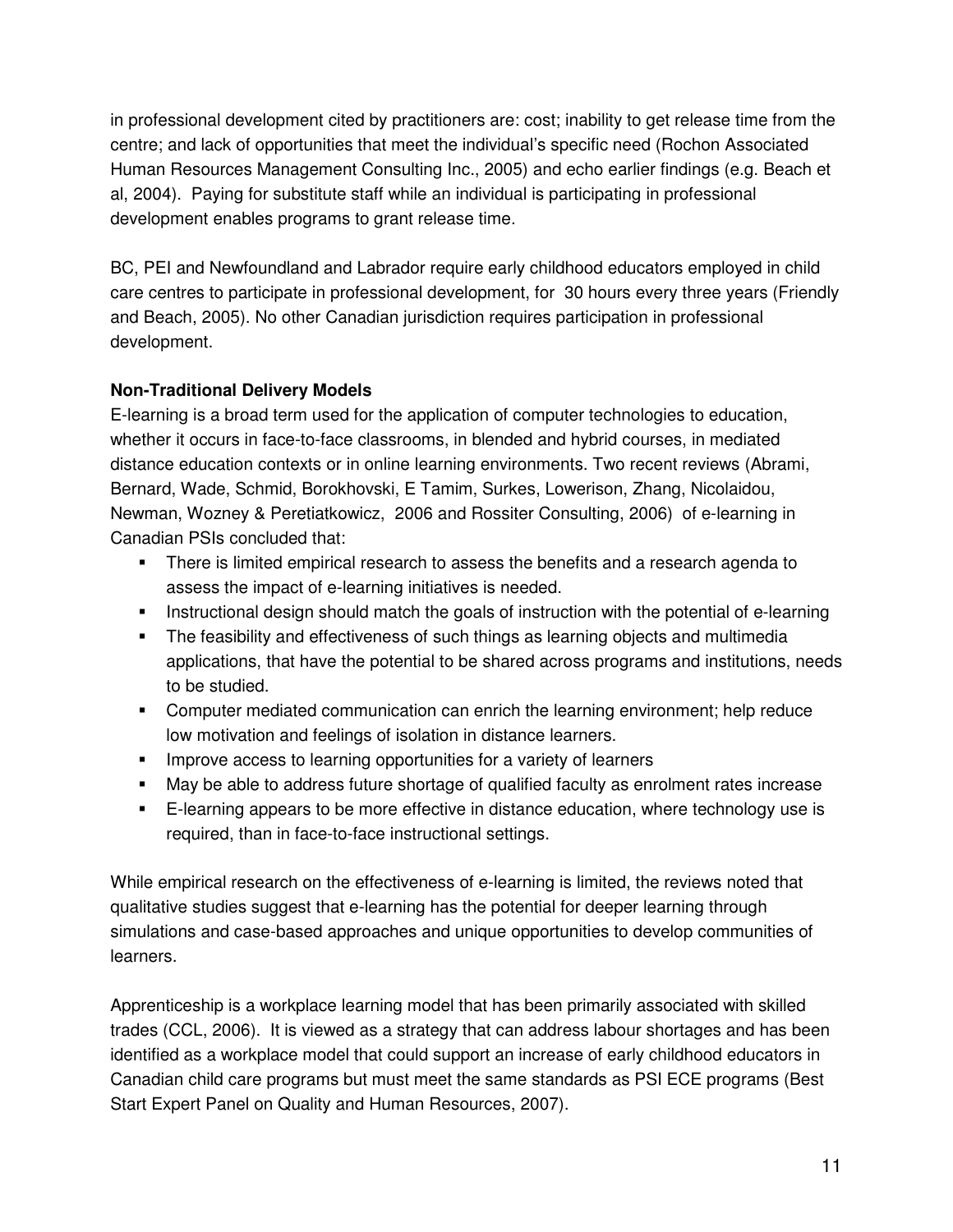in professional development cited by practitioners are: cost; inability to get release time from the centre; and lack of opportunities that meet the individual's specific need (Rochon Associated Human Resources Management Consulting Inc., 2005) and echo earlier findings (e.g. Beach et al, 2004). Paying for substitute staff while an individual is participating in professional development enables programs to grant release time.

BC, PEI and Newfoundland and Labrador require early childhood educators employed in child care centres to participate in professional development, for 30 hours every three years (Friendly and Beach, 2005). No other Canadian jurisdiction requires participation in professional development.

**Non-Traditional Delivery Models**

E-learning is a broad term used for the application of computer technologies to education, whether it occurs in face-to-face classrooms, in blended and hybrid courses, in mediated distance education contexts or in online learning environments. Two recent reviews (Abrami, Bernard, Wade, Schmid, Borokhovski, E Tamim, Surkes, Lowerison, Zhang, Nicolaidou, Newman, Wozney & Peretiatkowicz, 2006 and Rossiter Consulting, 2006) of e-learning in Canadian PSIs concluded that:

- There is limited empirical research to assess the benefits and a research agenda to assess the impact of e-learning initiatives is needed.
- Instructional design should match the goals of instruction with the potential of e-learning
- The feasibility and effectiveness of such things as learning objects and multimedia applications, that have the potential to be shared across programs and institutions, needs to be studied.
- Computer mediated communication can enrich the learning environment; help reduce low motivation and feelings of isolation in distance learners.
- Improve access to learning opportunities for a variety of learners
- May be able to address future shortage of qualified faculty as enrolment rates increase
- E-learning appears to be more effective in distance education, where technology use is required, than in face-to-face instructional settings.

While empirical research on the effectiveness of e-learning is limited, the reviews noted that qualitative studies suggest that e-learning has the potential for deeper learning through simulations and case-based approaches and unique opportunities to develop communities of learners.

Apprenticeship is a workplace learning model that has been primarily associated with skilled trades (CCL, 2006). It is viewed as a strategy that can address labour shortages and has been identified as a workplace model that could support an increase of early childhood educators in Canadian child care programs but must meet the same standards as PSI ECE programs (Best Start Expert Panel on Quality and Human Resources, 2007).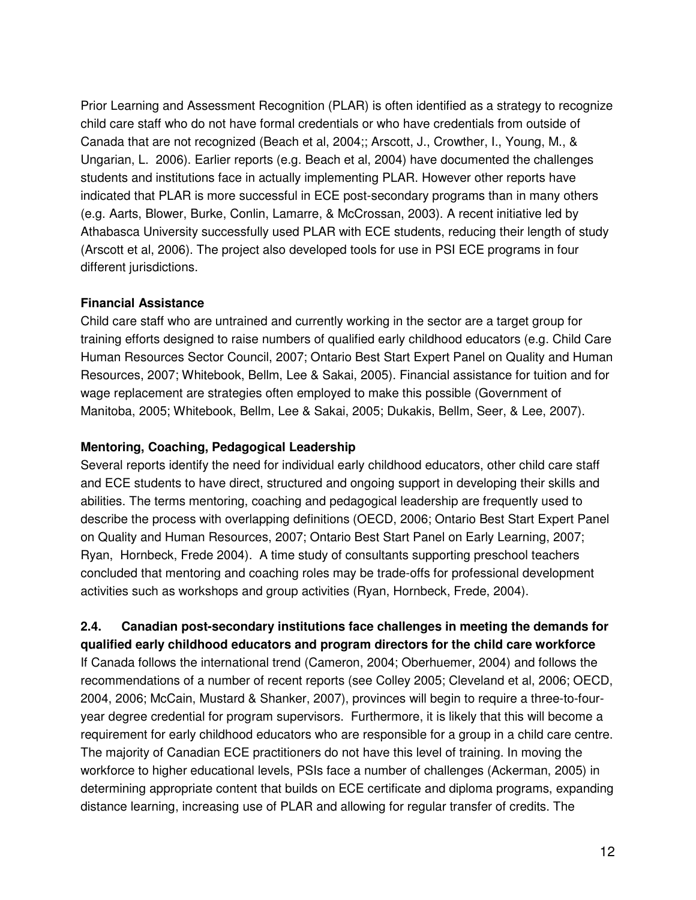Prior Learning and Assessment Recognition (PLAR) is often identified as a strategy to recognize child care staff who do not have formal credentials or who have credentials from outside of Canada that are not recognized (Beach et al, 2004;; Arscott, J., Crowther, I., Young, M., & Ungarian, L. 2006). Earlier reports (e.g. Beach et al, 2004) have documented the challenges students and institutions face in actually implementing PLAR. However other reports have indicated that PLAR is more successful in ECE post-secondary programs than in many others (e.g. Aarts, Blower, Burke, Conlin, Lamarre, & McCrossan, 2003). A recent initiative led by Athabasca University successfully used PLAR with ECE students, reducing their length of study (Arscott et al, 2006). The project also developed tools for use in PSI ECE programs in four different jurisdictions.

**Financial Assistance**

Child care staff who are untrained and currently working in the sector are a target group for training efforts designed to raise numbers of qualified early childhood educators (e.g. Child Care Human Resources Sector Council, 2007; Ontario Best Start Expert Panel on Quality and Human Resources, 2007; Whitebook, Bellm, Lee & Sakai, 2005). Financial assistance for tuition and for wage replacement are strategies often employed to make this possible (Government of Manitoba, 2005; Whitebook, Bellm, Lee & Sakai, 2005; Dukakis, Bellm, Seer, & Lee, 2007).

**Mentoring, Coaching, Pedagogical Leadership**

Several reports identify the need for individual early childhood educators, other child care staff and ECE students to have direct, structured and ongoing support in developing their skills and abilities. The terms mentoring, coaching and pedagogical leadership are frequently used to describe the process with overlapping definitions (OECD, 2006; Ontario Best Start Expert Panel on Quality and Human Resources, 2007; Ontario Best Start Panel on Early Learning, 2007; Ryan, Hornbeck, Frede 2004). A time study of consultants supporting preschool teachers concluded that mentoring and coaching roles may be trade-offs for professional development activities such as workshops and group activities (Ryan, Hornbeck, Frede, 2004).

### 2.4. Canadian post-secondary institutions face challenges in meeting the demands for qualified early childhood educators and program directors for the child care workforce

If Canada follows the international trend (Cameron, 2004; Oberhuemer, 2004) and follows the recommendations of a number of recent reports (see Colley 2005; Cleveland et al, 2006; OECD, 2004, 2006; McCain, Mustard & Shanker, 2007), provinces will begin to require a three-to-four-year degree credential for program supervisors. Furthermore, it is likely that this will become a requirement for early childhood educators who are responsible for a group in a child care centre. The majority of Canadian ECE practitioners do not have this level of training. In moving the workforce to higher educational levels, PSIs face a number of challenges (Ackerman, 2005) in determining appropriate content that builds on ECE certificate and diploma programs, expanding distance learning, increasing use of PLAR and allowing for regular transfer of credits. The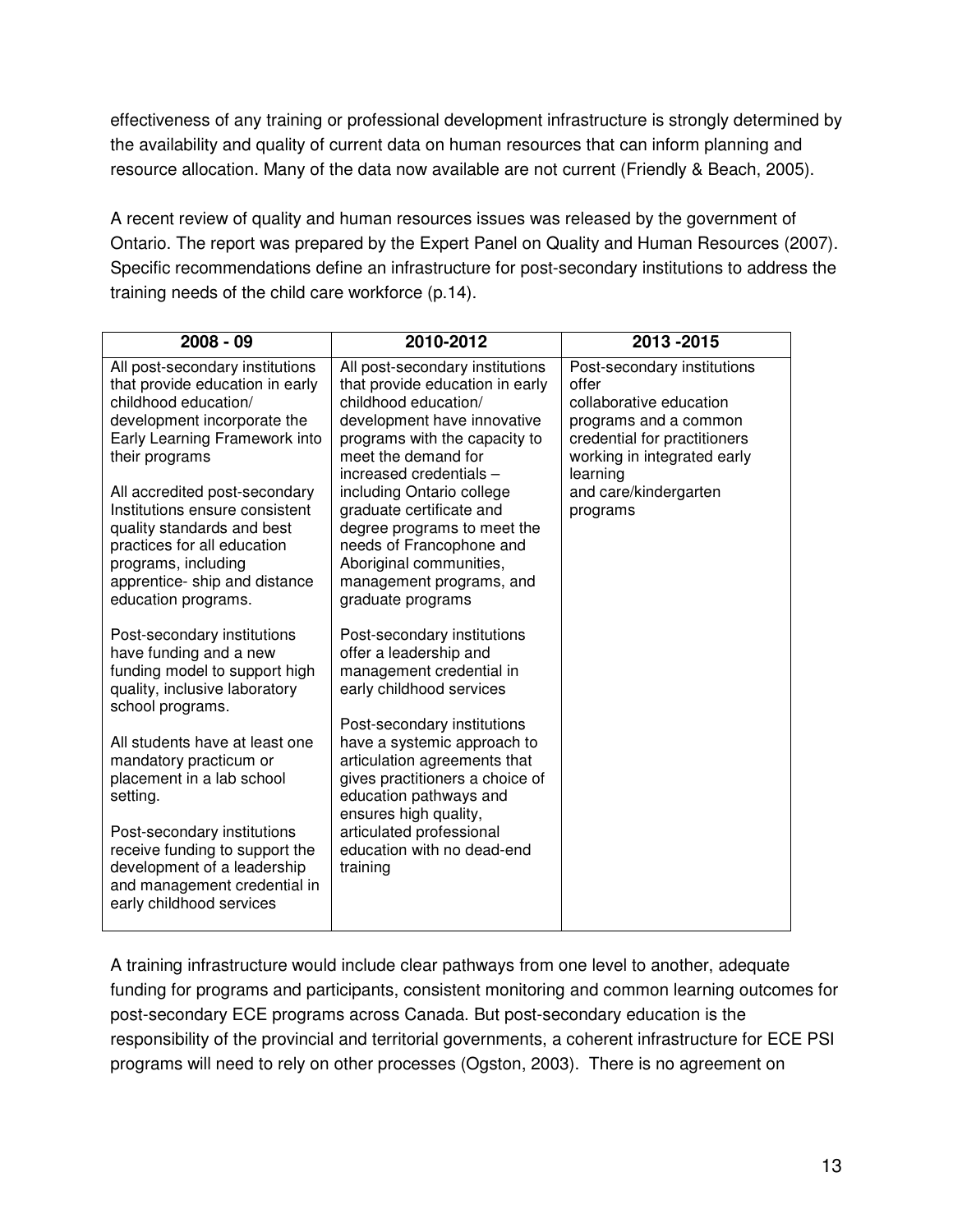effectiveness of any training or professional development infrastructure is strongly determined by the availability and quality of current data on human resources that can inform planning and resource allocation. Many of the data now available are not current (Friendly & Beach, 2005).

A recent review of quality and human resources issues was released by the government of Ontario. The report was prepared by the Expert Panel on Quality and Human Resources (2007). Specific recommendations define an infrastructure for post-secondary institutions to address the training needs of the child care workforce (p.14).

| 2008 - 09 | 2010-2012 | 2013 -2015 |
|---|---|---|
| All post-secondary institutions that provide education in early childhood education/ development incorporate the Early Learning Framework into their programs<br><br>All accredited post-secondary Institutions ensure consistent quality standards and best practices for all education programs, including apprentice- ship and distance education programs.<br><br>Post-secondary institutions have funding and a new funding model to support high quality, inclusive laboratory school programs.<br><br>All students have at least one mandatory practicum or placement in a lab school setting.<br><br>Post-secondary institutions receive funding to support the development of a leadership and management credential in early childhood services | All post-secondary institutions that provide education in early childhood education/ development have innovative programs with the capacity to meet the demand for increased credentials – including Ontario college graduate certificate and degree programs to meet the needs of Francophone and Aboriginal communities, management programs, and graduate programs<br><br>Post-secondary institutions offer a leadership and management credential in early childhood services<br><br>Post-secondary institutions have a systemic approach to articulation agreements that gives practitioners a choice of education pathways and ensures high quality, articulated professional education with no dead-end training | Post-secondary institutions offer collaborative education programs and a common credential for practitioners working in integrated early learning and care/kindergarten programs |

A training infrastructure would include clear pathways from one level to another, adequate funding for programs and participants, consistent monitoring and common learning outcomes for post-secondary ECE programs across Canada. But post-secondary education is the responsibility of the provincial and territorial governments, a coherent infrastructure for ECE PSI programs will need to rely on other processes (Ogston, 2003). There is no agreement on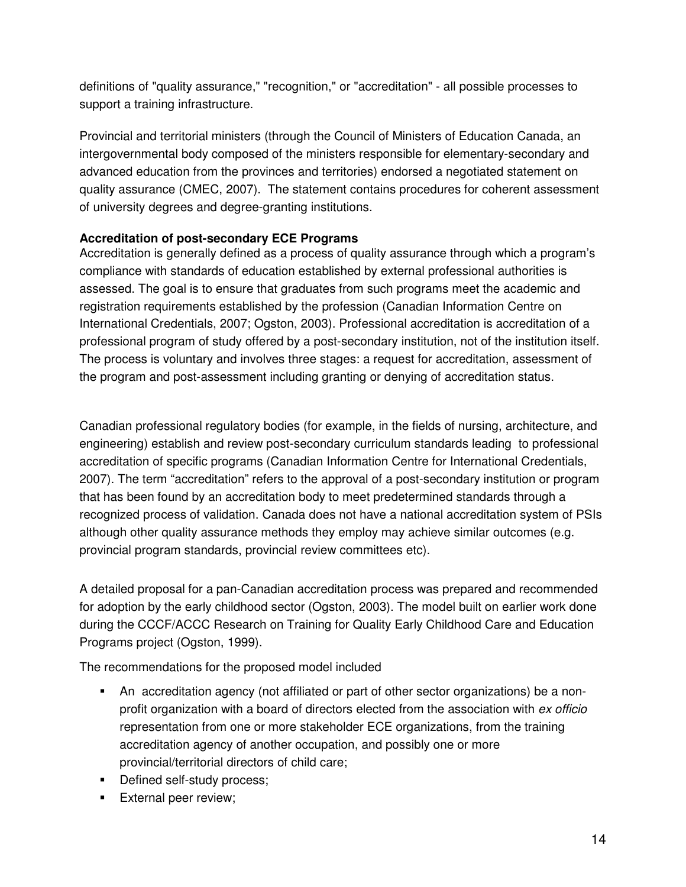definitions of "quality assurance," "recognition," or "accreditation" - all possible processes to support a training infrastructure.

Provincial and territorial ministers (through the Council of Ministers of Education Canada, an intergovernmental body composed of the ministers responsible for elementary-secondary and advanced education from the provinces and territories) endorsed a negotiated statement on quality assurance (CMEC, 2007). The statement contains procedures for coherent assessment of university degrees and degree-granting institutions.

**Accreditation of post-secondary ECE Programs**

Accreditation is generally defined as a process of quality assurance through which a program's compliance with standards of education established by external professional authorities is assessed. The goal is to ensure that graduates from such programs meet the academic and registration requirements established by the profession (Canadian Information Centre on International Credentials, 2007; Ogston, 2003). Professional accreditation is accreditation of a professional program of study offered by a post-secondary institution, not of the institution itself. The process is voluntary and involves three stages: a request for accreditation, assessment of the program and post-assessment including granting or denying of accreditation status.

Canadian professional regulatory bodies (for example, in the fields of nursing, architecture, and engineering) establish and review post-secondary curriculum standards leading to professional accreditation of specific programs (Canadian Information Centre for International Credentials, 2007). The term "accreditation" refers to the approval of a post-secondary institution or program that has been found by an accreditation body to meet predetermined standards through a recognized process of validation. Canada does not have a national accreditation system of PSIs although other quality assurance methods they employ may achieve similar outcomes (e.g. provincial program standards, provincial review committees etc).

A detailed proposal for a pan-Canadian accreditation process was prepared and recommended for adoption by the early childhood sector (Ogston, 2003). The model built on earlier work done during the CCCF/ACCC Research on Training for Quality Early Childhood Care and Education Programs project (Ogston, 1999).

The recommendations for the proposed model included

- An accreditation agency (not affiliated or part of other sector organizations) be a non-profit organization with a board of directors elected from the association with *ex officio* representation from one or more stakeholder ECE organizations, from the training accreditation agency of another occupation, and possibly one or more provincial/territorial directors of child care;
- Defined self-study process;
- External peer review;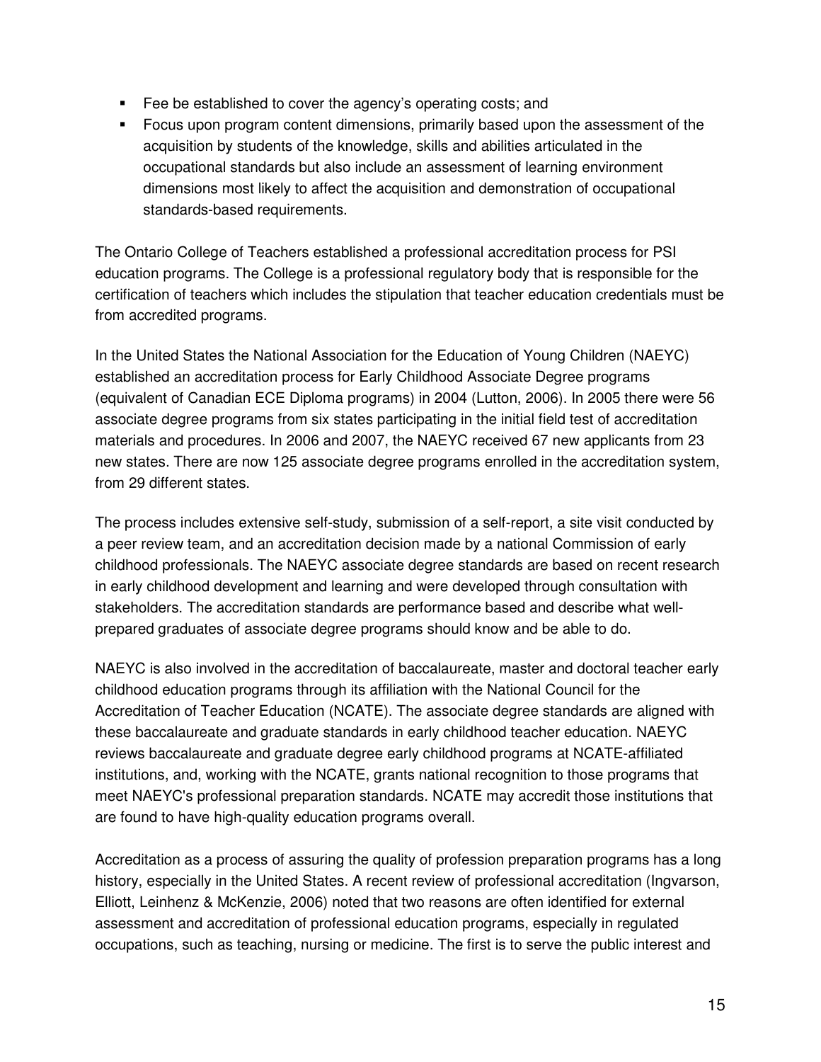- Fee be established to cover the agency's operating costs; and
- Focus upon program content dimensions, primarily based upon the assessment of the acquisition by students of the knowledge, skills and abilities articulated in the occupational standards but also include an assessment of learning environment dimensions most likely to affect the acquisition and demonstration of occupational standards-based requirements.

The Ontario College of Teachers established a professional accreditation process for PSI education programs. The College is a professional regulatory body that is responsible for the certification of teachers which includes the stipulation that teacher education credentials must be from accredited programs.

In the United States the National Association for the Education of Young Children (NAEYC) established an accreditation process for Early Childhood Associate Degree programs (equivalent of Canadian ECE Diploma programs) in 2004 (Lutton, 2006). In 2005 there were 56 associate degree programs from six states participating in the initial field test of accreditation materials and procedures. In 2006 and 2007, the NAEYC received 67 new applicants from 23 new states. There are now 125 associate degree programs enrolled in the accreditation system, from 29 different states.

The process includes extensive self-study, submission of a self-report, a site visit conducted by a peer review team, and an accreditation decision made by a national Commission of early childhood professionals. The NAEYC associate degree standards are based on recent research in early childhood development and learning and were developed through consultation with stakeholders. The accreditation standards are performance based and describe what well-prepared graduates of associate degree programs should know and be able to do.

NAEYC is also involved in the accreditation of baccalaureate, master and doctoral teacher early childhood education programs through its affiliation with the National Council for the Accreditation of Teacher Education (NCATE). The associate degree standards are aligned with these baccalaureate and graduate standards in early childhood teacher education. NAEYC reviews baccalaureate and graduate degree early childhood programs at NCATE-affiliated institutions, and, working with the NCATE, grants national recognition to those programs that meet NAEYC's professional preparation standards. NCATE may accredit those institutions that are found to have high-quality education programs overall.

Accreditation as a process of assuring the quality of profession preparation programs has a long history, especially in the United States. A recent review of professional accreditation (Ingvarson, Elliott, Leinhenz & McKenzie, 2006) noted that two reasons are often identified for external assessment and accreditation of professional education programs, especially in regulated occupations, such as teaching, nursing or medicine. The first is to serve the public interest and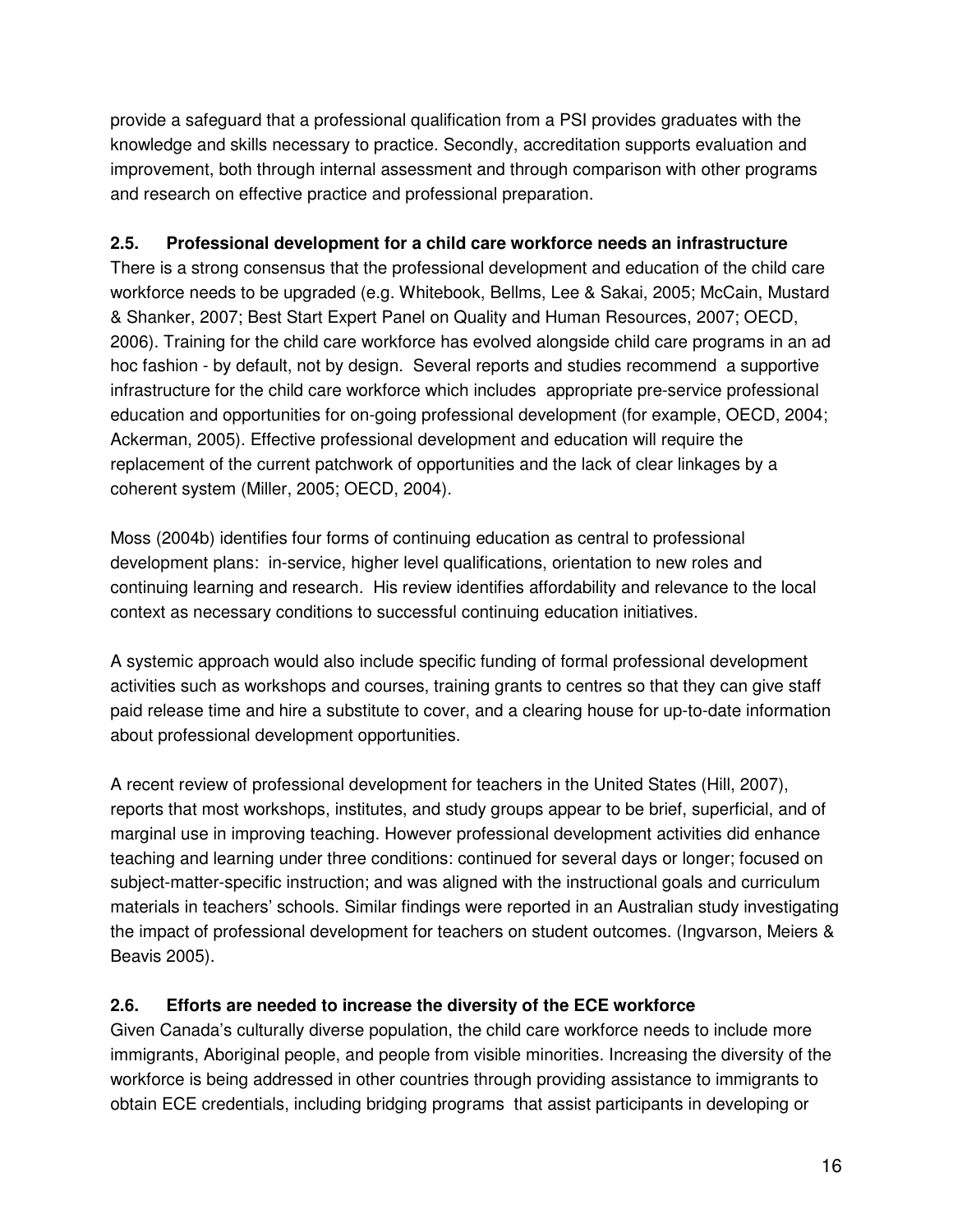provide a safeguard that a professional qualification from a PSI provides graduates with the knowledge and skills necessary to practice. Secondly, accreditation supports evaluation and improvement, both through internal assessment and through comparison with other programs and research on effective practice and professional preparation.

### 2.5. Professional development for a child care workforce needs an infrastructure

There is a strong consensus that the professional development and education of the child care workforce needs to be upgraded (e.g. Whitebook, Bellms, Lee & Sakai, 2005; McCain, Mustard & Shanker, 2007; Best Start Expert Panel on Quality and Human Resources, 2007; OECD, 2006). Training for the child care workforce has evolved alongside child care programs in an ad hoc fashion - by default, not by design. Several reports and studies recommend a supportive infrastructure for the child care workforce which includes appropriate pre-service professional education and opportunities for on-going professional development (for example, OECD, 2004; Ackerman, 2005). Effective professional development and education will require the replacement of the current patchwork of opportunities and the lack of clear linkages by a coherent system (Miller, 2005; OECD, 2004).

Moss (2004b) identifies four forms of continuing education as central to professional development plans: in-service, higher level qualifications, orientation to new roles and continuing learning and research. His review identifies affordability and relevance to the local context as necessary conditions to successful continuing education initiatives.

A systemic approach would also include specific funding of formal professional development activities such as workshops and courses, training grants to centres so that they can give staff paid release time and hire a substitute to cover, and a clearing house for up-to-date information about professional development opportunities.

A recent review of professional development for teachers in the United States (Hill, 2007), reports that most workshops, institutes, and study groups appear to be brief, superficial, and of marginal use in improving teaching. However professional development activities did enhance teaching and learning under three conditions: continued for several days or longer; focused on subject-matter-specific instruction; and was aligned with the instructional goals and curriculum materials in teachers' schools. Similar findings were reported in an Australian study investigating the impact of professional development for teachers on student outcomes. (Ingvarson, Meiers & Beavis 2005).

### 2.6. Efforts are needed to increase the diversity of the ECE workforce

Given Canada's culturally diverse population, the child care workforce needs to include more immigrants, Aboriginal people, and people from visible minorities. Increasing the diversity of the workforce is being addressed in other countries through providing assistance to immigrants to obtain ECE credentials, including bridging programs that assist participants in developing or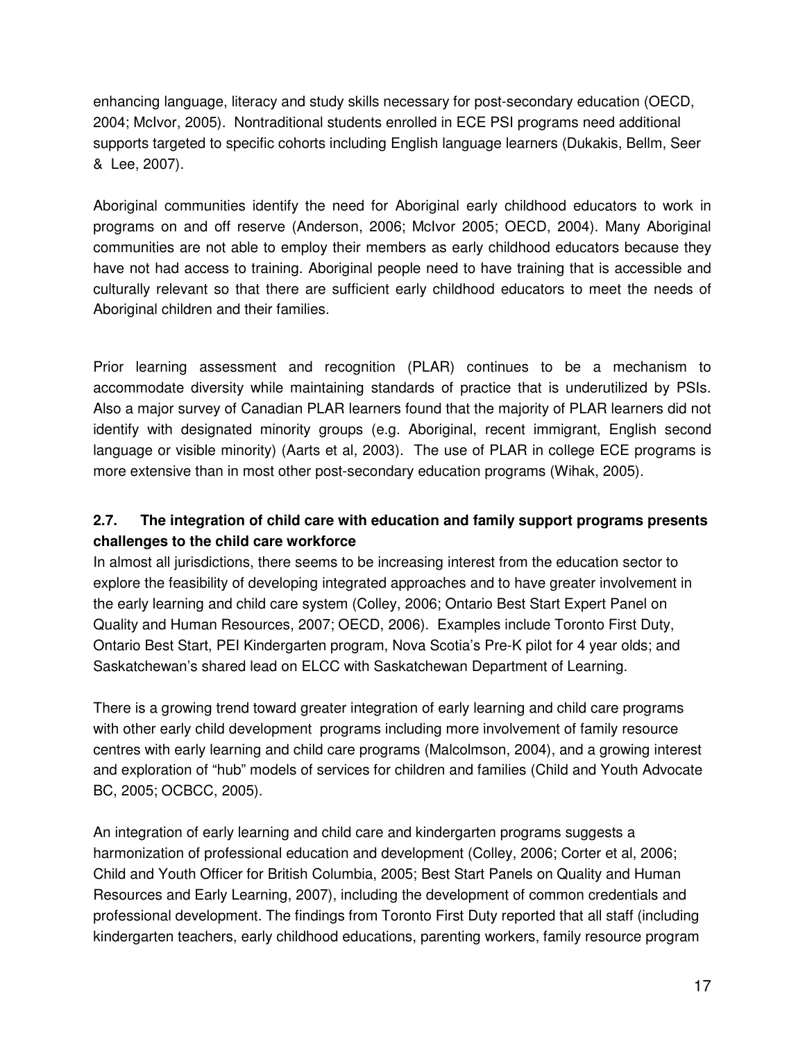enhancing language, literacy and study skills necessary for post-secondary education (OECD, 2004; McIvor, 2005). Nontraditional students enrolled in ECE PSI programs need additional supports targeted to specific cohorts including English language learners (Dukakis, Bellm, Seer & Lee, 2007).

Aboriginal communities identify the need for Aboriginal early childhood educators to work in programs on and off reserve (Anderson, 2006; McIvor 2005; OECD, 2004). Many Aboriginal communities are not able to employ their members as early childhood educators because they have not had access to training. Aboriginal people need to have training that is accessible and culturally relevant so that there are sufficient early childhood educators to meet the needs of Aboriginal children and their families.

Prior learning assessment and recognition (PLAR) continues to be a mechanism to accommodate diversity while maintaining standards of practice that is underutilized by PSIs. Also a major survey of Canadian PLAR learners found that the majority of PLAR learners did not identify with designated minority groups (e.g. Aboriginal, recent immigrant, English second language or visible minority) (Aarts et al, 2003). The use of PLAR in college ECE programs is more extensive than in most other post-secondary education programs (Wihak, 2005).

### 2.7. The integration of child care with education and family support programs presents challenges to the child care workforce

In almost all jurisdictions, there seems to be increasing interest from the education sector to explore the feasibility of developing integrated approaches and to have greater involvement in the early learning and child care system (Colley, 2006; Ontario Best Start Expert Panel on Quality and Human Resources, 2007; OECD, 2006). Examples include Toronto First Duty, Ontario Best Start, PEI Kindergarten program, Nova Scotia's Pre-K pilot for 4 year olds; and Saskatchewan's shared lead on ELCC with Saskatchewan Department of Learning.

There is a growing trend toward greater integration of early learning and child care programs with other early child development programs including more involvement of family resource centres with early learning and child care programs (Malcolmson, 2004), and a growing interest and exploration of "hub" models of services for children and families (Child and Youth Advocate BC, 2005; OCBCC, 2005).

An integration of early learning and child care and kindergarten programs suggests a harmonization of professional education and development (Colley, 2006; Corter et al, 2006; Child and Youth Officer for British Columbia, 2005; Best Start Panels on Quality and Human Resources and Early Learning, 2007), including the development of common credentials and professional development. The findings from Toronto First Duty reported that all staff (including kindergarten teachers, early childhood educations, parenting workers, family resource program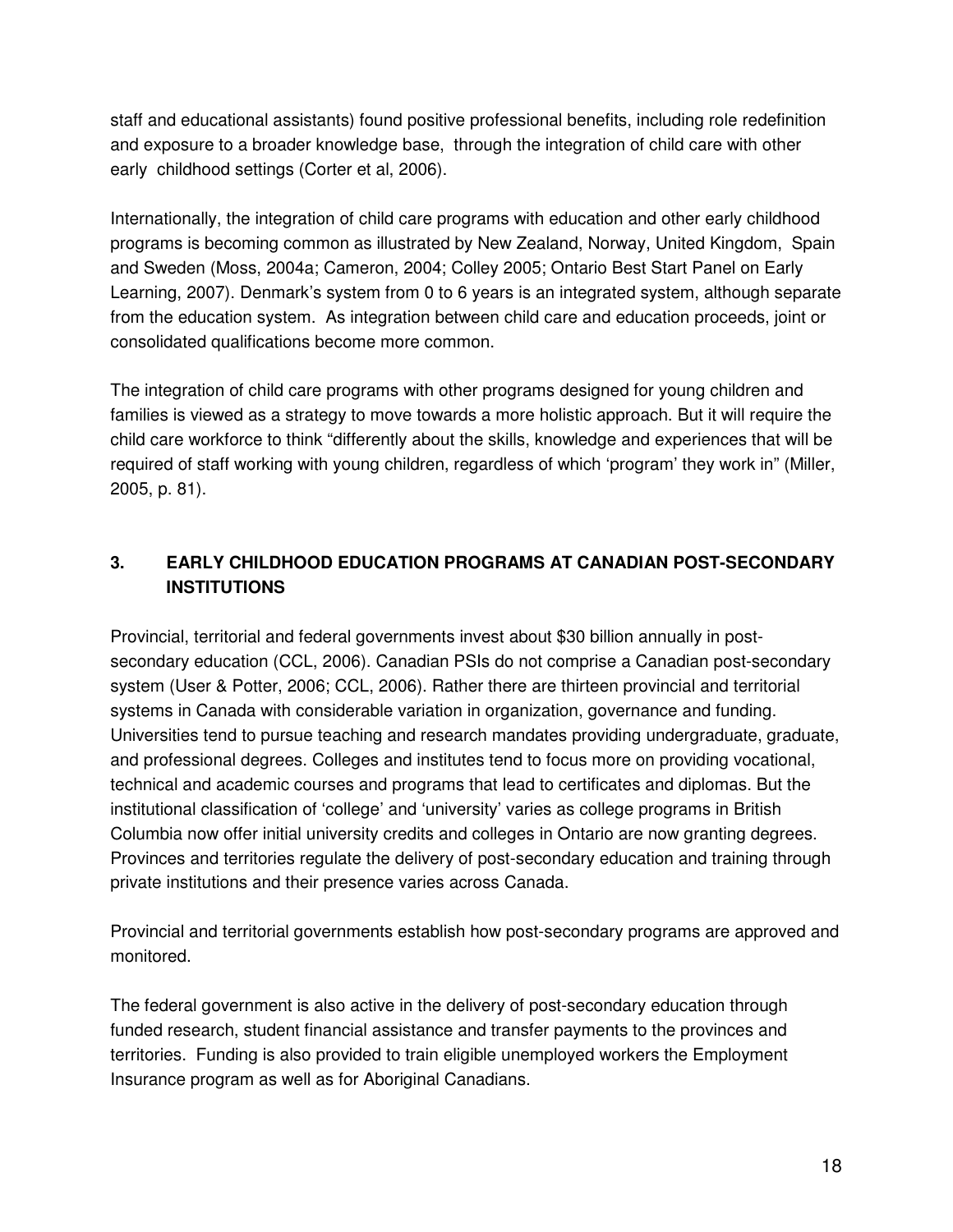staff and educational assistants) found positive professional benefits, including role redefinition and exposure to a broader knowledge base, through the integration of child care with other early childhood settings (Corter et al, 2006).

Internationally, the integration of child care programs with education and other early childhood programs is becoming common as illustrated by New Zealand, Norway, United Kingdom, Spain and Sweden (Moss, 2004a; Cameron, 2004; Colley 2005; Ontario Best Start Panel on Early Learning, 2007). Denmark's system from 0 to 6 years is an integrated system, although separate from the education system. As integration between child care and education proceeds, joint or consolidated qualifications become more common.

The integration of child care programs with other programs designed for young children and families is viewed as a strategy to move towards a more holistic approach. But it will require the child care workforce to think "differently about the skills, knowledge and experiences that will be required of staff working with young children, regardless of which 'program' they work in" (Miller, 2005, p. 81).

## 3. EARLY CHILDHOOD EDUCATION PROGRAMS AT CANADIAN POST-SECONDARY INSTITUTIONS

Provincial, territorial and federal governments invest about $30 billion annually in post-secondary education (CCL, 2006). Canadian PSIs do not comprise a Canadian post-secondary system (User & Potter, 2006; CCL, 2006). Rather there are thirteen provincial and territorial systems in Canada with considerable variation in organization, governance and funding. Universities tend to pursue teaching and research mandates providing undergraduate, graduate, and professional degrees. Colleges and institutes tend to focus more on providing vocational, technical and academic courses and programs that lead to certificates and diplomas. But the institutional classification of 'college' and 'university' varies as college programs in British Columbia now offer initial university credits and colleges in Ontario are now granting degrees. Provinces and territories regulate the delivery of post-secondary education and training through private institutions and their presence varies across Canada.

Provincial and territorial governments establish how post-secondary programs are approved and monitored.

The federal government is also active in the delivery of post-secondary education through funded research, student financial assistance and transfer payments to the provinces and territories. Funding is also provided to train eligible unemployed workers the Employment Insurance program as well as for Aboriginal Canadians.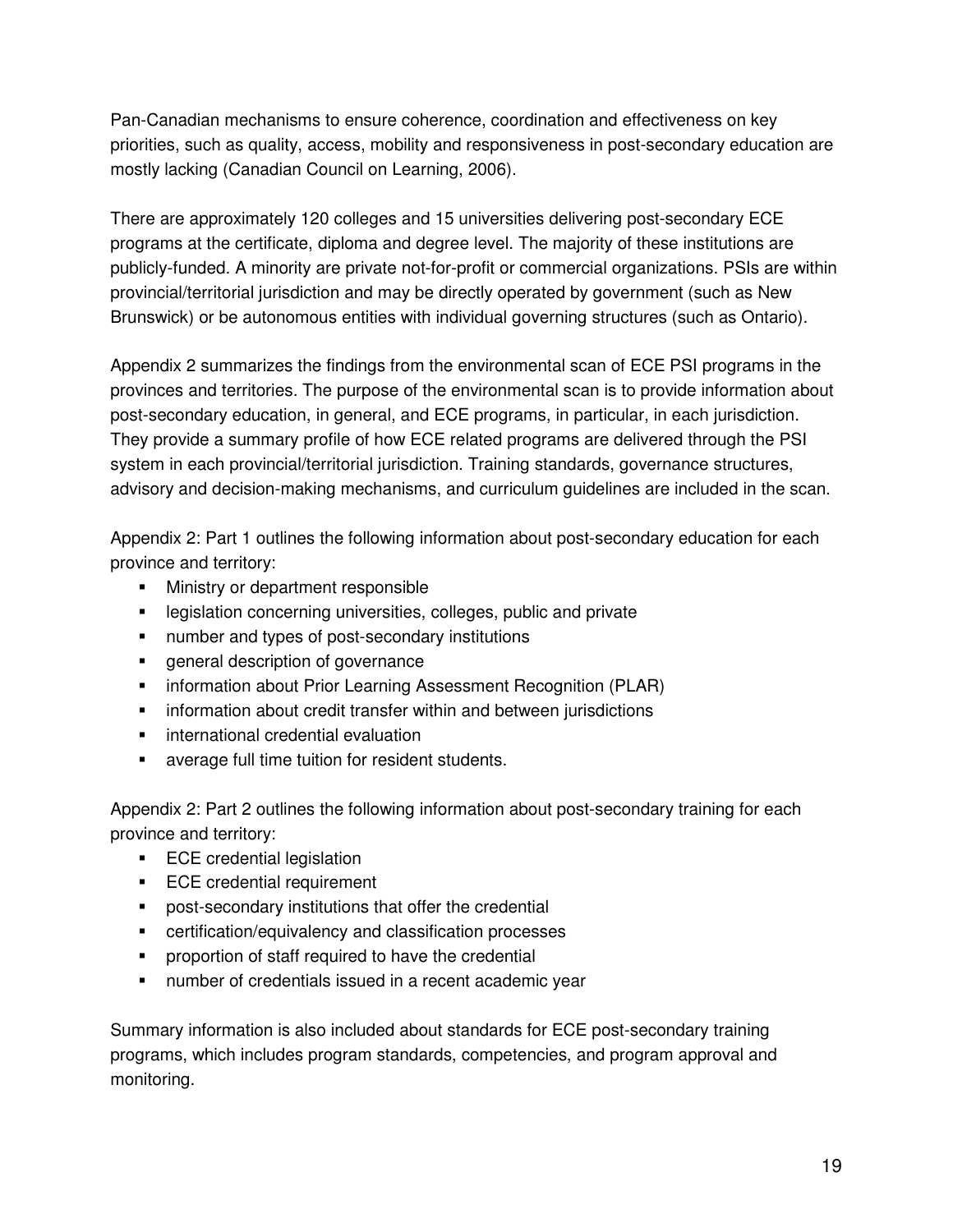Pan-Canadian mechanisms to ensure coherence, coordination and effectiveness on key priorities, such as quality, access, mobility and responsiveness in post-secondary education are mostly lacking (Canadian Council on Learning, 2006).

There are approximately 120 colleges and 15 universities delivering post-secondary ECE programs at the certificate, diploma and degree level. The majority of these institutions are publicly-funded. A minority are private not-for-profit or commercial organizations. PSIs are within provincial/territorial jurisdiction and may be directly operated by government (such as New Brunswick) or be autonomous entities with individual governing structures (such as Ontario).

Appendix 2 summarizes the findings from the environmental scan of ECE PSI programs in the provinces and territories. The purpose of the environmental scan is to provide information about post-secondary education, in general, and ECE programs, in particular, in each jurisdiction. They provide a summary profile of how ECE related programs are delivered through the PSI system in each provincial/territorial jurisdiction. Training standards, governance structures, advisory and decision-making mechanisms, and curriculum guidelines are included in the scan.

Appendix 2: Part 1 outlines the following information about post-secondary education for each province and territory:

- Ministry or department responsible
- legislation concerning universities, colleges, public and private
- number and types of post-secondary institutions
- general description of governance
- information about Prior Learning Assessment Recognition (PLAR)
- information about credit transfer within and between jurisdictions
- international credential evaluation
- average full time tuition for resident students.

Appendix 2: Part 2 outlines the following information about post-secondary training for each province and territory:

- ECE credential legislation
- ECE credential requirement
- post-secondary institutions that offer the credential
- certification/equivalency and classification processes
- proportion of staff required to have the credential
- number of credentials issued in a recent academic year

Summary information is also included about standards for ECE post-secondary training programs, which includes program standards, competencies, and program approval and monitoring.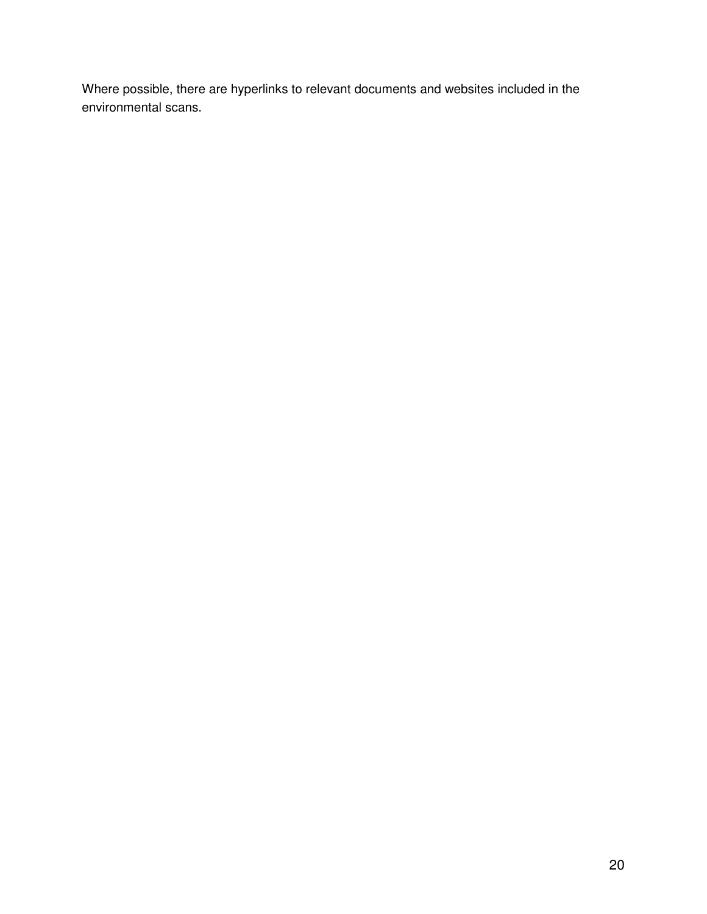Where possible, there are hyperlinks to relevant documents and websites included in the environmental scans.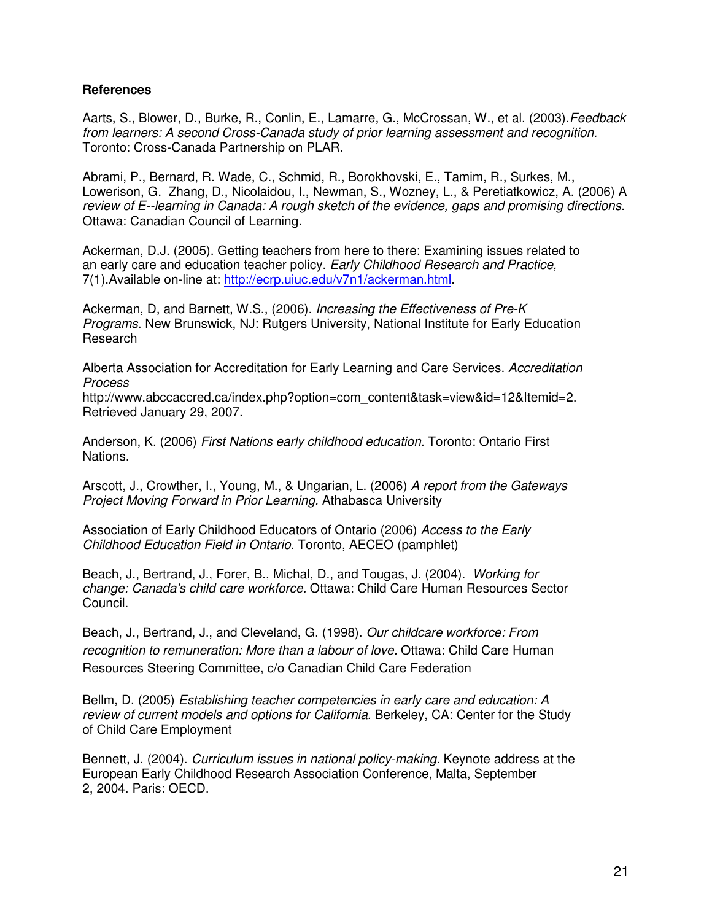**References**

Aarts, S., Blower, D., Burke, R., Conlin, E., Lamarre, G., McCrossan, W., et al. (2003).*Feedback from learners: A second Cross-Canada study of prior learning assessment and recognition.* Toronto: Cross-Canada Partnership on PLAR.

Abrami, P., Bernard, R. Wade, C., Schmid, R., Borokhovski, E., Tamim, R., Surkes, M., Lowerison, G. Zhang, D., Nicolaidou, I., Newman, S., Wozney, L., & Peretiatkowicz, A. (2006) A *review of E--learning in Canada: A rough sketch of the evidence, gaps and promising directions*. Ottawa: Canadian Council of Learning.

Ackerman, D.J. (2005). Getting teachers from here to there: Examining issues related to an early care and education teacher policy. *Early Childhood Research and Practice,* 7(1).Available on-line at: http://ecrp.uiuc.edu/v7n1/ackerman.html.

Ackerman, D, and Barnett, W.S., (2006). *Increasing the Effectiveness of Pre-K Programs*. New Brunswick, NJ: Rutgers University, National Institute for Early Education Research

Alberta Association for Accreditation for Early Learning and Care Services. *Accreditation Process*
http://www.abccaccred.ca/index.php?option=com_content&task=view&id=12&Itemid=2. Retrieved January 29, 2007.

Anderson, K. (2006) *First Nations early childhood education.* Toronto: Ontario First Nations.

Arscott, J., Crowther, I., Young, M., & Ungarian, L. (2006) *A report from the Gateways Project Moving Forward in Prior Learning.* Athabasca University

Association of Early Childhood Educators of Ontario (2006) *Access to the Early Childhood Education Field in Ontario.* Toronto, AECEO (pamphlet)

Beach, J., Bertrand, J., Forer, B., Michal, D., and Tougas, J. (2004). *Working for change: Canada's child care workforce.* Ottawa: Child Care Human Resources Sector Council.

Beach, J., Bertrand, J., and Cleveland, G. (1998). *Our childcare workforce: From recognition to remuneration: More than a labour of love.* Ottawa: Child Care Human Resources Steering Committee, c/o Canadian Child Care Federation

Bellm, D. (2005) *Establishing teacher competencies in early care and education: A review of current models and options for California.* Berkeley, CA: Center for the Study of Child Care Employment

Bennett, J. (2004). *Curriculum issues in national policy-making.* Keynote address at the European Early Childhood Research Association Conference, Malta, September 2, 2004. Paris: OECD.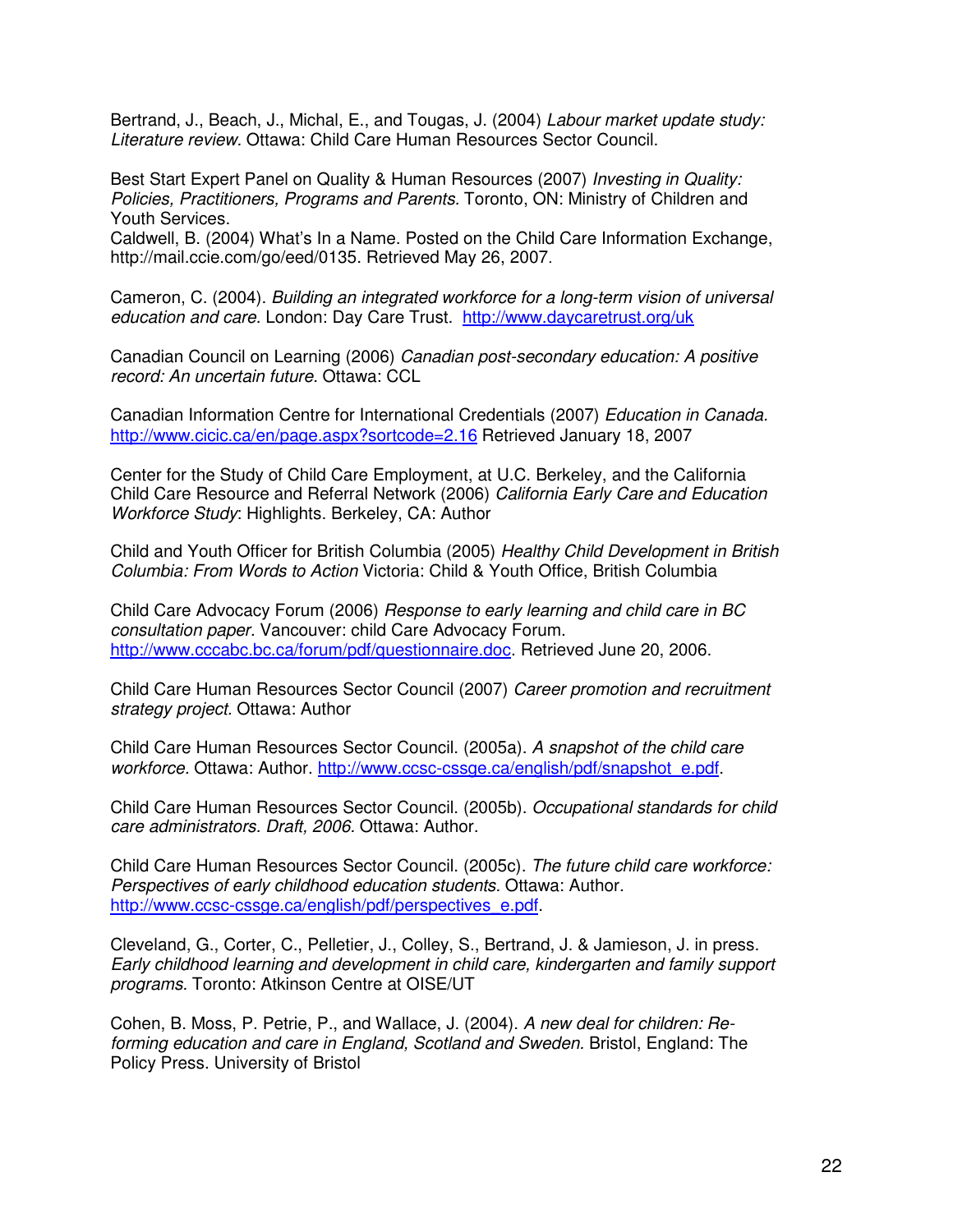Bertrand, J., Beach, J., Michal, E., and Tougas, J. (2004) *Labour market update study: Literature review.* Ottawa: Child Care Human Resources Sector Council.

Best Start Expert Panel on Quality & Human Resources (2007) *Investing in Quality: Policies, Practitioners, Programs and Parents.* Toronto, ON: Ministry of Children and Youth Services.
Caldwell, B. (2004) What's In a Name. Posted on the Child Care Information Exchange, http://mail.ccie.com/go/eed/0135. Retrieved May 26, 2007.

Cameron, C. (2004). *Building an integrated workforce for a long-term vision of universal education and care.* London: Day Care Trust. http://www.daycaretrust.org/uk

Canadian Council on Learning (2006) *Canadian post-secondary education: A positive record: An uncertain future.* Ottawa: CCL

Canadian Information Centre for International Credentials (2007) *Education in Canada.* http://www.cicic.ca/en/page.aspx?sortcode=2.16 Retrieved January 18, 2007

Center for the Study of Child Care Employment, at U.C. Berkeley, and the California Child Care Resource and Referral Network (2006) *California Early Care and Education Workforce Study*: Highlights. Berkeley, CA: Author

Child and Youth Officer for British Columbia (2005) *Healthy Child Development in British Columbia: From Words to Action* Victoria: Child & Youth Office, British Columbia

Child Care Advocacy Forum (2006) *Response to early learning and child care in BC consultation paper.* Vancouver: child Care Advocacy Forum. http://www.cccabc.bc.ca/forum/pdf/questionnaire.doc. Retrieved June 20, 2006.

Child Care Human Resources Sector Council (2007) *Career promotion and recruitment strategy project.* Ottawa: Author

Child Care Human Resources Sector Council. (2005a). *A snapshot of the child care workforce.* Ottawa: Author. http://www.ccsc-cssge.ca/english/pdf/snapshot_e.pdf.

Child Care Human Resources Sector Council. (2005b). *Occupational standards for child care administrators. Draft, 2006.* Ottawa: Author.

Child Care Human Resources Sector Council. (2005c). *The future child care workforce: Perspectives of early childhood education students.* Ottawa: Author. http://www.ccsc-cssge.ca/english/pdf/perspectives_e.pdf.

Cleveland, G., Corter, C., Pelletier, J., Colley, S., Bertrand, J. & Jamieson, J. in press. *Early childhood learning and development in child care, kindergarten and family support programs.* Toronto: Atkinson Centre at OISE/UT

Cohen, B. Moss, P. Petrie, P., and Wallace, J. (2004). *A new deal for children: Re-forming education and care in England, Scotland and Sweden.* Bristol, England: The Policy Press. University of Bristol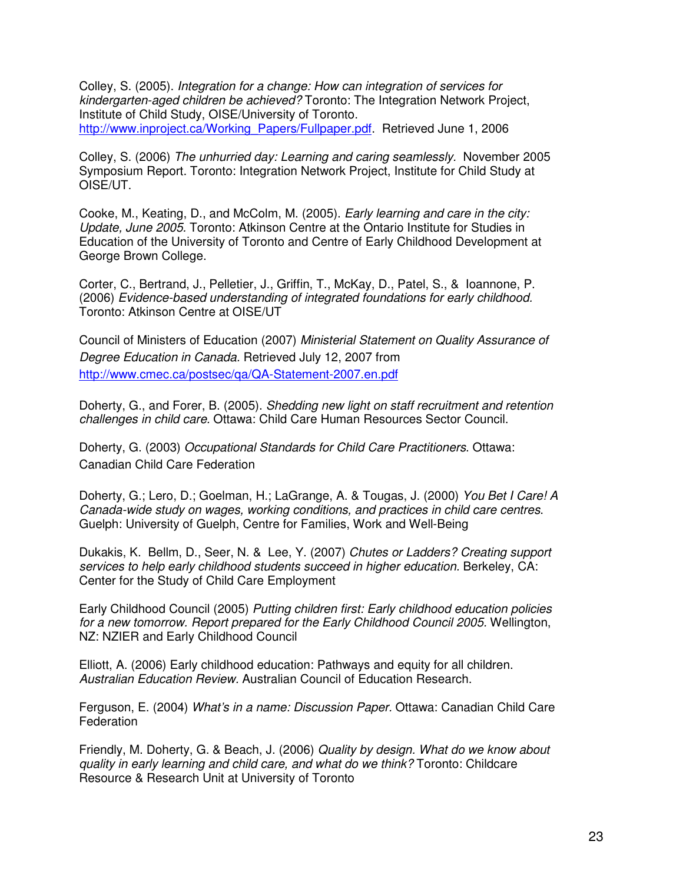Colley, S. (2005). *Integration for a change: How can integration of services for kindergarten-aged children be achieved?* Toronto: The Integration Network Project, Institute of Child Study, OISE/University of Toronto. http://www.inproject.ca/Working_Papers/Fullpaper.pdf. Retrieved June 1, 2006

Colley, S. (2006) *The unhurried day: Learning and caring seamlessly.* November 2005 Symposium Report. Toronto: Integration Network Project, Institute for Child Study at OISE/UT.

Cooke, M., Keating, D., and McColm, M. (2005). *Early learning and care in the city: Update, June 2005.* Toronto: Atkinson Centre at the Ontario Institute for Studies in Education of the University of Toronto and Centre of Early Childhood Development at George Brown College.

Corter, C., Bertrand, J., Pelletier, J., Griffin, T., McKay, D., Patel, S., & Ioannone, P. (2006) *Evidence-based understanding of integrated foundations for early childhood.* Toronto: Atkinson Centre at OISE/UT

Council of Ministers of Education (2007) *Ministerial Statement on Quality Assurance of Degree Education in Canada.* Retrieved July 12, 2007 from http://www.cmec.ca/postsec/qa/QA-Statement-2007.en.pdf

Doherty, G., and Forer, B. (2005). *Shedding new light on staff recruitment and retention challenges in child care.* Ottawa: Child Care Human Resources Sector Council.

Doherty, G. (2003) *Occupational Standards for Child Care Practitioners*. Ottawa: Canadian Child Care Federation

Doherty, G.; Lero, D.; Goelman, H.; LaGrange, A. & Tougas, J. (2000) *You Bet I Care! A Canada-wide study on wages, working conditions, and practices in child care centres*. Guelph: University of Guelph, Centre for Families, Work and Well-Being

Dukakis, K. Bellm, D., Seer, N. & Lee, Y. (2007) *Chutes or Ladders? Creating support services to help early childhood students succeed in higher education.* Berkeley, CA: Center for the Study of Child Care Employment

Early Childhood Council (2005) *Putting children first: Early childhood education policies for a new tomorrow. Report prepared for the Early Childhood Council 2005.* Wellington, NZ: NZIER and Early Childhood Council

Elliott, A. (2006) Early childhood education: Pathways and equity for all children. *Australian Education Review.* Australian Council of Education Research.

Ferguson, E. (2004) *What's in a name: Discussion Paper.* Ottawa: Canadian Child Care Federation

Friendly, M. Doherty, G. & Beach, J. (2006) *Quality by design. What do we know about quality in early learning and child care, and what do we think?* Toronto: Childcare Resource & Research Unit at University of Toronto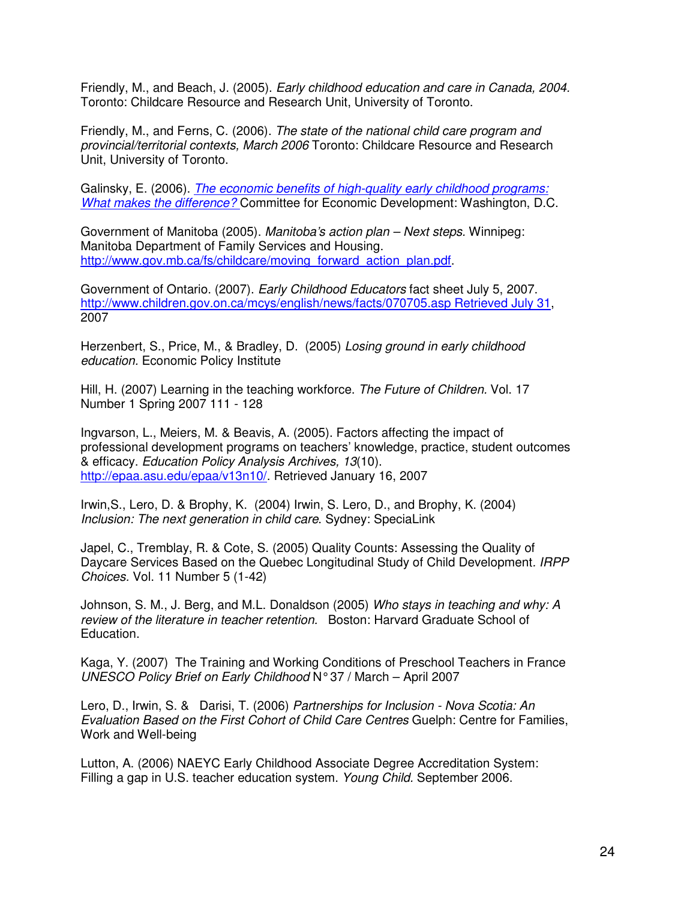Friendly, M., and Beach, J. (2005). *Early childhood education and care in Canada, 2004.* Toronto: Childcare Resource and Research Unit, University of Toronto.

Friendly, M., and Ferns, C. (2006). *The state of the national child care program and provincial/territorial contexts, March 2006* Toronto: Childcare Resource and Research Unit, University of Toronto.

Galinsky, E. (2006). *The economic benefits of high-quality early childhood programs: What makes the difference?* Committee for Economic Development: Washington, D.C.

Government of Manitoba (2005). *Manitoba's action plan – Next steps.* Winnipeg: Manitoba Department of Family Services and Housing. http://www.gov.mb.ca/fs/childcare/moving_forward_action_plan.pdf.

Government of Ontario. (2007). *Early Childhood Educators* fact sheet July 5, 2007. http://www.children.gov.on.ca/mcys/english/news/facts/070705.asp Retrieved July 31, 2007

Herzenbert, S., Price, M., & Bradley, D. (2005) *Losing ground in early childhood education.* Economic Policy Institute

Hill, H. (2007) Learning in the teaching workforce. *The Future of Children.* Vol. 17 Number 1 Spring 2007 111 - 128

Ingvarson, L., Meiers, M. & Beavis, A. (2005). Factors affecting the impact of professional development programs on teachers' knowledge, practice, student outcomes & efficacy. *Education Policy Analysis Archives, 13*(10). http://epaa.asu.edu/epaa/v13n10/. Retrieved January 16, 2007

Irwin,S., Lero, D. & Brophy, K. (2004) Irwin, S. Lero, D., and Brophy, K. (2004) *Inclusion: The next generation in child care*. Sydney: SpeciaLink

Japel, C., Tremblay, R. & Cote, S. (2005) Quality Counts: Assessing the Quality of Daycare Services Based on the Quebec Longitudinal Study of Child Development. *IRPP Choices.* Vol. 11 Number 5 (1-42)

Johnson, S. M., J. Berg, and M.L. Donaldson (2005) *Who stays in teaching and why: A review of the literature in teacher retention.* Boston: Harvard Graduate School of Education.

Kaga, Y. (2007) The Training and Working Conditions of Preschool Teachers in France *UNESCO Policy Brief on Early Childhood* N° 37 / March – April 2007

Lero, D., Irwin, S. & Darisi, T. (2006) *Partnerships for Inclusion - Nova Scotia: An Evaluation Based on the First Cohort of Child Care Centres* Guelph: Centre for Families, Work and Well-being

Lutton, A. (2006) NAEYC Early Childhood Associate Degree Accreditation System: Filling a gap in U.S. teacher education system. *Young Child.* September 2006.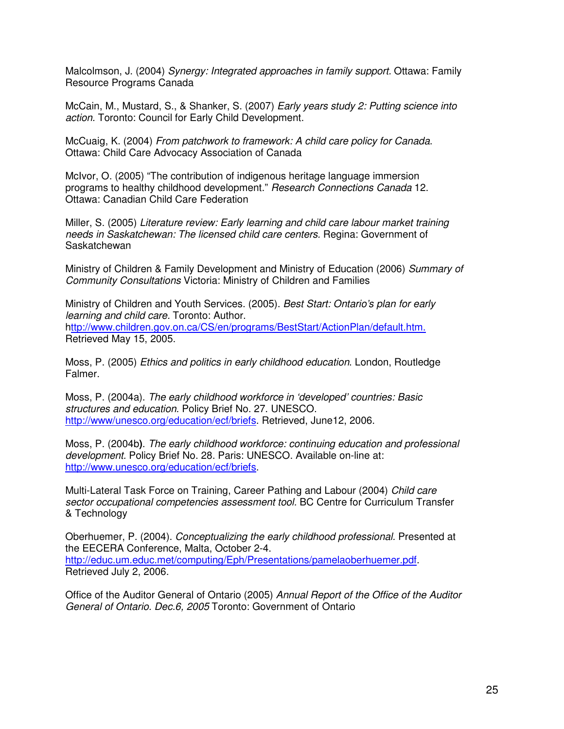Malcolmson, J. (2004) *Synergy: Integrated approaches in family support.* Ottawa: Family Resource Programs Canada

McCain, M., Mustard, S., & Shanker, S. (2007) *Early years study 2: Putting science into action.* Toronto: Council for Early Child Development.

McCuaig, K. (2004) *From patchwork to framework: A child care policy for Canada*. Ottawa: Child Care Advocacy Association of Canada

McIvor, O. (2005) "The contribution of indigenous heritage language immersion programs to healthy childhood development." *Research Connections Canada* 12. Ottawa: Canadian Child Care Federation

Miller, S. (2005) *Literature review: Early learning and child care labour market training needs in Saskatchewan: The licensed child care centers.* Regina: Government of Saskatchewan

Ministry of Children & Family Development and Ministry of Education (2006) *Summary of Community Consultations* Victoria: Ministry of Children and Families

Ministry of Children and Youth Services. (2005). *Best Start: Ontario's plan for early learning and child care.* Toronto: Author. http://www.children.gov.on.ca/CS/en/programs/BestStart/ActionPlan/default.htm. Retrieved May 15, 2005.

Moss, P. (2005) *Ethics and politics in early childhood education*. London, Routledge Falmer.

Moss, P. (2004a). *The early childhood workforce in 'developed' countries: Basic structures and education.* Policy Brief No. 27. UNESCO. http://www/unesco.org/education/ecf/briefs. Retrieved, June12, 2006.

Moss, P. (2004b**)**. *The early childhood workforce: continuing education and professional development.* Policy Brief No. 28. Paris: UNESCO. Available on-line at: http://www.unesco.org/education/ecf/briefs.

Multi-Lateral Task Force on Training, Career Pathing and Labour (2004) *Child care sector occupational competencies assessment tool*. BC Centre for Curriculum Transfer & Technology

Oberhuemer, P. (2004). *Conceptualizing the early childhood professional*. Presented at the EECERA Conference, Malta, October 2-4. http://educ.um.educ.met/computing/Eph/Presentations/pamelaoberhuemer.pdf. Retrieved July 2, 2006.

Office of the Auditor General of Ontario (2005) *Annual Report of the Office of the Auditor General of Ontario. Dec.6, 2005* Toronto: Government of Ontario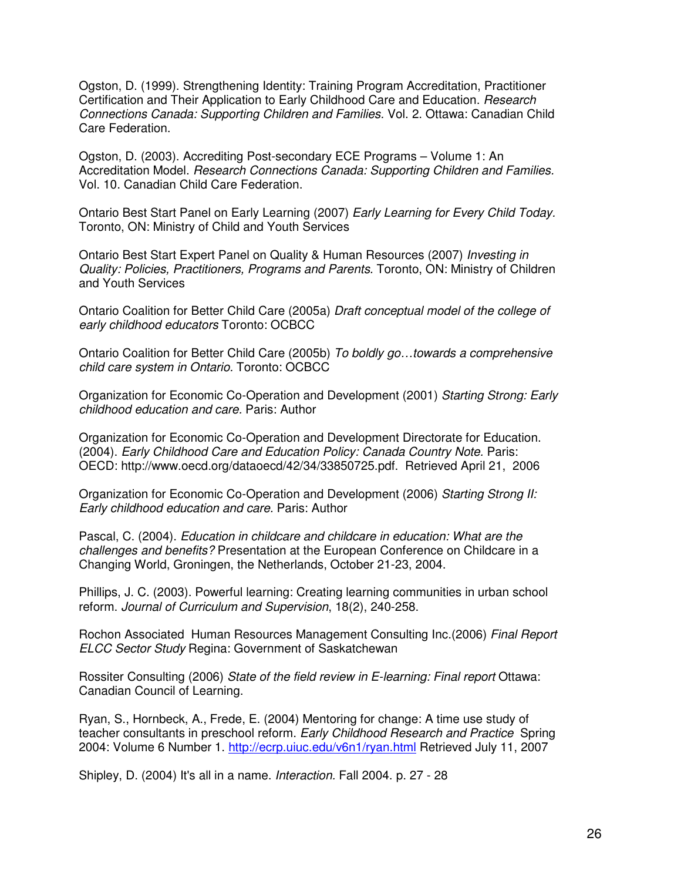Ogston, D. (1999). Strengthening Identity: Training Program Accreditation, Practitioner Certification and Their Application to Early Childhood Care and Education. *Research Connections Canada: Supporting Children and Families.* Vol. 2. Ottawa: Canadian Child Care Federation.

Ogston, D. (2003). Accrediting Post-secondary ECE Programs – Volume 1: An Accreditation Model. *Research Connections Canada: Supporting Children and Families.* Vol. 10. Canadian Child Care Federation.

Ontario Best Start Panel on Early Learning (2007) *Early Learning for Every Child Today.* Toronto, ON: Ministry of Child and Youth Services

Ontario Best Start Expert Panel on Quality & Human Resources (2007) *Investing in Quality: Policies, Practitioners, Programs and Parents.* Toronto, ON: Ministry of Children and Youth Services

Ontario Coalition for Better Child Care (2005a) *Draft conceptual model of the college of early childhood educators* Toronto: OCBCC

Ontario Coalition for Better Child Care (2005b) *To boldly go…towards a comprehensive child care system in Ontario.* Toronto: OCBCC

Organization for Economic Co-Operation and Development (2001) *Starting Strong: Early childhood education and care.* Paris: Author

Organization for Economic Co-Operation and Development Directorate for Education. (2004). *Early Childhood Care and Education Policy: Canada Country Note.* Paris: OECD: http://www.oecd.org/dataoecd/42/34/33850725.pdf. Retrieved April 21, 2006

Organization for Economic Co-Operation and Development (2006) *Starting Strong II: Early childhood education and care.* Paris: Author

Pascal, C. (2004). *Education in childcare and childcare in education: What are the challenges and benefits?* Presentation at the European Conference on Childcare in a Changing World, Groningen, the Netherlands, October 21-23, 2004.

Phillips, J. C. (2003). Powerful learning: Creating learning communities in urban school reform. *Journal of Curriculum and Supervision*, 18(2), 240-258.

Rochon Associated Human Resources Management Consulting Inc.(2006) *Final Report ELCC Sector Study* Regina: Government of Saskatchewan

Rossiter Consulting (2006) *State of the field review in E-learning: Final report* Ottawa: Canadian Council of Learning.

Ryan, S., Hornbeck, A., Frede, E. (2004) Mentoring for change: A time use study of teacher consultants in preschool reform. *Early Childhood Research and Practice* Spring 2004: Volume 6 Number 1. http://ecrp.uiuc.edu/v6n1/ryan.html Retrieved July 11, 2007

Shipley, D. (2004) It's all in a name. *Interaction.* Fall 2004. p. 27 - 28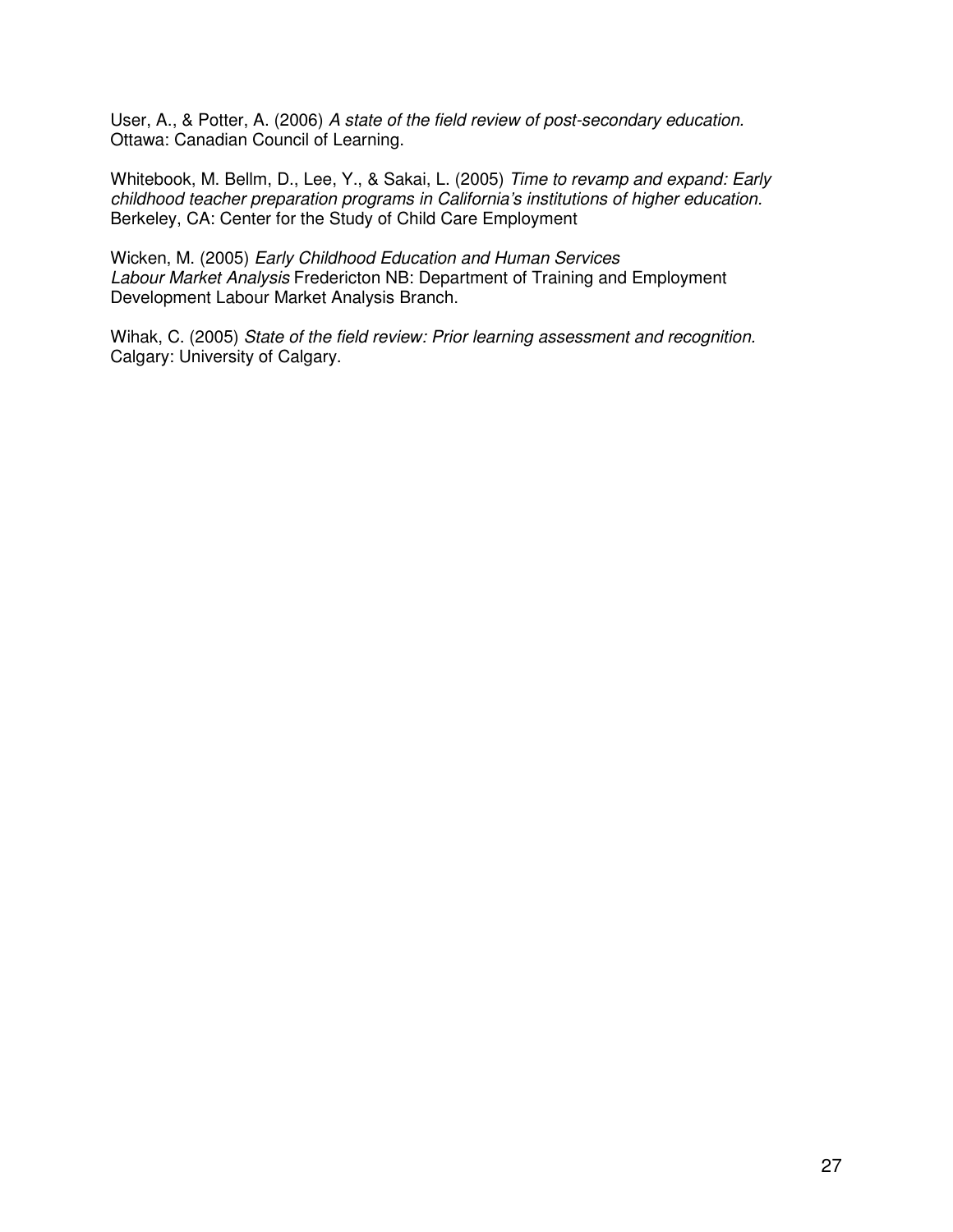User, A., & Potter, A. (2006) *A state of the field review of post-secondary education.* Ottawa: Canadian Council of Learning.

Whitebook, M. Bellm, D., Lee, Y., & Sakai, L. (2005) *Time to revamp and expand: Early childhood teacher preparation programs in California's institutions of higher education.* Berkeley, CA: Center for the Study of Child Care Employment

Wicken, M. (2005) *Early Childhood Education and Human Services Labour Market Analysis* Fredericton NB: Department of Training and Employment Development Labour Market Analysis Branch.

Wihak, C. (2005) *State of the field review: Prior learning assessment and recognition.* Calgary: University of Calgary.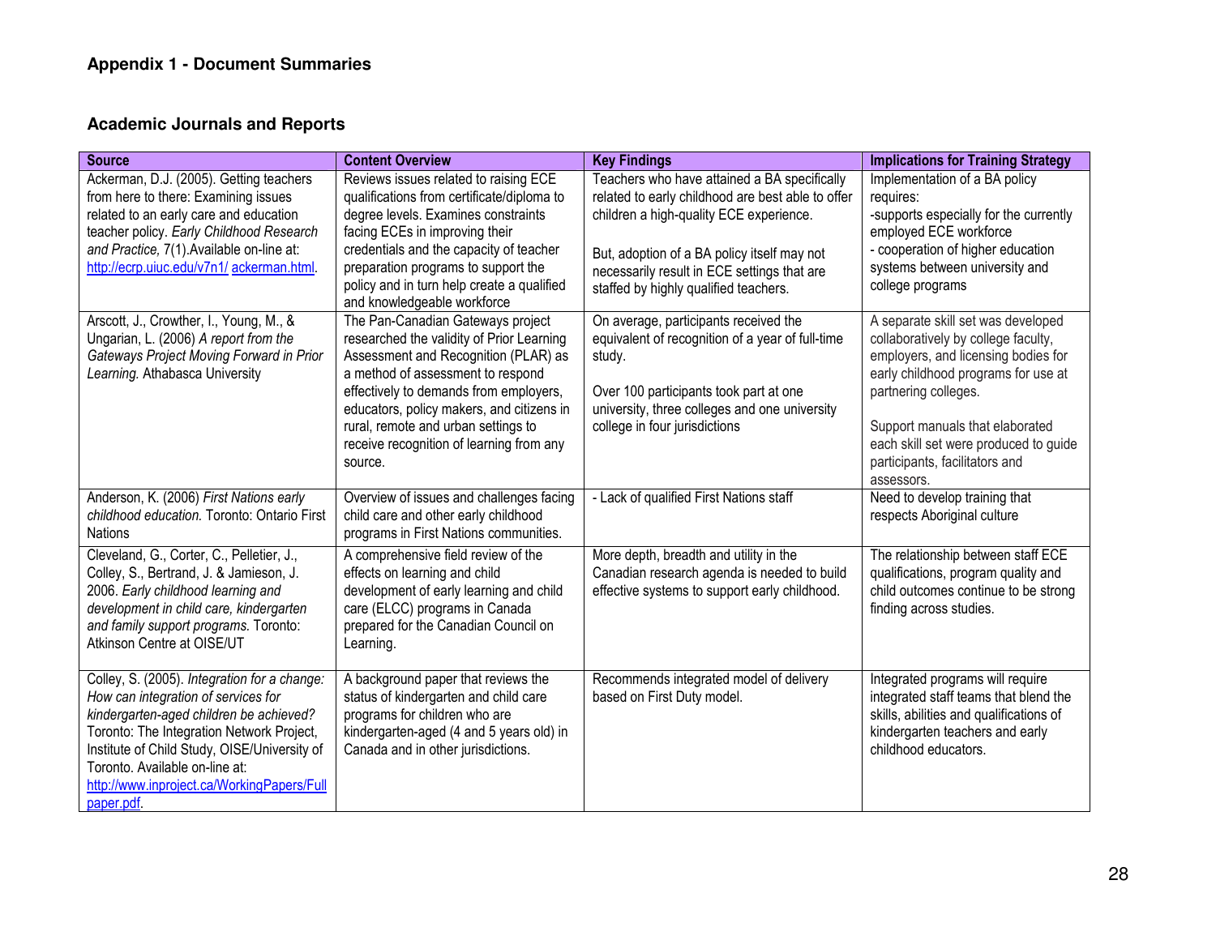## Appendix 1 - Document Summaries

### Academic Journals and Reports

| Source | Content Overview | Key Findings | Implications for Training Strategy |
|---|---|---|---|
| Ackerman, D.J. (2005). Getting teachers from here to there: Examining issues related to an early care and education teacher policy. *Early Childhood Research and Practice,* 7(1).Available on-line at: http://ecrp.uiuc.edu/v7n1/ ackerman.html. | Reviews issues related to raising ECE qualifications from certificate/diploma to degree levels. Examines constraints facing ECEs in improving their credentials and the capacity of teacher preparation programs to support the policy and in turn help create a qualified and knowledgeable workforce | Teachers who have attained a BA specifically related to early childhood are best able to offer children a high-quality ECE experience.<br><br>But, adoption of a BA policy itself may not necessarily result in ECE settings that are staffed by highly qualified teachers. | Implementation of a BA policy requires:<br>-supports especially for the currently employed ECE workforce<br>- cooperation of higher education systems between university and college programs |
| Arscott, J., Crowther, I., Young, M., & Ungarian, L. (2006) *A report from the Gateways Project Moving Forward in Prior Learning.* Athabasca University | The Pan-Canadian Gateways project researched the validity of Prior Learning Assessment and Recognition (PLAR) as a method of assessment to respond effectively to demands from employers, educators, policy makers, and citizens in rural, remote and urban settings to receive recognition of learning from any source. | On average, participants received the equivalent of recognition of a year of full-time study.<br><br>Over 100 participants took part at one university, three colleges and one university college in four jurisdictions | A separate skill set was developed collaboratively by college faculty, employers, and licensing bodies for early childhood programs for use at partnering colleges.<br><br>Support manuals that elaborated each skill set were produced to guide participants, facilitators and assessors. |
| Anderson, K. (2006) *First Nations early childhood education.* Toronto: Ontario First Nations | Overview of issues and challenges facing child care and other early childhood programs in First Nations communities. | - Lack of qualified First Nations staff | Need to develop training that respects Aboriginal culture |
| Cleveland, G., Corter, C., Pelletier, J., Colley, S., Bertrand, J. & Jamieson, J. 2006. *Early childhood learning and development in child care, kindergarten and family support programs.* Toronto: Atkinson Centre at OISE/UT | A comprehensive field review of the effects on learning and child development of early learning and child care (ELCC) programs in Canada prepared for the Canadian Council on Learning. | More depth, breadth and utility in the Canadian research agenda is needed to build effective systems to support early childhood. | The relationship between staff ECE qualifications, program quality and child outcomes continue to be strong finding across studies. |
| Colley, S. (2005). *Integration for a change: How can integration of services for kindergarten-aged children be achieved?* Toronto: The Integration Network Project, Institute of Child Study, OISE/University of Toronto. Available on-line at: http://www.inproject.ca/WorkingPapers/Full paper.pdf. | A background paper that reviews the status of kindergarten and child care programs for children who are kindergarten-aged (4 and 5 years old) in Canada and in other jurisdictions. | Recommends integrated model of delivery based on First Duty model. | Integrated programs will require integrated staff teams that blend the skills, abilities and qualifications of kindergarten teachers and early childhood educators. |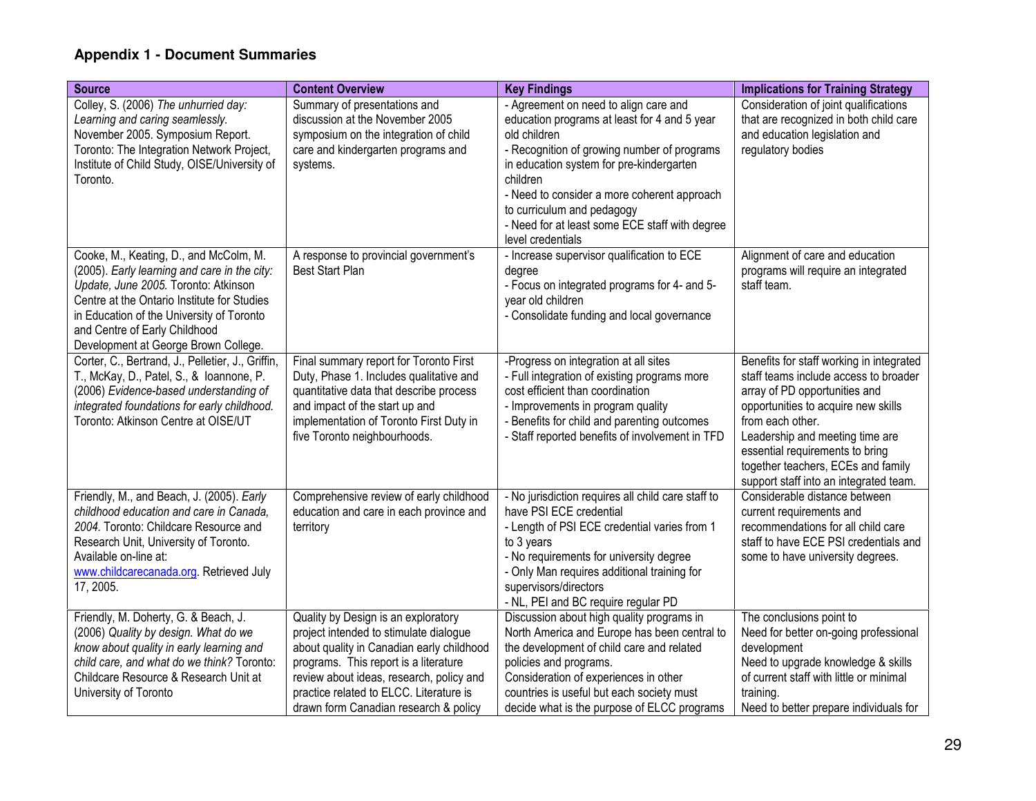## Appendix 1 - Document Summaries

| Source | Content Overview | Key Findings | Implications for Training Strategy |
|---|---|---|---|
| Colley, S. (2006) *The unhurried day: Learning and caring seamlessly.* November 2005. Symposium Report. Toronto: The Integration Network Project, Institute of Child Study, OISE/University of Toronto. | Summary of presentations and discussion at the November 2005 symposium on the integration of child care and kindergarten programs and systems. | - Agreement on need to align care and education programs at least for 4 and 5 year old children<br>- Recognition of growing number of programs in education system for pre-kindergarten children<br>- Need to consider a more coherent approach to curriculum and pedagogy<br>- Need for at least some ECE staff with degree level credentials | Consideration of joint qualifications that are recognized in both child care and education legislation and regulatory bodies |
| Cooke, M., Keating, D., and McColm, M. (2005). *Early learning and care in the city: Update, June 2005.* Toronto: Atkinson Centre at the Ontario Institute for Studies in Education of the University of Toronto and Centre of Early Childhood Development at George Brown College. | A response to provincial government's Best Start Plan | - Increase supervisor qualification to ECE degree<br>- Focus on integrated programs for 4- and 5-year old children<br>- Consolidate funding and local governance | Alignment of care and education programs will require an integrated staff team. |
| Corter, C., Bertrand, J., Pelletier, J., Griffin, T., McKay, D., Patel, S., & Ioannone, P. (2006) *Evidence-based understanding of integrated foundations for early childhood.* Toronto: Atkinson Centre at OISE/UT | Final summary report for Toronto First Duty, Phase 1. Includes qualitative and quantitative data that describe process and impact of the start up and implementation of Toronto First Duty in five Toronto neighbourhoods. | -Progress on integration at all sites<br>- Full integration of existing programs more cost efficient than coordination<br>- Improvements in program quality<br>- Benefits for child and parenting outcomes<br>- Staff reported benefits of involvement in TFD | Benefits for staff working in integrated staff teams include access to broader array of PD opportunities and opportunities to acquire new skills from each other.<br>Leadership and meeting time are essential requirements to bring together teachers, ECEs and family support staff into an integrated team. |
| Friendly, M., and Beach, J. (2005). *Early childhood education and care in Canada, 2004.* Toronto: Childcare Resource and Research Unit, University of Toronto. Available on-line at: www.childcarecanada.org. Retrieved July 17, 2005. | Comprehensive review of early childhood education and care in each province and territory | - No jurisdiction requires all child care staff to have PSI ECE credential<br>- Length of PSI ECE credential varies from 1 to 3 years<br>- No requirements for university degree<br>- Only Man requires additional training for supervisors/directors<br>- NL, PEI and BC require regular PD | Considerable distance between current requirements and recommendations for all child care staff to have ECE PSI credentials and some to have university degrees. |
| Friendly, M. Doherty, G. & Beach, J. (2006) *Quality by design. What do we know about quality in early learning and child care, and what do we think?* Toronto: Childcare Resource & Research Unit at University of Toronto | Quality by Design is an exploratory project intended to stimulate dialogue about quality in Canadian early childhood programs. This report is a literature review about ideas, research, policy and practice related to ELCC. Literature is drawn form Canadian research & policy | Discussion about high quality programs in North America and Europe has been central to the development of child care and related policies and programs.<br>Consideration of experiences in other countries is useful but each society must decide what is the purpose of ELCC programs | The conclusions point to<br>Need for better on-going professional development<br>Need to upgrade knowledge & skills of current staff with little or minimal training.<br>Need to better prepare individuals for |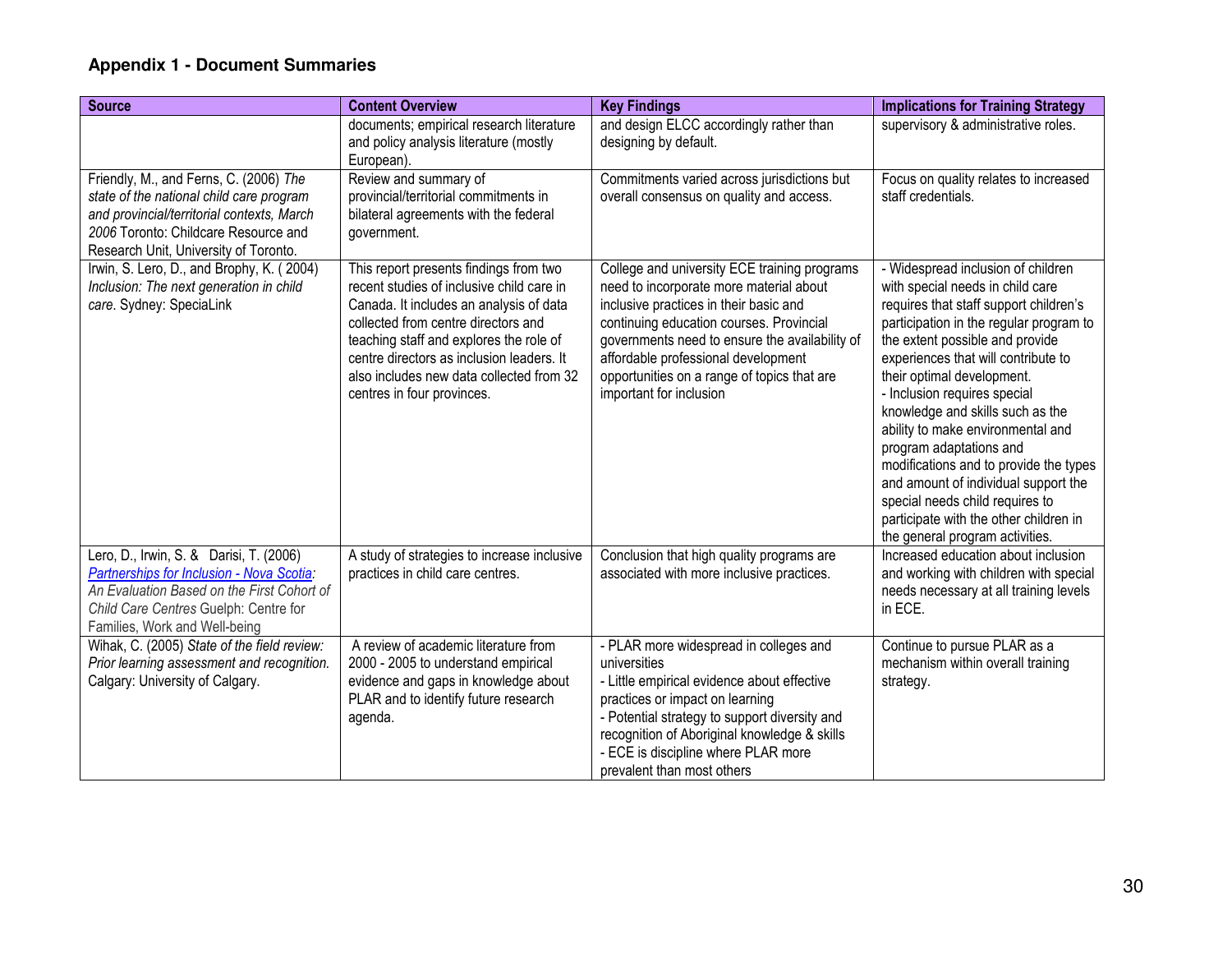## Appendix 1 - Document Summaries

| Source | Content Overview | Key Findings | Implications for Training Strategy |
|---|---|---|---|
| | documents; empirical research literature and policy analysis literature (mostly European). | and design ELCC accordingly rather than designing by default. | supervisory & administrative roles. |
| Friendly, M., and Ferns, C. (2006) *The state of the national child care program and provincial/territorial contexts, March 2006* Toronto: Childcare Resource and Research Unit, University of Toronto. | Review and summary of provincial/territorial commitments in bilateral agreements with the federal government. | Commitments varied across jurisdictions but overall consensus on quality and access. | Focus on quality relates to increased staff credentials. |
| Irwin, S. Lero, D., and Brophy, K. ( 2004) *Inclusion: The next generation in child care*. Sydney: SpeciaLink | This report presents findings from two recent studies of inclusive child care in Canada. It includes an analysis of data collected from centre directors and teaching staff and explores the role of centre directors as inclusion leaders. It also includes new data collected from 32 centres in four provinces. | College and university ECE training programs need to incorporate more material about inclusive practices in their basic and continuing education courses. Provincial governments need to ensure the availability of affordable professional development opportunities on a range of topics that are important for inclusion | - Widespread inclusion of children with special needs in child care requires that staff support children's participation in the regular program to the extent possible and provide experiences that will contribute to their optimal development.<br>- Inclusion requires special knowledge and skills such as the ability to make environmental and program adaptations and modifications and to provide the types and amount of individual support the special needs child requires to participate with the other children in the general program activities. |
| Lero, D., Irwin, S. & Darisi, T. (2006) *Partnerships for Inclusion - Nova Scotia: An Evaluation Based on the First Cohort of Child Care Centres* Guelph: Centre for Families, Work and Well-being | A study of strategies to increase inclusive practices in child care centres. | Conclusion that high quality programs are associated with more inclusive practices. | Increased education about inclusion and working with children with special needs necessary at all training levels in ECE. |
| Wihak, C. (2005) *State of the field review: Prior learning assessment and recognition.* Calgary: University of Calgary. | A review of academic literature from 2000 - 2005 to understand empirical evidence and gaps in knowledge about PLAR and to identify future research agenda. | - PLAR more widespread in colleges and universities<br>- Little empirical evidence about effective practices or impact on learning<br>- Potential strategy to support diversity and recognition of Aboriginal knowledge & skills<br>- ECE is discipline where PLAR more prevalent than most others | Continue to pursue PLAR as a mechanism within overall training strategy. |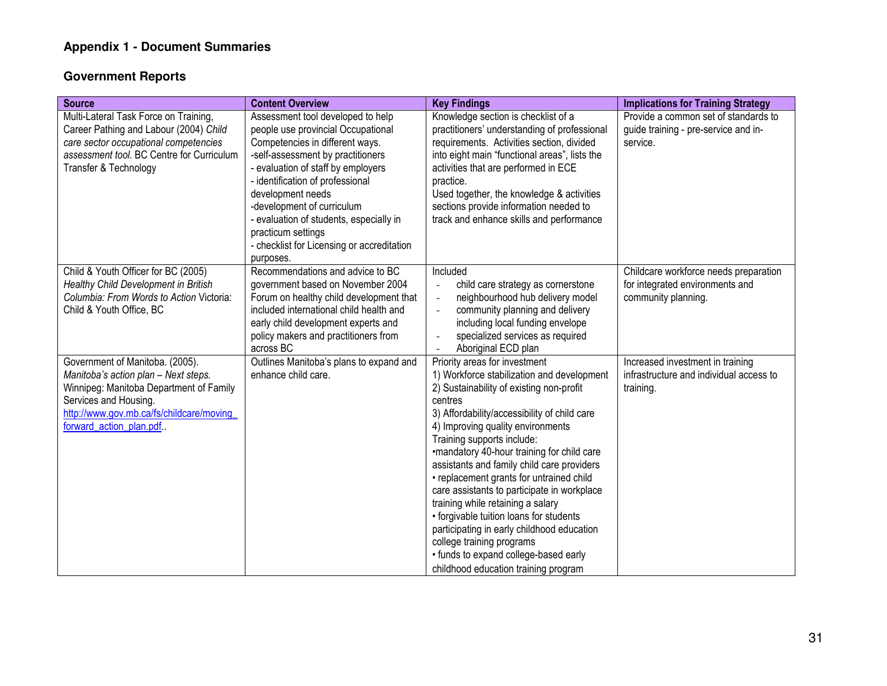## Appendix 1 - Document Summaries

### Government Reports

| Source | Content Overview | Key Findings | Implications for Training Strategy |
|---|---|---|---|
| Multi-Lateral Task Force on Training, Career Pathing and Labour (2004) *Child care sector occupational competencies assessment tool.* BC Centre for Curriculum Transfer & Technology | Assessment tool developed to help people use provincial Occupational Competencies in different ways.<br>-self-assessment by practitioners<br>- evaluation of staff by employers<br>- identification of professional development needs<br>-development of curriculum<br>- evaluation of students, especially in practicum settings<br>- checklist for Licensing or accreditation purposes. | Knowledge section is checklist of a practitioners' understanding of professional requirements. Activities section, divided into eight main "functional areas", lists the activities that are performed in ECE practice.<br>Used together, the knowledge & activities sections provide information needed to track and enhance skills and performance | Provide a common set of standards to guide training - pre-service and in-service. |
| Child & Youth Officer for BC (2005) *Healthy Child Development in British Columbia: From Words to Action* Victoria: Child & Youth Office, BC | Recommendations and advice to BC government based on November 2004 Forum on healthy child development that included international child health and early child development experts and policy makers and practitioners from across BC | Included<br>- child care strategy as cornerstone<br>- neighbourhood hub delivery model<br>- community planning and delivery including local funding envelope<br>- specialized services as required<br>- Aboriginal ECD plan | Childcare workforce needs preparation for integrated environments and community planning. |
| Government of Manitoba. (2005). *Manitoba's action plan – Next steps.* Winnipeg: Manitoba Department of Family Services and Housing. [http://www.gov.mb.ca/fs/childcare/moving_forward_action_plan.pdf](http://www.gov.mb.ca/fs/childcare/moving_forward_action_plan.pdf).. | Outlines Manitoba's plans to expand and enhance child care. | Priority areas for investment<br>1) Workforce stabilization and development<br>2) Sustainability of existing non-profit centres<br>3) Affordability/accessibility of child care<br>4) Improving quality environments<br>Training supports include:<br>•mandatory 40-hour training for child care assistants and family child care providers<br>• replacement grants for untrained child care assistants to participate in workplace training while retaining a salary<br>• forgivable tuition loans for students participating in early childhood education college training programs<br>• funds to expand college-based early childhood education training program | Increased investment in training infrastructure and individual access to training. |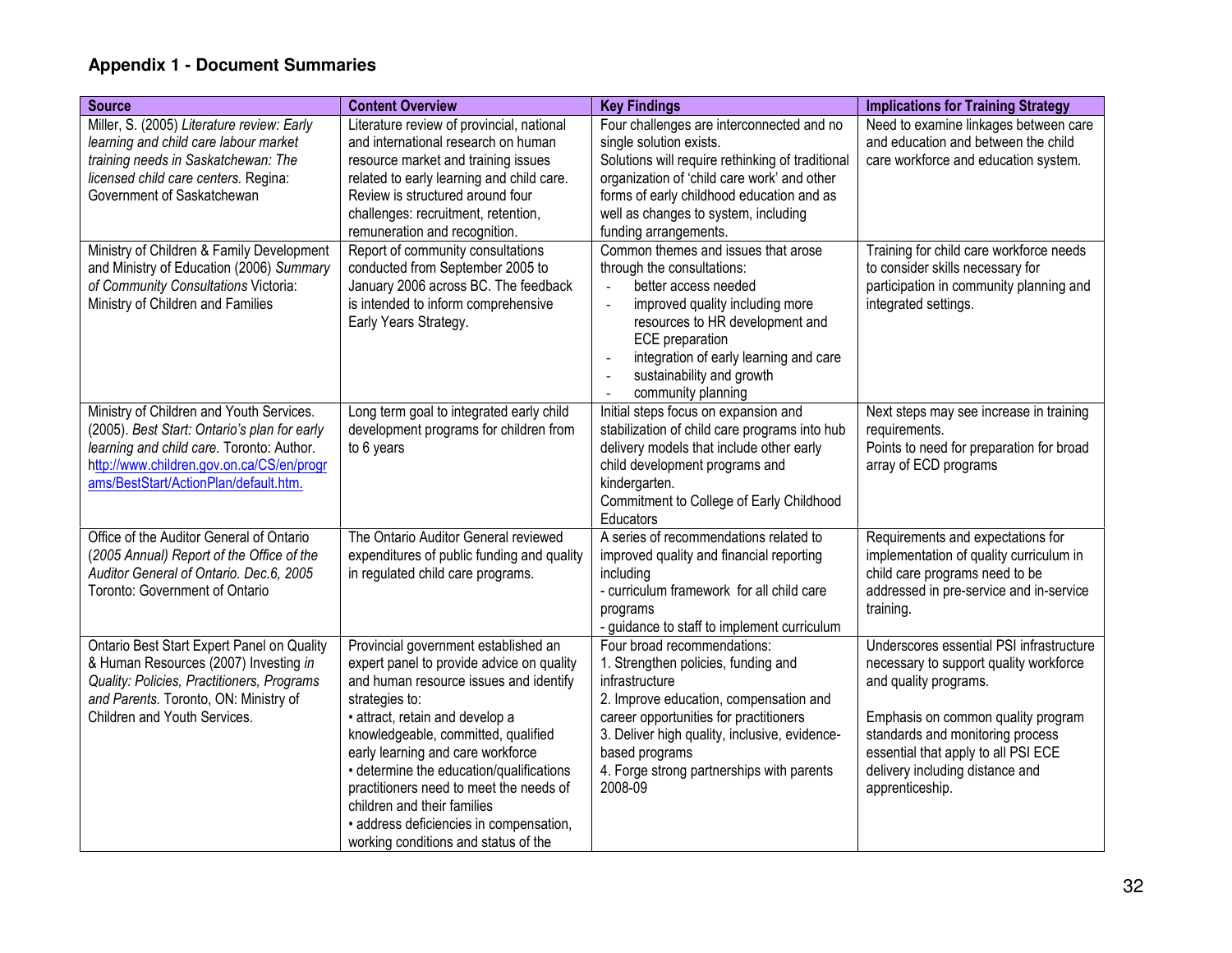## Appendix 1 - Document Summaries

| Source | Content Overview | Key Findings | Implications for Training Strategy |
|---|---|---|---|
| Miller, S. (2005) *Literature review: Early learning and child care labour market training needs in Saskatchewan: The licensed child care centers.* Regina: Government of Saskatchewan | Literature review of provincial, national and international research on human resource market and training issues related to early learning and child care. Review is structured around four challenges: recruitment, retention, remuneration and recognition. | Four challenges are interconnected and no single solution exists.<br>Solutions will require rethinking of traditional organization of 'child care work' and other forms of early childhood education and as well as changes to system, including funding arrangements. | Need to examine linkages between care and education and between the child care workforce and education system. |
| Ministry of Children & Family Development and Ministry of Education (2006) *Summary of Community Consultations* Victoria: Ministry of Children and Families | Report of community consultations conducted from September 2005 to January 2006 across BC. The feedback is intended to inform comprehensive Early Years Strategy. | Common themes and issues that arose through the consultations:<br>- better access needed<br>- improved quality including more resources to HR development and ECE preparation<br>- integration of early learning and care<br>- sustainability and growth<br>- community planning | Training for child care workforce needs to consider skills necessary for participation in community planning and integrated settings. |
| Ministry of Children and Youth Services. (2005). *Best Start: Ontario's plan for early learning and child care.* Toronto: Author. http://www.children.gov.on.ca/CS/en/programs/BestStart/ActionPlan/default.htm. | Long term goal to integrated early child development programs for children from to 6 years | Initial steps focus on expansion and stabilization of child care programs into hub delivery models that include other early child development programs and kindergarten.<br>Commitment to College of Early Childhood Educators | Next steps may see increase in training requirements.<br>Points to need for preparation for broad array of ECD programs |
| Office of the Auditor General of Ontario (*2005 Annual) Report of the Office of the Auditor General of Ontario. Dec.6, 2005* Toronto: Government of Ontario | The Ontario Auditor General reviewed expenditures of public funding and quality in regulated child care programs. | A series of recommendations related to improved quality and financial reporting including<br>- curriculum framework for all child care programs<br>- guidance to staff to implement curriculum | Requirements and expectations for implementation of quality curriculum in child care programs need to be addressed in pre-service and in-service training. |
| Ontario Best Start Expert Panel on Quality & Human Resources (2007) Investing *in Quality: Policies, Practitioners, Programs and Parents.* Toronto, ON: Ministry of Children and Youth Services. | Provincial government established an expert panel to provide advice on quality and human resource issues and identify strategies to:<br>• attract, retain and develop a knowledgeable, committed, qualified early learning and care workforce<br>• determine the education/qualifications practitioners need to meet the needs of children and their families<br>• address deficiencies in compensation, working conditions and status of the | Four broad recommendations:<br>1. Strengthen policies, funding and infrastructure<br>2. Improve education, compensation and career opportunities for practitioners<br>3. Deliver high quality, inclusive, evidence-based programs<br>4. Forge strong partnerships with parents 2008-09 | Underscores essential PSI infrastructure necessary to support quality workforce and quality programs.<br><br>Emphasis on common quality program standards and monitoring process essential that apply to all PSI ECE delivery including distance and apprenticeship. |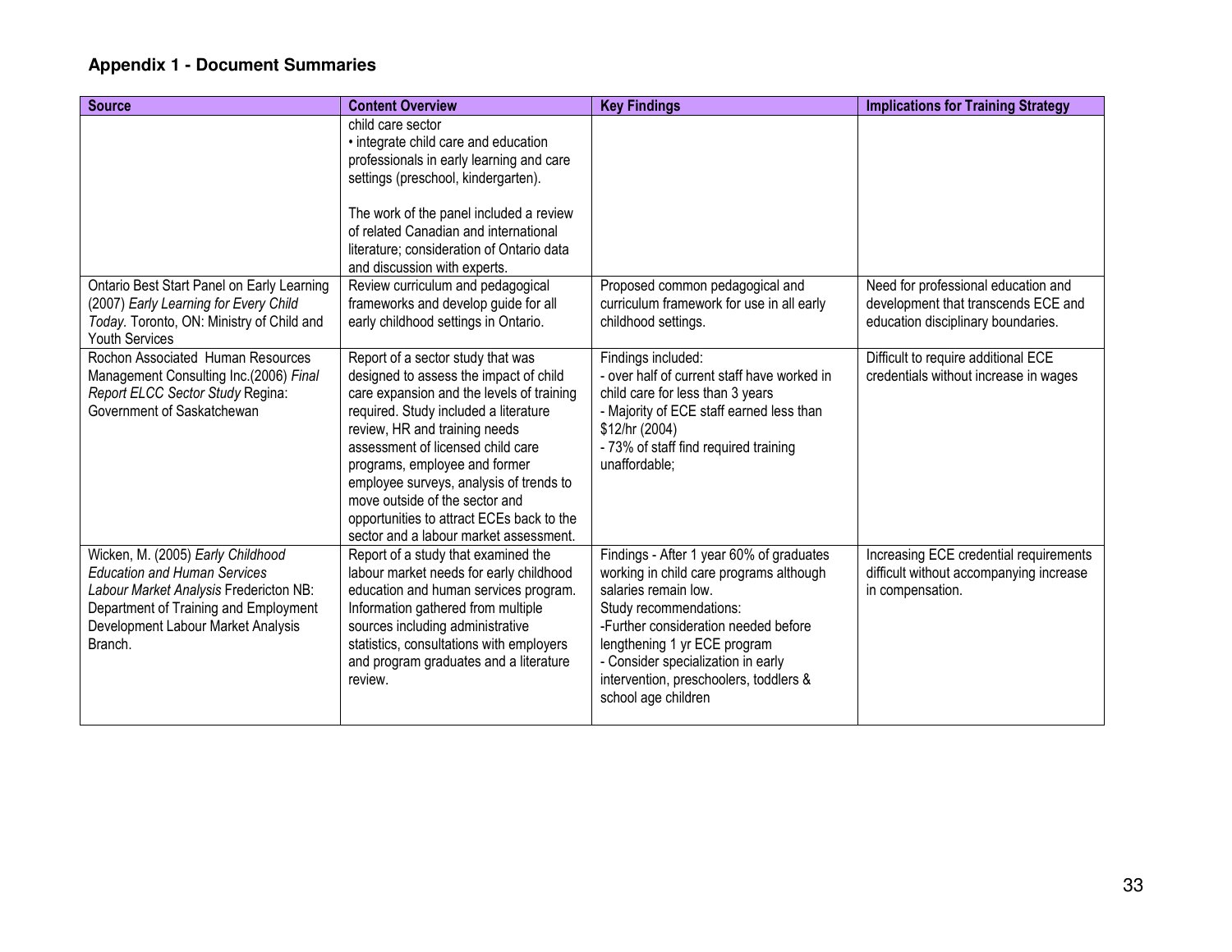## Appendix 1 - Document Summaries

| Source | Content Overview | Key Findings | Implications for Training Strategy |
|---|---|---|---|
| | child care sector<br>• integrate child care and education professionals in early learning and care settings (preschool, kindergarten).<br><br>The work of the panel included a review of related Canadian and international literature; consideration of Ontario data and discussion with experts. | | |
| Ontario Best Start Panel on Early Learning (2007) *Early Learning for Every Child Today.* Toronto, ON: Ministry of Child and Youth Services | Review curriculum and pedagogical frameworks and develop guide for all early childhood settings in Ontario. | Proposed common pedagogical and curriculum framework for use in all early childhood settings. | Need for professional education and development that transcends ECE and education disciplinary boundaries. |
| Rochon Associated Human Resources Management Consulting Inc.(2006) *Final Report ELCC Sector Study* Regina: Government of Saskatchewan | Report of a sector study that was designed to assess the impact of child care expansion and the levels of training required. Study included a literature review, HR and training needs assessment of licensed child care programs, employee and former employee surveys, analysis of trends to move outside of the sector and opportunities to attract ECEs back to the sector and a labour market assessment. | Findings included:<br>- over half of current staff have worked in child care for less than 3 years<br>- Majority of ECE staff earned less than $12/hr (2004)<br>- 73% of staff find required training unaffordable; | Difficult to require additional ECE credentials without increase in wages |
| Wicken, M. (2005) *Early Childhood Education and Human Services Labour Market Analysis* Fredericton NB: Department of Training and Employment Development Labour Market Analysis Branch. | Report of a study that examined the labour market needs for early childhood education and human services program. Information gathered from multiple sources including administrative statistics, consultations with employers and program graduates and a literature review. | Findings - After 1 year 60% of graduates working in child care programs although salaries remain low.<br>Study recommendations:<br>-Further consideration needed before lengthening 1 yr ECE program<br>- Consider specialization in early intervention, preschoolers, toddlers & school age children | Increasing ECE credential requirements difficult without accompanying increase in compensation. |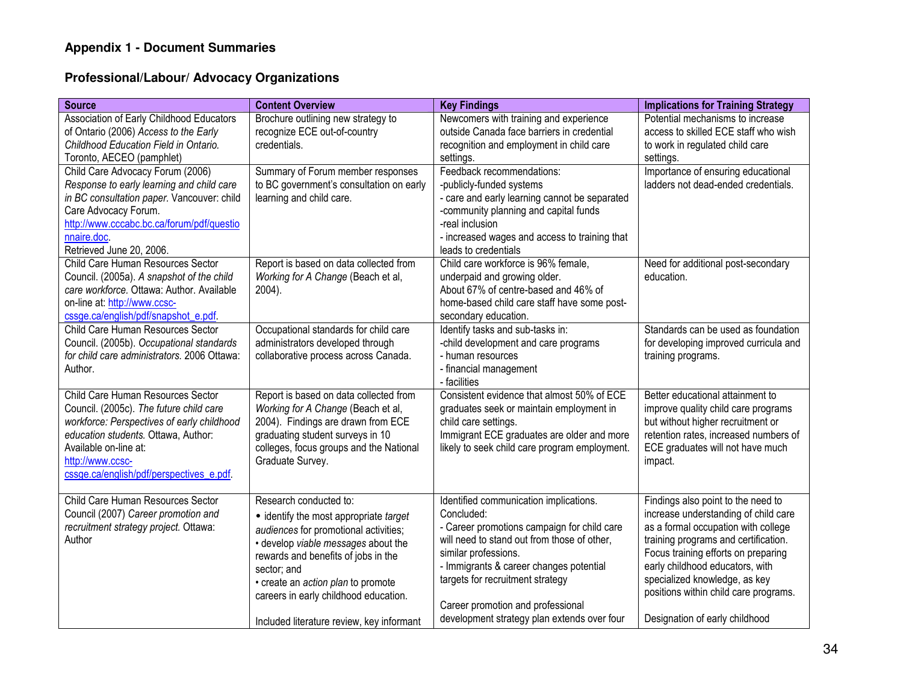## Appendix 1 - Document Summaries

### Professional/Labour/ Advocacy Organizations

| Source | Content Overview | Key Findings | Implications for Training Strategy |
|---|---|---|---|
| Association of Early Childhood Educators of Ontario (2006) *Access to the Early Childhood Education Field in Ontario.* Toronto, AECEO (pamphlet) | Brochure outlining new strategy to recognize ECE out-of-country credentials. | Newcomers with training and experience outside Canada face barriers in credential recognition and employment in child care settings. | Potential mechanisms to increase access to skilled ECE staff who wish to work in regulated child care settings. |
| Child Care Advocacy Forum (2006) *Response to early learning and child care in BC consultation paper.* Vancouver: child Care Advocacy Forum. http://www.cccabc.bc.ca/forum/pdf/questionnaire.doc. Retrieved June 20, 2006. | Summary of Forum member responses to BC government's consultation on early learning and child care. | Feedback recommendations:<br>-publicly-funded systems<br>- care and early learning cannot be separated<br>-community planning and capital funds<br>-real inclusion<br>- increased wages and access to training that leads to credentials | Importance of ensuring educational ladders not dead-ended credentials. |
| Child Care Human Resources Sector Council. (2005a). *A snapshot of the child care workforce.* Ottawa: Author. Available on-line at: http://www.ccsc-cssge.ca/english/pdf/snapshot_e.pdf. | Report is based on data collected from *Working for A Change* (Beach et al, 2004). | Child care workforce is 96% female, underpaid and growing older.<br>About 67% of centre-based and 46% of home-based child care staff have some post-secondary education. | Need for additional post-secondary education. |
| Child Care Human Resources Sector Council. (2005b). *Occupational standards for child care administrators.* 2006 Ottawa: Author. | Occupational standards for child care administrators developed through collaborative process across Canada. | Identify tasks and sub-tasks in:<br>-child development and care programs<br>- human resources<br>- financial management<br>- facilities | Standards can be used as foundation for developing improved curricula and training programs. |
| Child Care Human Resources Sector Council. (2005c). *The future child care workforce: Perspectives of early childhood education students.* Ottawa, Author: Available on-line at: http://www.ccsc-cssge.ca/english/pdf/perspectives_e.pdf. | Report is based on data collected from *Working for A Change* (Beach et al, 2004). Findings are drawn from ECE graduating student surveys in 10 colleges, focus groups and the National Graduate Survey. | Consistent evidence that almost 50% of ECE graduates seek or maintain employment in child care settings.<br>Immigrant ECE graduates are older and more likely to seek child care program employment. | Better educational attainment to improve quality child care programs but without higher recruitment or retention rates, increased numbers of ECE graduates will not have much impact. |
| Child Care Human Resources Sector Council (2007) *Career promotion and recruitment strategy project.* Ottawa: Author | Research conducted to:<br>• identify the most appropriate *target audiences* for promotional activities;<br>• develop *viable messages* about the rewards and benefits of jobs in the sector; and<br>• create an *action plan* to promote careers in early childhood education.<br><br>Included literature review, key informant | Identified communication implications.<br>Concluded:<br>- Career promotions campaign for child care will need to stand out from those of other, similar professions.<br>- Immigrants & career changes potential targets for recruitment strategy<br><br>Career promotion and professional development strategy plan extends over four | Findings also point to the need to increase understanding of child care as a formal occupation with college training programs and certification. Focus training efforts on preparing early childhood educators, with specialized knowledge, as key positions within child care programs.<br><br>Designation of early childhood |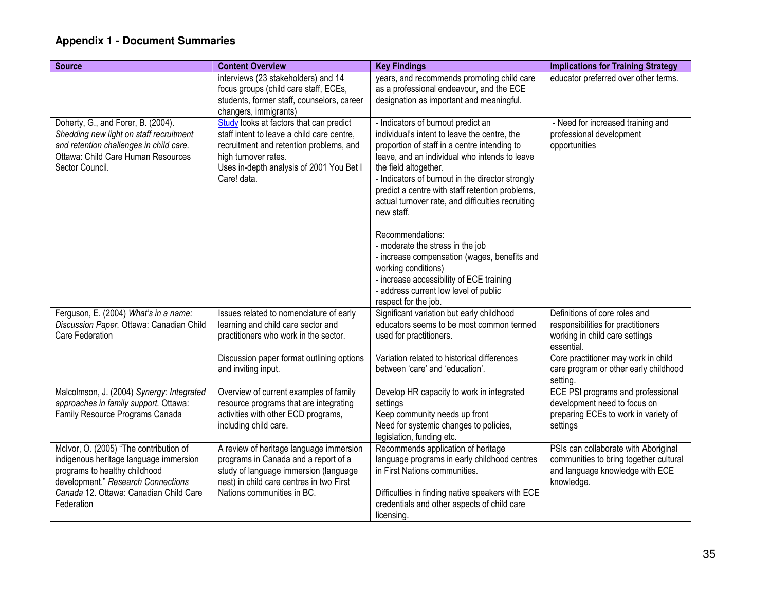## Appendix 1 - Document Summaries

| Source | Content Overview | Key Findings | Implications for Training Strategy |
|---|---|---|---|
| | interviews (23 stakeholders) and 14 focus groups (child care staff, ECEs, students, former staff, counselors, career changers, immigrants) | years, and recommends promoting child care as a professional endeavour, and the ECE designation as important and meaningful. | educator preferred over other terms. |
| Doherty, G., and Forer, B. (2004). *Shedding new light on staff recruitment and retention challenges in child care.* Ottawa: Child Care Human Resources Sector Council. | Study looks at factors that can predict staff intent to leave a child care centre, recruitment and retention problems, and high turnover rates.<br>Uses in-depth analysis of 2001 You Bet I Care! data. | - Indicators of burnout predict an individual's intent to leave the centre, the proportion of staff in a centre intending to leave, and an individual who intends to leave the field altogether.<br>- Indicators of burnout in the director strongly predict a centre with staff retention problems, actual turnover rate, and difficulties recruiting new staff.<br><br>Recommendations:<br>- moderate the stress in the job<br>- increase compensation (wages, benefits and working conditions)<br>- increase accessibility of ECE training<br>- address current low level of public respect for the job. | - Need for increased training and professional development opportunities |
| Ferguson, E. (2004) *What's in a name: Discussion Paper*. Ottawa: Canadian Child Care Federation | Issues related to nomenclature of early learning and child care sector and practitioners who work in the sector.<br><br>Discussion paper format outlining options and inviting input. | Significant variation but early childhood educators seems to be most common termed used for practitioners.<br><br>Variation related to historical differences between 'care' and 'education'. | Definitions of core roles and responsibilities for practitioners working in child care settings essential.<br>Core practitioner may work in child care program or other early childhood setting. |
| Malcolmson, J. (2004) *Synergy: Integrated approaches in family support.* Ottawa: Family Resource Programs Canada | Overview of current examples of family resource programs that are integrating activities with other ECD programs, including child care. | Develop HR capacity to work in integrated settings<br>Keep community needs up front<br>Need for systemic changes to policies, legislation, funding etc. | ECE PSI programs and professional development need to focus on preparing ECEs to work in variety of settings |
| McIvor, O. (2005) "The contribution of indigenous heritage language immersion programs to healthy childhood development." *Research Connections Canada* 12. Ottawa: Canadian Child Care Federation | A review of heritage language immersion programs in Canada and a report of a study of language immersion (language nest) in child care centres in two First Nations communities in BC. | Recommends application of heritage language programs in early childhood centres in First Nations communities.<br><br>Difficulties in finding native speakers with ECE credentials and other aspects of child care licensing. | PSIs can collaborate with Aboriginal communities to bring together cultural and language knowledge with ECE knowledge. |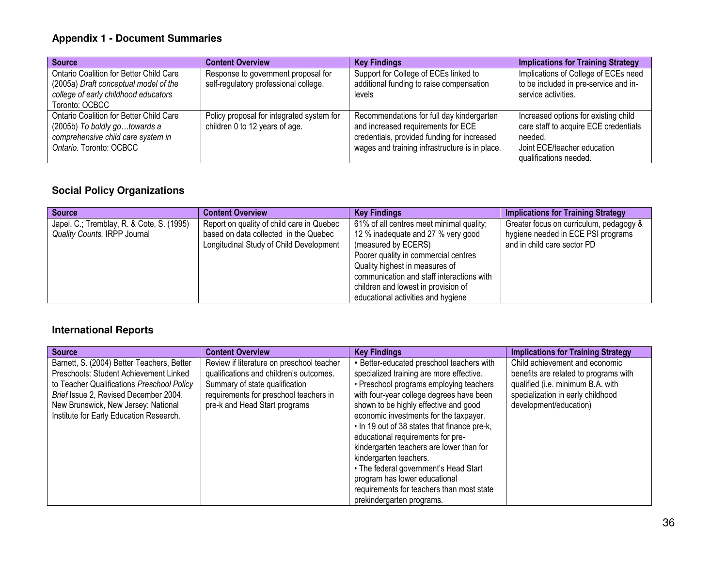## Appendix 1 - Document Summaries

| Source | Content Overview | Key Findings | Implications for Training Strategy |
|---|---|---|---|
| Ontario Coalition for Better Child Care (2005a) *Draft conceptual model of the college of early childhood educators* Toronto: OCBCC | Response to government proposal for self-regulatory professional college. | Support for College of ECEs linked to additional funding to raise compensation levels | Implications of College of ECEs need to be included in pre-service and in-service activities. |
| Ontario Coalition for Better Child Care (2005b) *To boldly go…towards a comprehensive child care system in Ontario.* Toronto: OCBCC | Policy proposal for integrated system for children 0 to 12 years of age. | Recommendations for full day kindergarten and increased requirements for ECE credentials, provided funding for increased wages and training infrastructure is in place. | Increased options for existing child care staff to acquire ECE credentials needed.<br>Joint ECE/teacher education qualifications needed. |

## Social Policy Organizations

| Source | Content Overview | Key Findings | Implications for Training Strategy |
|---|---|---|---|
| Japel, C.; Tremblay, R. & Cote, S. (1995) *Quality Counts.* IRPP Journal | Report on quality of child care in Quebec based on data collected in the Quebec Longitudinal Study of Child Development | 61% of all centres meet minimal quality; 12 % inadequate and 27 % very good (measured by ECERS)<br>Poorer quality in commercial centres<br>Quality highest in measures of communication and staff interactions with children and lowest in provision of educational activities and hygiene | Greater focus on curriculum, pedagogy & hygiene needed in ECE PSI programs and in child care sector PD |

## International Reports

| Source | Content Overview | Key Findings | Implications for Training Strategy |
|---|---|---|---|
| Barnett, S. (2004) Better Teachers, Better Preschools: Student Achievement Linked to Teacher Qualifications *Preschool Policy Brief* Issue 2, Revised December 2004. New Brunswick, New Jersey: National Institute for Early Education Research. | Review if literature on preschool teacher qualifications and children's outcomes. Summary of state qualification requirements for preschool teachers in pre-k and Head Start programs | • Better-educated preschool teachers with specialized training are more effective.<br>• Preschool programs employing teachers with four-year college degrees have been shown to be highly effective and good economic investments for the taxpayer.<br>• In 19 out of 38 states that finance pre-k, educational requirements for pre-kindergarten teachers are lower than for kindergarten teachers.<br>• The federal government's Head Start program has lower educational requirements for teachers than most state prekindergarten programs. | Child achievement and economic benefits are related to programs with qualified (i.e. minimum B.A. with specialization in early childhood development/education) |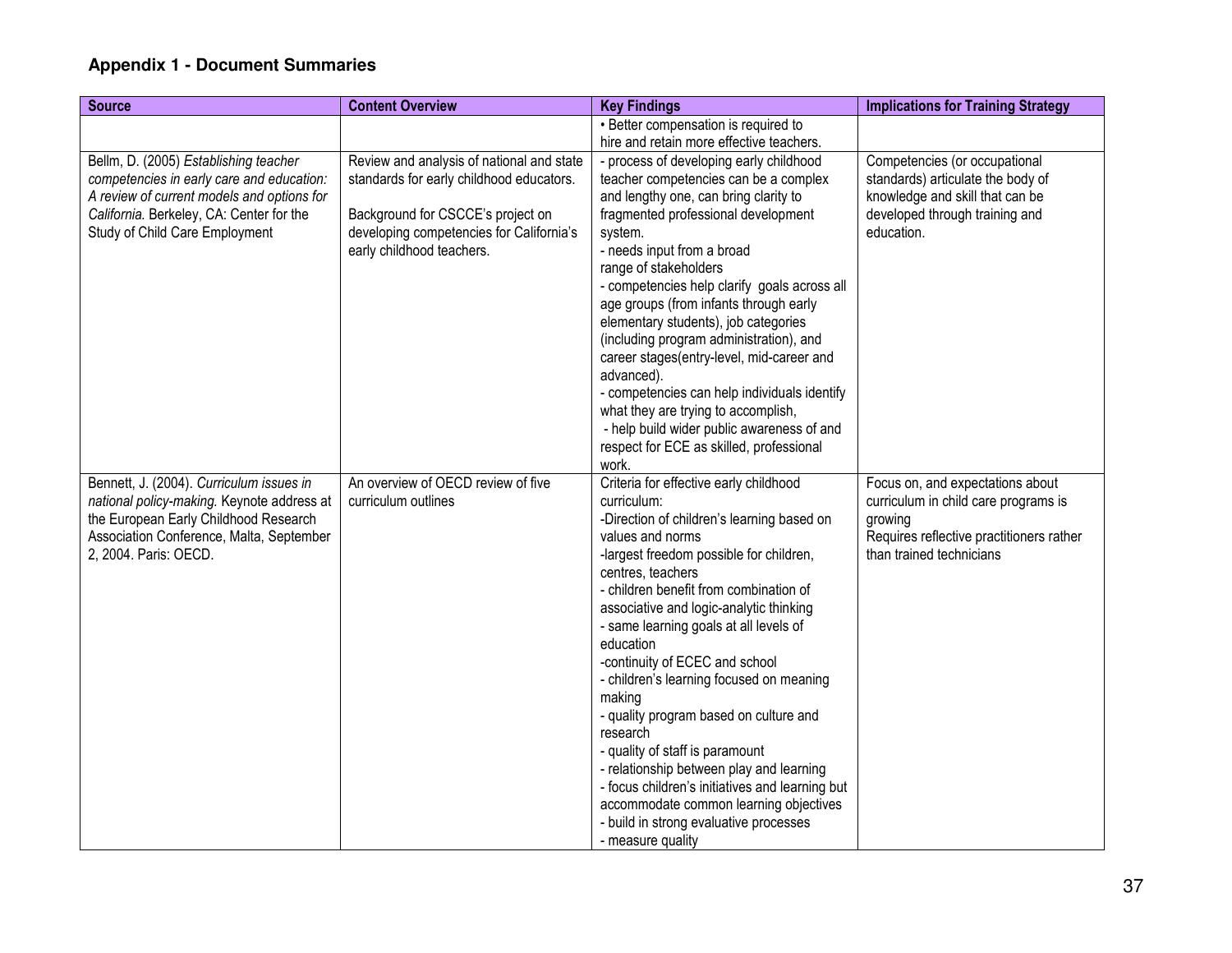## Appendix 1 - Document Summaries

| Source | Content Overview | Key Findings | Implications for Training Strategy |
|---|---|---|---|
| | | • Better compensation is required to hire and retain more effective teachers. | |
| Bellm, D. (2005) *Establishing teacher competencies in early care and education: A review of current models and options for California.* Berkeley, CA: Center for the Study of Child Care Employment | Review and analysis of national and state standards for early childhood educators.<br><br>Background for CSCCE's project on developing competencies for California's early childhood teachers. | - process of developing early childhood teacher competencies can be a complex and lengthy one, can bring clarity to fragmented professional development system.<br>- needs input from a broad range of stakeholders<br>- competencies help clarify goals across all age groups (from infants through early elementary students), job categories (including program administration), and career stages(entry-level, mid-career and advanced).<br>- competencies can help individuals identify what they are trying to accomplish,<br>- help build wider public awareness of and respect for ECE as skilled, professional work. | Competencies (or occupational standards) articulate the body of knowledge and skill that can be developed through training and education. |
| Bennett, J. (2004). *Curriculum issues in national policy-making.* Keynote address at the European Early Childhood Research Association Conference, Malta, September 2, 2004. Paris: OECD. | An overview of OECD review of five curriculum outlines | Criteria for effective early childhood curriculum:<br>-Direction of children's learning based on values and norms<br>-largest freedom possible for children, centres, teachers<br>- children benefit from combination of associative and logic-analytic thinking<br>- same learning goals at all levels of education<br>-continuity of ECEC and school<br>- children's learning focused on meaning making<br>- quality program based on culture and research<br>- quality of staff is paramount<br>- relationship between play and learning<br>- focus children's initiatives and learning but accommodate common learning objectives<br>- build in strong evaluative processes<br>- measure quality | Focus on, and expectations about curriculum in child care programs is growing<br>Requires reflective practitioners rather than trained technicians |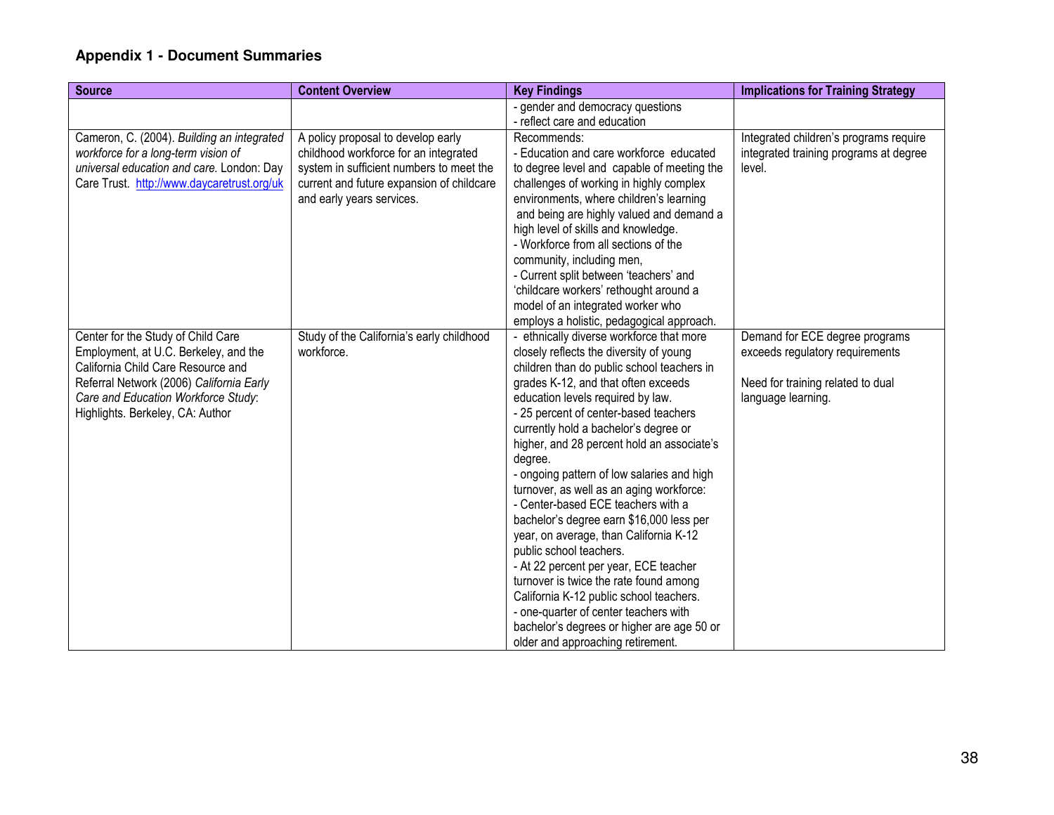## Appendix 1 - Document Summaries

| Source | Content Overview | Key Findings | Implications for Training Strategy |
|---|---|---|---|
| | | - gender and democracy questions<br>- reflect care and education | |
| Cameron, C. (2004). *Building an integrated workforce for a long-term vision of universal education and care.* London: Day Care Trust. http://www.daycaretrust.org/uk | A policy proposal to develop early childhood workforce for an integrated system in sufficient numbers to meet the current and future expansion of childcare and early years services. | Recommends:<br>- Education and care workforce educated to degree level and capable of meeting the challenges of working in highly complex environments, where children's learning and being are highly valued and demand a high level of skills and knowledge.<br>- Workforce from all sections of the community, including men,<br>- Current split between 'teachers' and 'childcare workers' rethought around a model of an integrated worker who employs a holistic, pedagogical approach. | Integrated children's programs require integrated training programs at degree level. |
| Center for the Study of Child Care Employment, at U.C. Berkeley, and the California Child Care Resource and Referral Network (2006) *California Early Care and Education Workforce Study*: Highlights. Berkeley, CA: Author | Study of the California's early childhood workforce. | - ethnically diverse workforce that more closely reflects the diversity of young children than do public school teachers in grades K-12, and that often exceeds education levels required by law.<br>- 25 percent of center-based teachers currently hold a bachelor's degree or higher, and 28 percent hold an associate's degree.<br>- ongoing pattern of low salaries and high turnover, as well as an aging workforce:<br>- Center-based ECE teachers with a bachelor's degree earn $16,000 less per year, on average, than California K-12 public school teachers.<br>- At 22 percent per year, ECE teacher turnover is twice the rate found among California K-12 public school teachers.<br>- one-quarter of center teachers with bachelor's degrees or higher are age 50 or older and approaching retirement. | Demand for ECE degree programs exceeds regulatory requirements<br><br>Need for training related to dual language learning. |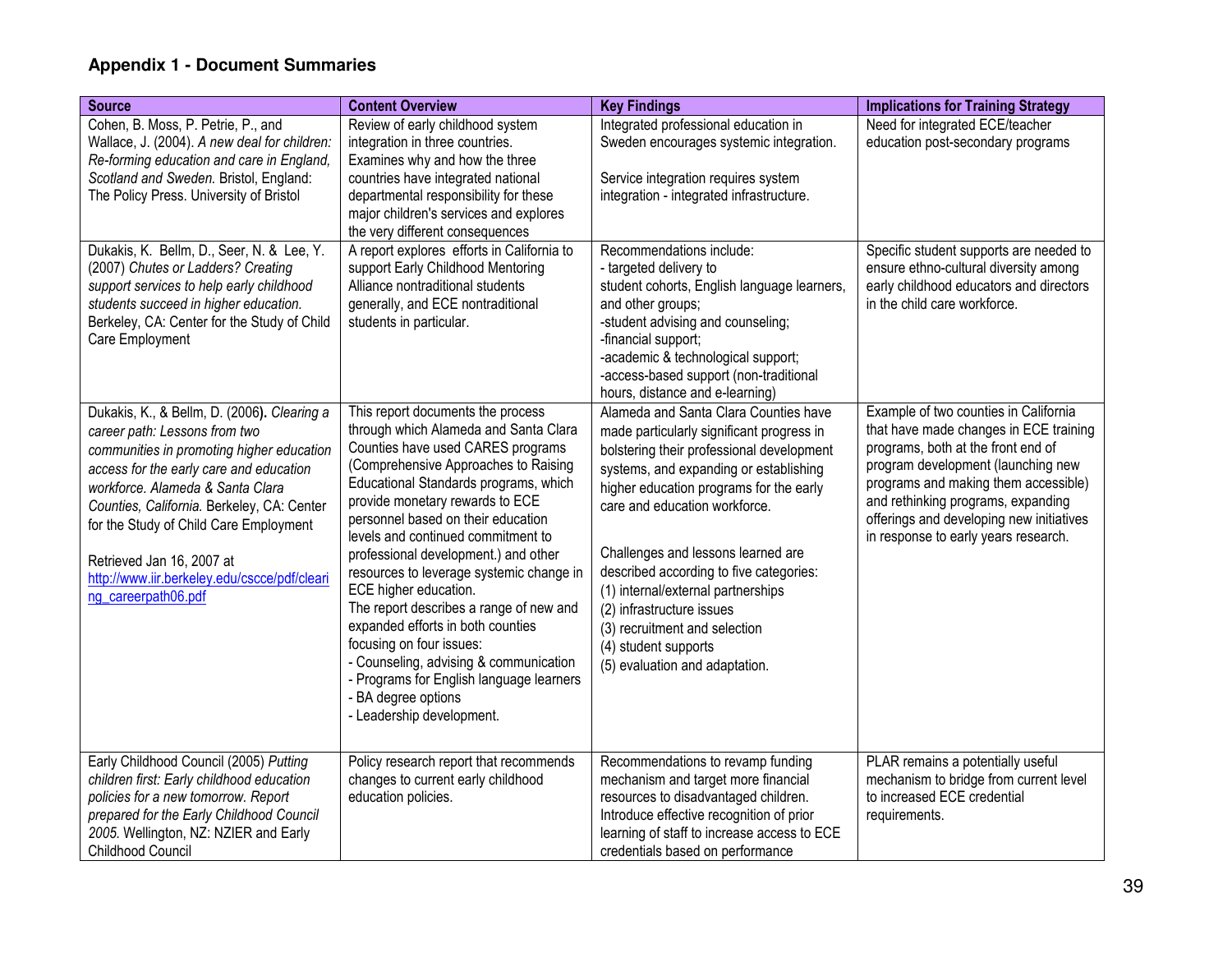## Appendix 1 - Document Summaries

| Source | Content Overview | Key Findings | Implications for Training Strategy |
|---|---|---|---|
| Cohen, B. Moss, P. Petrie, P., and Wallace, J. (2004). *A new deal for children: Re-forming education and care in England, Scotland and Sweden.* Bristol, England: The Policy Press. University of Bristol | Review of early childhood system integration in three countries. Examines why and how the three countries have integrated national departmental responsibility for these major children's services and explores the very different consequences | Integrated professional education in Sweden encourages systemic integration.<br><br>Service integration requires system integration - integrated infrastructure. | Need for integrated ECE/teacher education post-secondary programs |
| Dukakis, K. Bellm, D., Seer, N. & Lee, Y. (2007) *Chutes or Ladders? Creating support services to help early childhood students succeed in higher education.* Berkeley, CA: Center for the Study of Child Care Employment | A report explores efforts in California to support Early Childhood Mentoring Alliance nontraditional students generally, and ECE nontraditional students in particular. | Recommendations include:<br>- targeted delivery to student cohorts, English language learners, and other groups;<br>-student advising and counseling;<br>-financial support;<br>-academic & technological support;<br>-access-based support (non-traditional hours, distance and e-learning) | Specific student supports are needed to ensure ethno-cultural diversity among early childhood educators and directors in the child care workforce. |
| Dukakis, K., & Bellm, D. (2006**).** *Clearing a career path: Lessons from two communities in promoting higher education access for the early care and education workforce. Alameda & Santa Clara Counties, California.* Berkeley, CA: Center for the Study of Child Care Employment<br><br>Retrieved Jan 16, 2007 at http://www.iir.berkeley.edu/cscce/pdf/clearing_careerpath06.pdf | This report documents the process through which Alameda and Santa Clara Counties have used CARES programs (Comprehensive Approaches to Raising Educational Standards programs, which provide monetary rewards to ECE personnel based on their education levels and continued commitment to professional development.) and other resources to leverage systemic change in ECE higher education.<br>The report describes a range of new and expanded efforts in both counties focusing on four issues:<br>- Counseling, advising & communication<br>- Programs for English language learners<br>- BA degree options<br>- Leadership development. | Alameda and Santa Clara Counties have made particularly significant progress in bolstering their professional development systems, and expanding or establishing higher education programs for the early care and education workforce.<br><br>Challenges and lessons learned are described according to five categories:<br>(1) internal/external partnerships<br>(2) infrastructure issues<br>(3) recruitment and selection<br>(4) student supports<br>(5) evaluation and adaptation. | Example of two counties in California that have made changes in ECE training programs, both at the front end of program development (launching new programs and making them accessible) and rethinking programs, expanding offerings and developing new initiatives in response to early years research. |
| Early Childhood Council (2005) *Putting children first: Early childhood education policies for a new tomorrow. Report prepared for the Early Childhood Council 2005.* Wellington, NZ: NZIER and Early Childhood Council | Policy research report that recommends changes to current early childhood education policies. | Recommendations to revamp funding mechanism and target more financial resources to disadvantaged children. Introduce effective recognition of prior learning of staff to increase access to ECE credentials based on performance | PLAR remains a potentially useful mechanism to bridge from current level to increased ECE credential requirements. |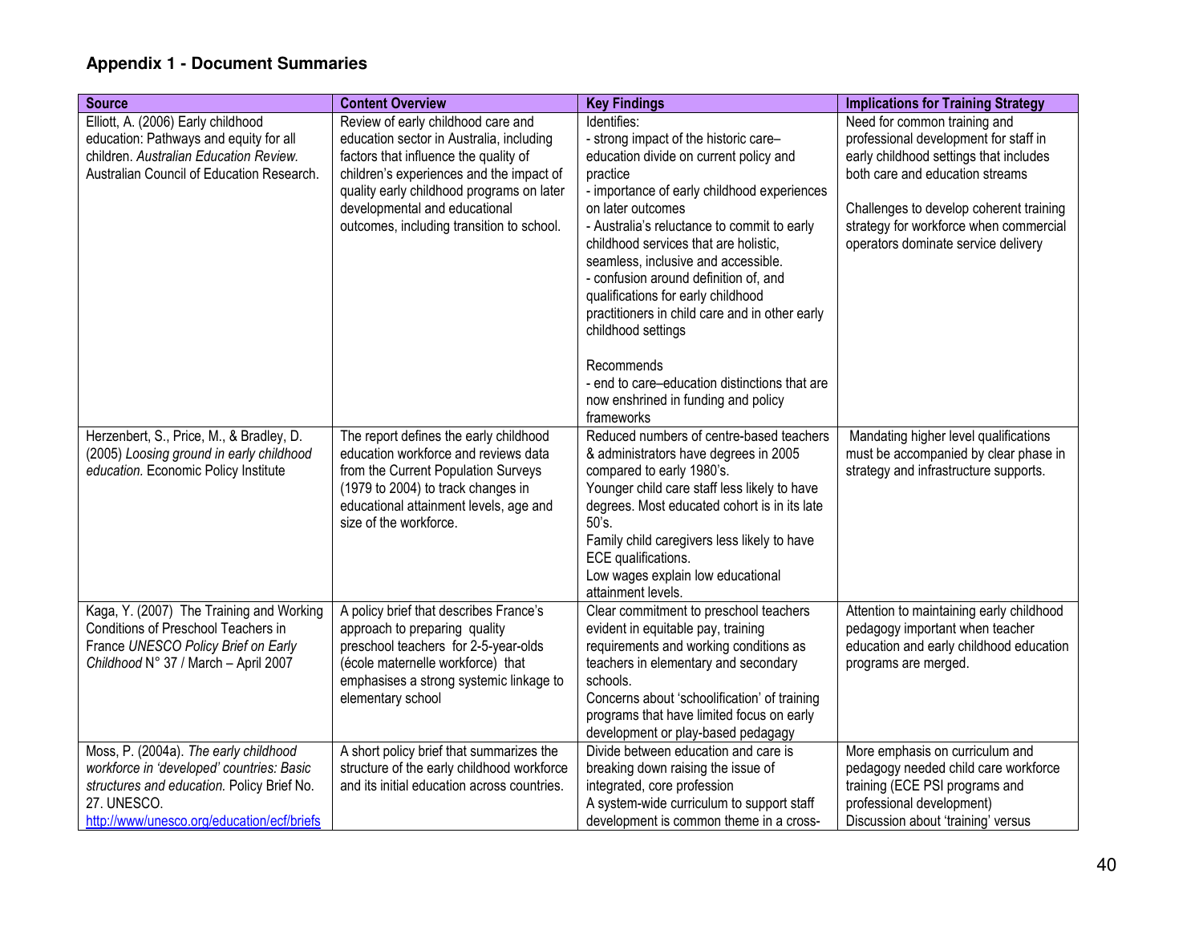## Appendix 1 - Document Summaries

| Source | Content Overview | Key Findings | Implications for Training Strategy |
|---|---|---|---|
| Elliott, A. (2006) Early childhood education: Pathways and equity for all children. *Australian Education Review.* Australian Council of Education Research. | Review of early childhood care and education sector in Australia, including factors that influence the quality of children's experiences and the impact of quality early childhood programs on later developmental and educational outcomes, including transition to school. | Identifies:<br>- strong impact of the historic care–education divide on current policy and practice<br>- importance of early childhood experiences on later outcomes<br>- Australia's reluctance to commit to early childhood services that are holistic, seamless, inclusive and accessible.<br>- confusion around definition of, and qualifications for early childhood practitioners in child care and in other early childhood settings<br><br>Recommends<br>- end to care–education distinctions that are now enshrined in funding and policy frameworks | Need for common training and professional development for staff in early childhood settings that includes both care and education streams<br><br>Challenges to develop coherent training strategy for workforce when commercial operators dominate service delivery |
| Herzenbert, S., Price, M., & Bradley, D. (2005) *Loosing ground in early childhood education.* Economic Policy Institute | The report defines the early childhood education workforce and reviews data from the Current Population Surveys (1979 to 2004) to track changes in educational attainment levels, age and size of the workforce. | Reduced numbers of centre-based teachers & administrators have degrees in 2005 compared to early 1980's.<br>Younger child care staff less likely to have degrees. Most educated cohort is in its late 50's.<br>Family child caregivers less likely to have ECE qualifications.<br>Low wages explain low educational attainment levels. | Mandating higher level qualifications must be accompanied by clear phase in strategy and infrastructure supports. |
| Kaga, Y. (2007) The Training and Working Conditions of Preschool Teachers in France *UNESCO Policy Brief on Early Childhood* N° 37 / March – April 2007 | A policy brief that describes France's approach to preparing quality preschool teachers for 2-5-year-olds (école maternelle workforce) that emphasises a strong systemic linkage to elementary school | Clear commitment to preschool teachers evident in equitable pay, training requirements and working conditions as teachers in elementary and secondary schools.<br>Concerns about 'schoolification' of training programs that have limited focus on early development or play-based pedagagy | Attention to maintaining early childhood pedagogy important when teacher education and early childhood education programs are merged. |
| Moss, P. (2004a). *The early childhood workforce in 'developed' countries: Basic structures and education.* Policy Brief No. 27. UNESCO. http://www/unesco/org/education/ecf/briefs | A short policy brief that summarizes the structure of the early childhood workforce and its initial education across countries. | Divide between education and care is breaking down raising the issue of integrated, core profession<br>A system-wide curriculum to support staff development is common theme in a cross- | More emphasis on curriculum and pedagogy needed child care workforce training (ECE PSI programs and professional development)<br>Discussion about 'training' versus |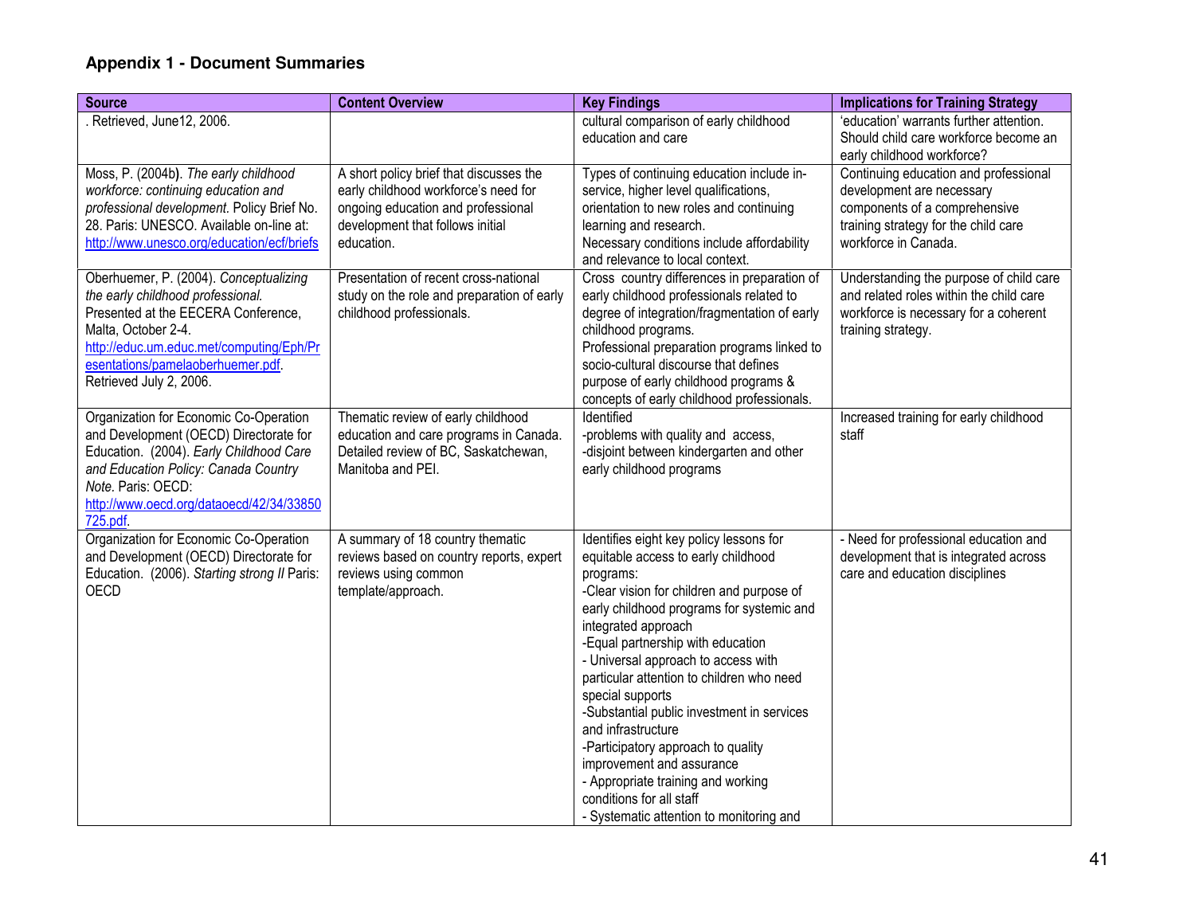## Appendix 1 - Document Summaries

| Source | Content Overview | Key Findings | Implications for Training Strategy |
|---|---|---|---|
| . Retrieved, June12, 2006. | | cultural comparison of early childhood education and care | 'education' warrants further attention. Should child care workforce become an early childhood workforce? |
| Moss, P. (2004b). *The early childhood workforce: continuing education and professional development.* Policy Brief No. 28. Paris: UNESCO. Available on-line at: http://www.unesco.org/education/ecf/briefs | A short policy brief that discusses the early childhood workforce's need for ongoing education and professional development that follows initial education. | Types of continuing education include in-service, higher level qualifications, orientation to new roles and continuing learning and research.<br>Necessary conditions include affordability and relevance to local context. | Continuing education and professional development are necessary components of a comprehensive training strategy for the child care workforce in Canada. |
| Oberhuemer, P. (2004). *Conceptualizing the early childhood professional.* Presented at the EECERA Conference, Malta, October 2-4. http://educ.um.educ.met/computing/Eph/Presentations/pamelaoberhuemer.pdf. Retrieved July 2, 2006. | Presentation of recent cross-national study on the role and preparation of early childhood professionals. | Cross country differences in preparation of early childhood professionals related to degree of integration/fragmentation of early childhood programs.<br>Professional preparation programs linked to socio-cultural discourse that defines purpose of early childhood programs & concepts of early childhood professionals. | Understanding the purpose of child care and related roles within the child care workforce is necessary for a coherent training strategy. |
| Organization for Economic Co-Operation and Development (OECD) Directorate for Education. (2004). *Early Childhood Care and Education Policy: Canada Country Note.* Paris: OECD: http://www.oecd.org/dataoecd/42/34/33850725.pdf. | Thematic review of early childhood education and care programs in Canada. Detailed review of BC, Saskatchewan, Manitoba and PEI. | Identified<br>-problems with quality and access,<br>-disjoint between kindergarten and other early childhood programs | Increased training for early childhood staff |
| Organization for Economic Co-Operation and Development (OECD) Directorate for Education. (2006). *Starting strong II* Paris: OECD | A summary of 18 country thematic reviews based on country reports, expert reviews using common template/approach. | Identifies eight key policy lessons for equitable access to early childhood programs:<br>-Clear vision for children and purpose of early childhood programs for systemic and integrated approach<br>-Equal partnership with education<br>- Universal approach to access with particular attention to children who need special supports<br>-Substantial public investment in services and infrastructure<br>-Participatory approach to quality improvement and assurance<br>- Appropriate training and working conditions for all staff<br>- Systematic attention to monitoring and | - Need for professional education and development that is integrated across care and education disciplines |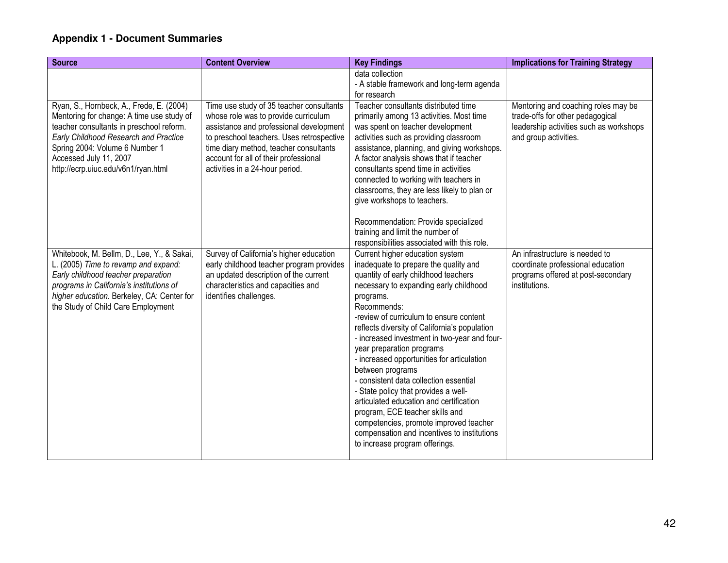## Appendix 1 - Document Summaries

| Source | Content Overview | Key Findings | Implications for Training Strategy |
|---|---|---|---|
| | | data collection<br>- A stable framework and long-term agenda for research | |
| Ryan, S., Hornbeck, A., Frede, E. (2004) Mentoring for change: A time use study of teacher consultants in preschool reform. *Early Childhood Research and Practice* Spring 2004: Volume 6 Number 1 Accessed July 11, 2007 http://ecrp.uiuc.edu/v6n1/ryan.html | Time use study of 35 teacher consultants whose role was to provide curriculum assistance and professional development to preschool teachers. Uses retrospective time diary method, teacher consultants account for all of their professional activities in a 24-hour period. | Teacher consultants distributed time primarily among 13 activities. Most time was spent on teacher development activities such as providing classroom assistance, planning, and giving workshops. A factor analysis shows that if teacher consultants spend time in activities connected to working with teachers in classrooms, they are less likely to plan or give workshops to teachers.<br><br>Recommendation: Provide specialized training and limit the number of responsibilities associated with this role. | Mentoring and coaching roles may be trade-offs for other pedagogical leadership activities such as workshops and group activities. |
| Whitebook, M. Bellm, D., Lee, Y., & Sakai, L. (2005) *Time to revamp and expand: Early childhood teacher preparation programs in California's institutions of higher education.* Berkeley, CA: Center for the Study of Child Care Employment | Survey of California's higher education early childhood teacher program provides an updated description of the current characteristics and capacities and identifies challenges. | Current higher education system inadequate to prepare the quality and quantity of early childhood teachers necessary to expanding early childhood programs.<br>Recommends:<br>-review of curriculum to ensure content reflects diversity of California's population<br>- increased investment in two-year and four-year preparation programs<br>- increased opportunities for articulation between programs<br>- consistent data collection essential<br>- State policy that provides a well-articulated education and certification program, ECE teacher skills and competencies, promote improved teacher compensation and incentives to institutions to increase program offerings. | An infrastructure is needed to coordinate professional education programs offered at post-secondary institutions. |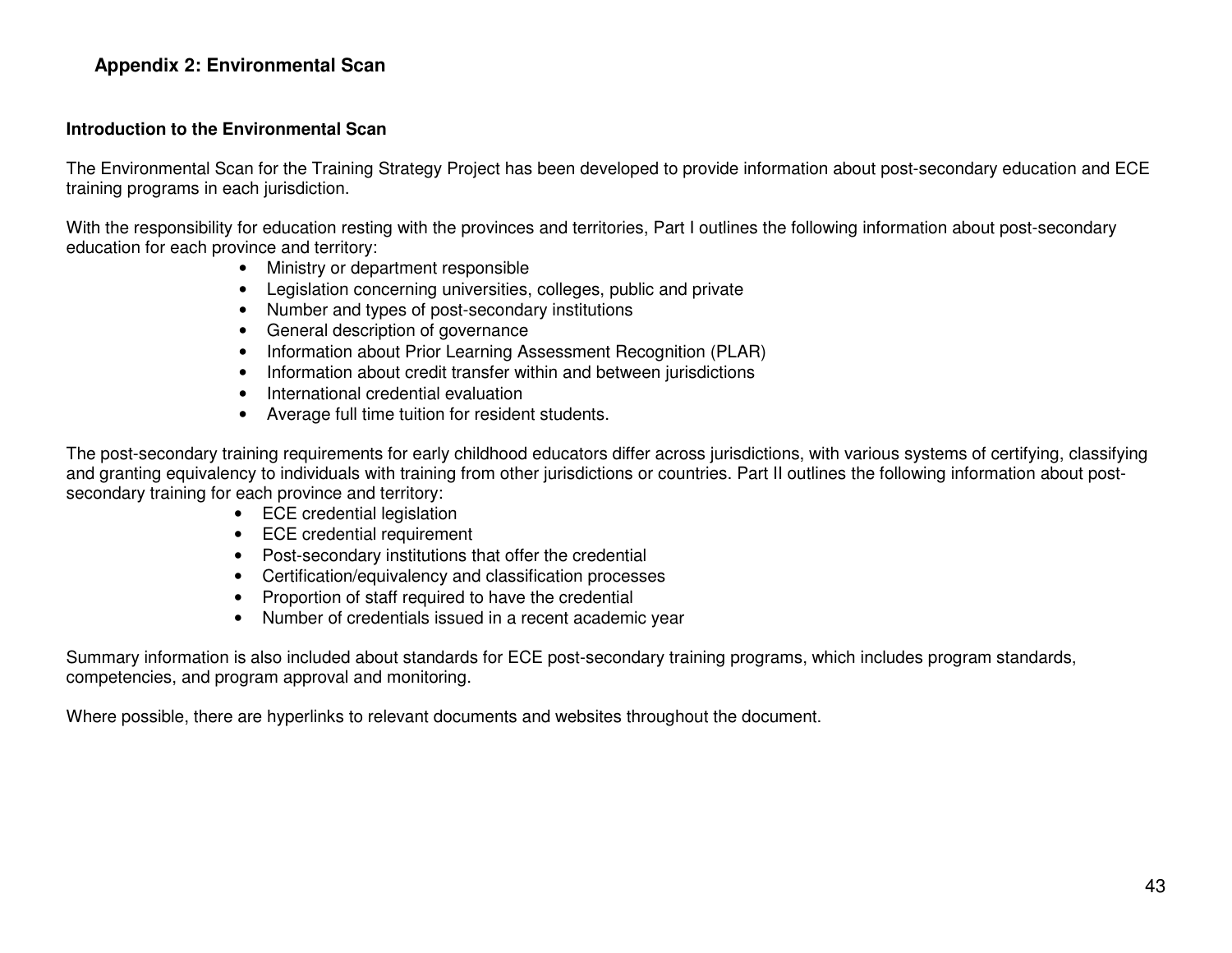## Appendix 2: Environmental Scan

### Introduction to the Environmental Scan

The Environmental Scan for the Training Strategy Project has been developed to provide information about post-secondary education and ECE training programs in each jurisdiction.

With the responsibility for education resting with the provinces and territories, Part I outlines the following information about post-secondary education for each province and territory:

- Ministry or department responsible
- Legislation concerning universities, colleges, public and private
- Number and types of post-secondary institutions
- General description of governance
- Information about Prior Learning Assessment Recognition (PLAR)
- Information about credit transfer within and between jurisdictions
- International credential evaluation
- Average full time tuition for resident students.

The post-secondary training requirements for early childhood educators differ across jurisdictions, with various systems of certifying, classifying and granting equivalency to individuals with training from other jurisdictions or countries. Part II outlines the following information about post-secondary training for each province and territory:

- ECE credential legislation
- ECE credential requirement
- Post-secondary institutions that offer the credential
- Certification/equivalency and classification processes
- Proportion of staff required to have the credential
- Number of credentials issued in a recent academic year

Summary information is also included about standards for ECE post-secondary training programs, which includes program standards, competencies, and program approval and monitoring.

Where possible, there are hyperlinks to relevant documents and websites throughout the document.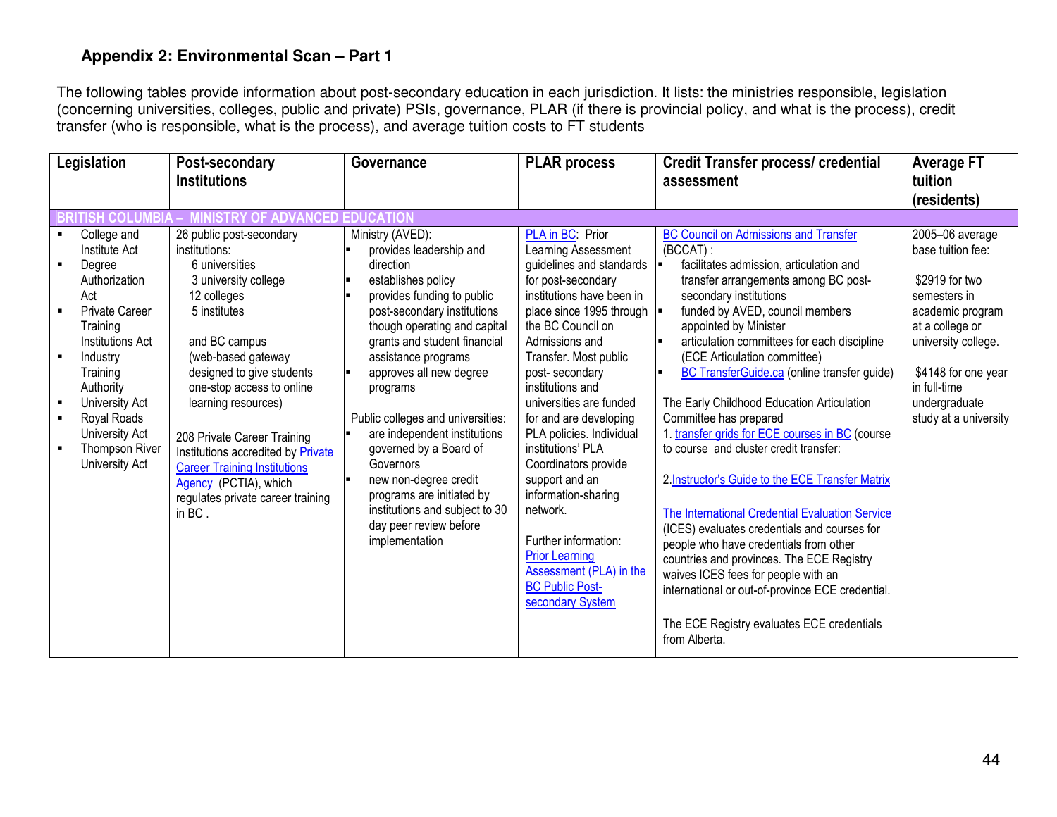## Appendix 2: Environmental Scan – Part 1

The following tables provide information about post-secondary education in each jurisdiction. It lists: the ministries responsible, legislation (concerning universities, colleges, public and private) PSIs, governance, PLAR (if there is provincial policy, and what is the process), credit transfer (who is responsible, what is the process), and average tuition costs to FT students

| Legislation | Post-secondary Institutions | Governance | PLAR process | Credit Transfer process/ credential assessment | Average FT tuition (residents) |
|---|---|---|---|---|---|
| **BRITISH COLUMBIA – MINISTRY OF ADVANCED EDUCATION** | | | | | |
| ▪ College and Institute Act<br>▪ Degree Authorization Act<br>▪ Private Career Training Institutions Act<br>▪ Industry Training Authority<br>▪ University Act<br>▪ Royal Roads University Act<br>▪ Thompson River University Act | 26 public post-secondary institutions:<br>6 universities<br>3 university college<br>12 colleges<br>5 institutes<br><br>and BC campus (web-based gateway designed to give students one-stop access to online learning resources)<br><br>208 Private Career Training Institutions accredited by Private Career Training Institutions Agency (PCTIA), which regulates private career training in BC . | Ministry (AVED):<br>▪ provides leadership and direction<br>▪ establishes policy<br>▪ provides funding to public post-secondary institutions though operating and capital grants and student financial assistance programs<br>▪ approves all new degree programs<br><br>Public colleges and universities:<br>▪ are independent institutions governed by a Board of Governors<br>▪ new non-degree credit programs are initiated by institutions and subject to 30 day peer review before implementation | PLA in BC: Prior Learning Assessment guidelines and standards for post-secondary institutions have been in place since 1995 through the BC Council on Admissions and Transfer. Most public post- secondary institutions and universities are funded for and are developing PLA policies. Individual institutions' PLA Coordinators provide support and an information-sharing network.<br><br>Further information: Prior Learning Assessment (PLA) in the BC Public Post-secondary System | BC Council on Admissions and Transfer (BCCAT) :<br>▪ facilitates admission, articulation and transfer arrangements among BC post-secondary institutions<br>▪ funded by AVED, council members appointed by Minister<br>▪ articulation committees for each discipline (ECE Articulation committee)<br>▪ BC TransferGuide.ca (online transfer guide)<br><br>The Early Childhood Education Articulation Committee has prepared<br>1. transfer grids for ECE courses in BC (course to course and cluster credit transfer:<br><br>2.Instructor's Guide to the ECE Transfer Matrix<br><br>The International Credential Evaluation Service (ICES) evaluates credentials and courses for people who have credentials from other countries and provinces. The ECE Registry waives ICES fees for people with an international or out-of-province ECE credential.<br><br>The ECE Registry evaluates ECE credentials from Alberta. | 2005–06 average base tuition fee:<br><br>$2919 for two semesters in academic program at a college or university college.<br><br>$4148 for one year in full-time undergraduate study at a university |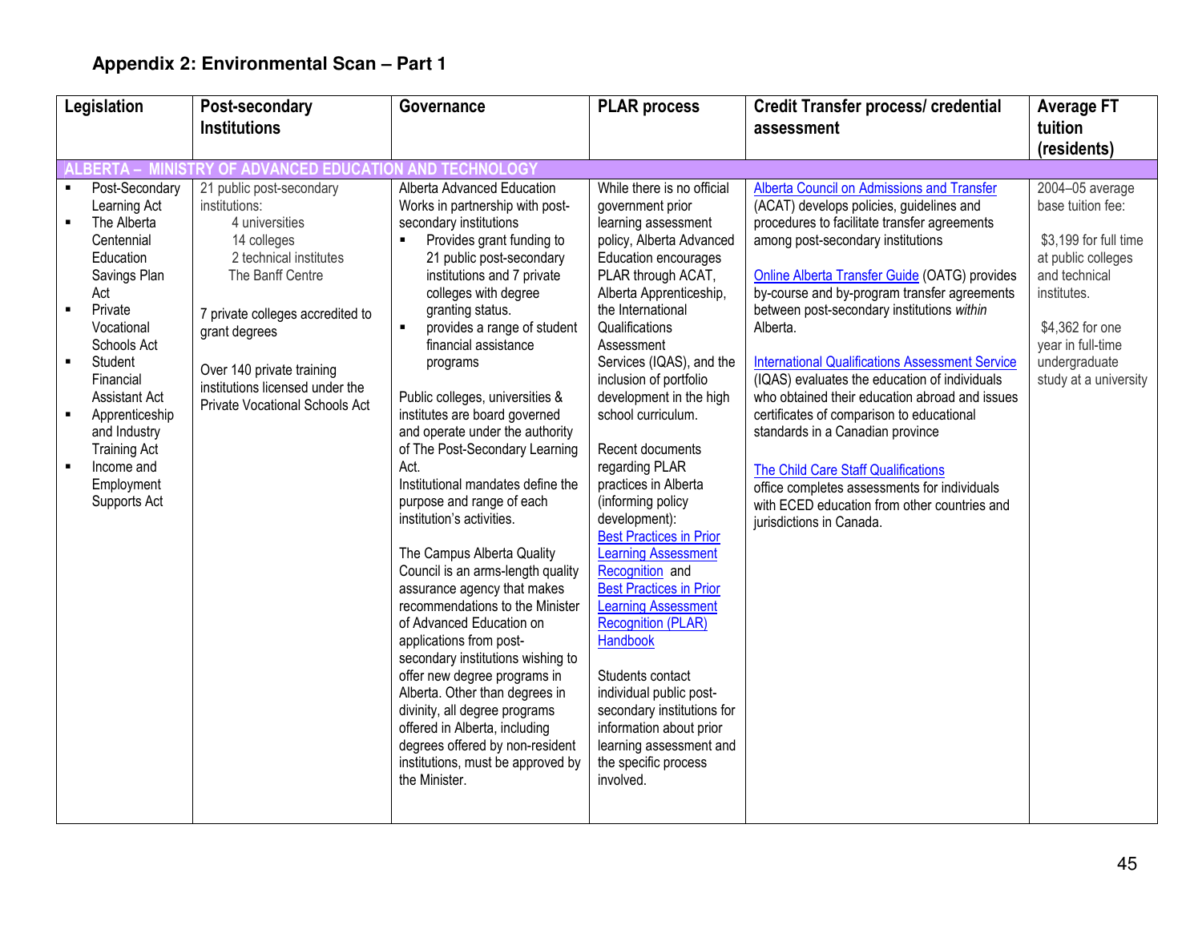## Appendix 2: Environmental Scan – Part 1

| Legislation | Post-secondary Institutions | Governance | PLAR process | Credit Transfer process/ credential assessment | Average FT tuition (residents) |
|---|---|---|---|---|---|
| **ALBERTA – MINISTRY OF ADVANCED EDUCATION AND TECHNOLOGY** | | | | | |
| ▪ Post-Secondary Learning Act<br>▪ The Alberta Centennial Education Savings Plan Act<br>▪ Private Vocational Schools Act<br>▪ Student Financial Assistant Act<br>▪ Apprenticeship and Industry Training Act<br>▪ Income and Employment Supports Act | 21 public post-secondary institutions:<br>4 universities<br>14 colleges<br>2 technical institutes<br>The Banff Centre<br><br>7 private colleges accredited to grant degrees<br><br>Over 140 private training institutions licensed under the Private Vocational Schools Act | Alberta Advanced Education Works in partnership with post-secondary institutions<br>▪ Provides grant funding to 21 public post-secondary institutions and 7 private colleges with degree granting status.<br>▪ provides a range of student financial assistance programs<br><br>Public colleges, universities & institutes are board governed and operate under the authority of The Post-Secondary Learning Act.<br>Institutional mandates define the purpose and range of each institution's activities.<br><br>The Campus Alberta Quality Council is an arms-length quality assurance agency that makes recommendations to the Minister of Advanced Education on applications from post-secondary institutions wishing to offer new degree programs in Alberta. Other than degrees in divinity, all degree programs offered in Alberta, including degrees offered by non-resident institutions, must be approved by the Minister. | While there is no official government prior learning assessment policy, Alberta Advanced Education encourages PLAR through ACAT, Alberta Apprenticeship, the International Qualifications Assessment Services (IQAS), and the inclusion of portfolio development in the high school curriculum.<br><br>Recent documents regarding PLAR practices in Alberta (informing policy development):<br>Best Practices in Prior Learning Assessment Recognition and Best Practices in Prior Learning Assessment Recognition (PLAR) Handbook<br><br>Students contact individual public post-secondary institutions for information about prior learning assessment and the specific process involved. | Alberta Council on Admissions and Transfer (ACAT) develops policies, guidelines and procedures to facilitate transfer agreements among post-secondary institutions<br><br>Online Alberta Transfer Guide (OATG) provides by-course and by-program transfer agreements between post-secondary institutions *within* Alberta.<br><br>International Qualifications Assessment Service (IQAS) evaluates the education of individuals who obtained their education abroad and issues certificates of comparison to educational standards in a Canadian province<br><br>The Child Care Staff Qualifications office completes assessments for individuals with ECED education from other countries and jurisdictions in Canada. | 2004–05 average base tuition fee:<br><br>$3,199 for full time at public colleges and technical institutes.<br><br>$4,362 for one year in full-time undergraduate study at a university |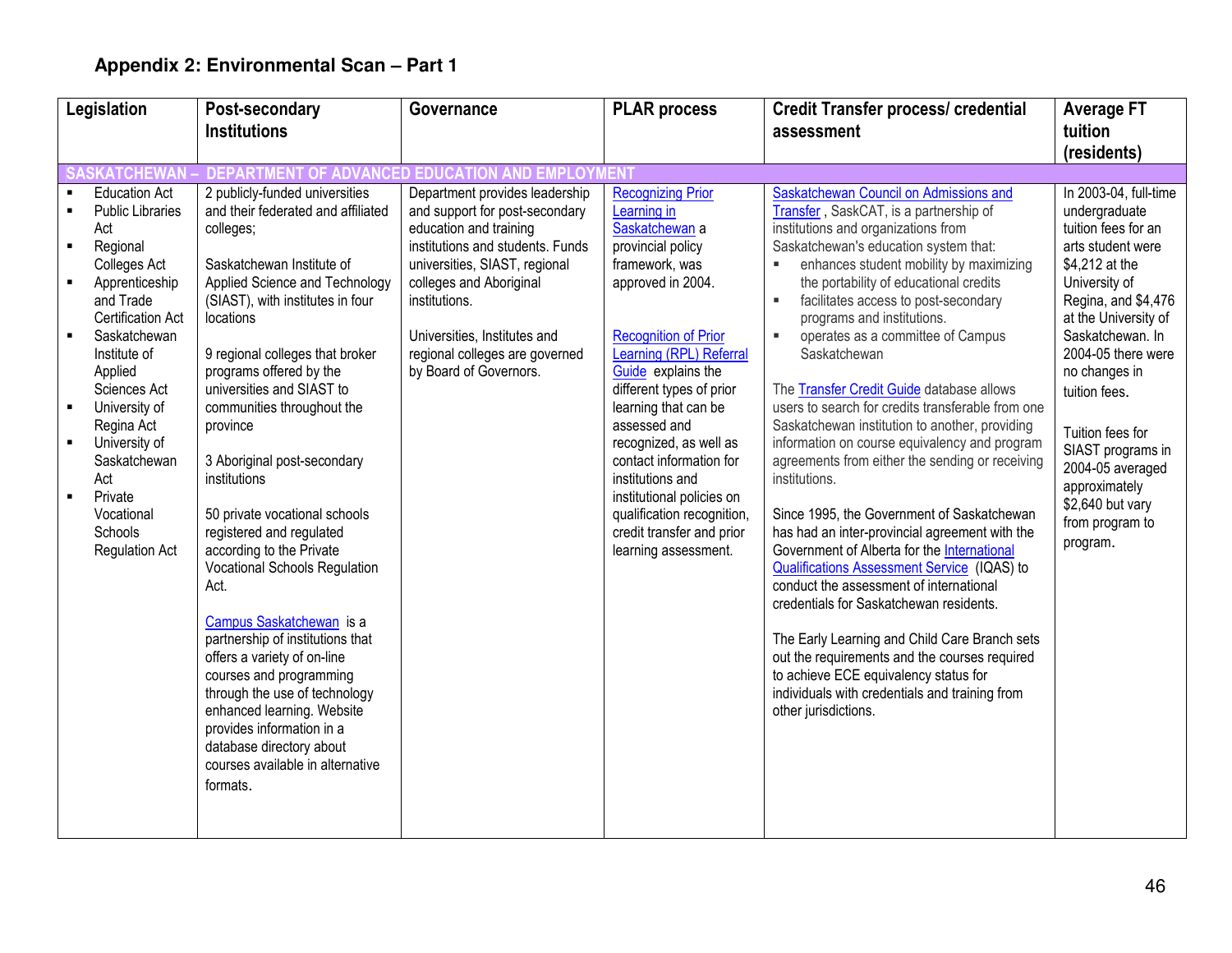## Appendix 2: Environmental Scan – Part 1

| Legislation | Post-secondary Institutions | Governance | PLAR process | Credit Transfer process/ credential assessment | Average FT tuition (residents) |
|---|---|---|---|---|---|
| **SASKATCHEWAN – DEPARTMENT OF ADVANCED EDUCATION AND EMPLOYMENT** | | | | | |
| ▪ Education Act<br>▪ Public Libraries Act<br>▪ Regional Colleges Act<br>▪ Apprenticeship and Trade Certification Act<br>▪ Saskatchewan Institute of Applied Sciences Act<br>▪ University of Regina Act<br>▪ University of Saskatchewan Act<br>▪ Private Vocational Schools Regulation Act | 2 publicly-funded universities and their federated and affiliated colleges;<br><br>Saskatchewan Institute of Applied Science and Technology (SIAST), with institutes in four locations<br><br>9 regional colleges that broker programs offered by the universities and SIAST to communities throughout the province<br><br>3 Aboriginal post-secondary institutions<br><br>50 private vocational schools registered and regulated according to the Private Vocational Schools Regulation Act.<br><br>Campus Saskatchewan is a partnership of institutions that offers a variety of on-line courses and programming through the use of technology enhanced learning. Website provides information in a database directory about courses available in alternative formats. | Department provides leadership and support for post-secondary education and training institutions and students. Funds universities, SIAST, regional colleges and Aboriginal institutions.<br><br>Universities, Institutes and regional colleges are governed by Board of Governors. | Recognizing Prior Learning in Saskatchewan a provincial policy framework, was approved in 2004.<br><br>Recognition of Prior Learning (RPL) Referral Guide explains the different types of prior learning that can be assessed and recognized, as well as contact information for institutions and institutional policies on qualification recognition, credit transfer and prior learning assessment. | Saskatchewan Council on Admissions and Transfer , SaskCAT, is a partnership of institutions and organizations from Saskatchewan's education system that:<br>▪ enhances student mobility by maximizing the portability of educational credits<br>▪ facilitates access to post-secondary programs and institutions.<br>▪ operates as a committee of Campus Saskatchewan<br><br>The Transfer Credit Guide database allows users to search for credits transferable from one Saskatchewan institution to another, providing information on course equivalency and program agreements from either the sending or receiving institutions.<br><br>Since 1995, the Government of Saskatchewan has had an inter-provincial agreement with the Government of Alberta for the International Qualifications Assessment Service (IQAS) to conduct the assessment of international credentials for Saskatchewan residents.<br><br>The Early Learning and Child Care Branch sets out the requirements and the courses required to achieve ECE equivalency status for individuals with credentials and training from other jurisdictions. | In 2003-04, full-time undergraduate tuition fees for an arts student were $4,212 at the University of Regina, and $4,476 at the University of Saskatchewan. In 2004-05 there were no changes in tuition fees.<br><br>Tuition fees for SIAST programs in 2004-05 averaged approximately $2,640 but vary from program to program. |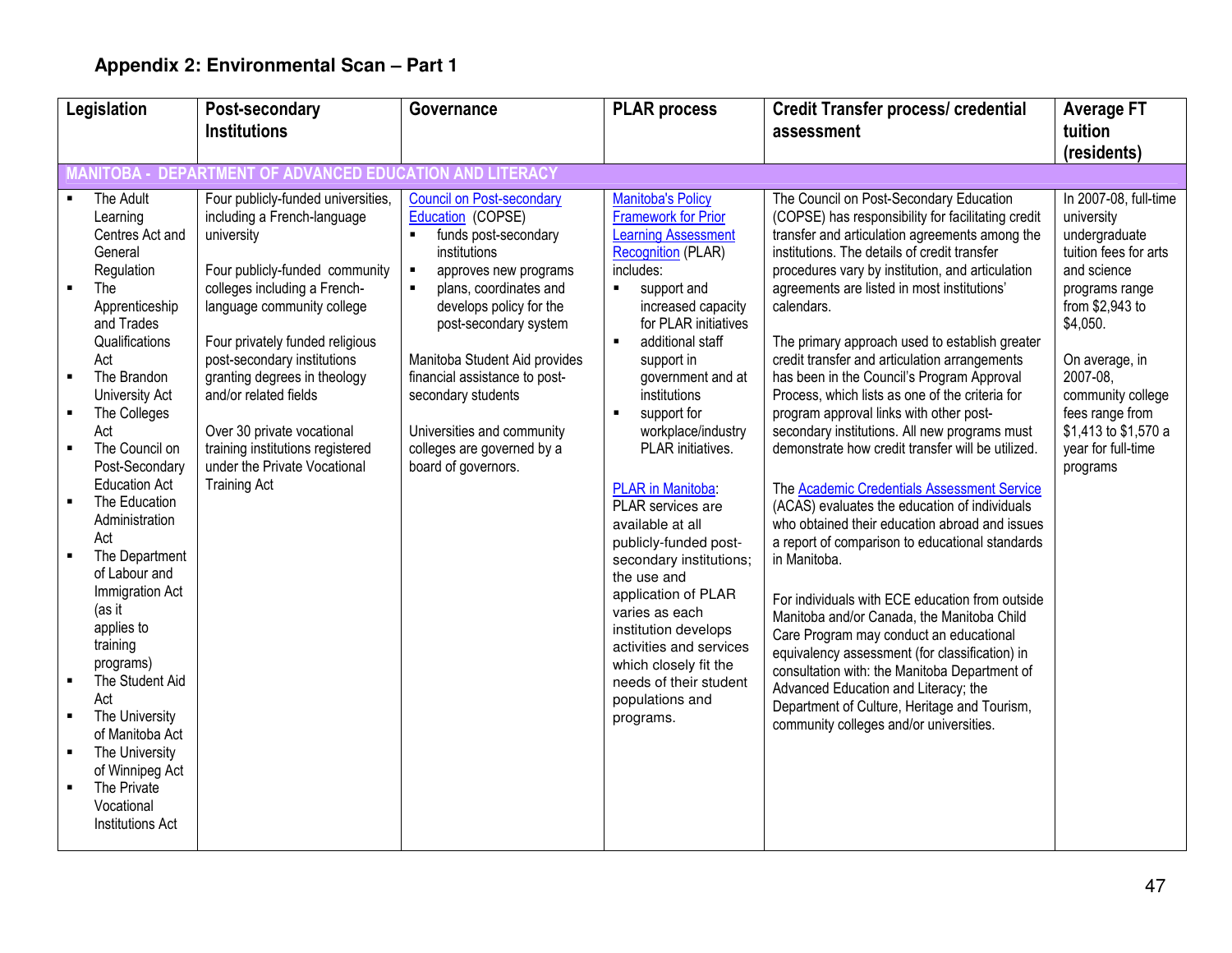## Appendix 2: Environmental Scan – Part 1

| Legislation | Post-secondary Institutions | Governance | PLAR process | Credit Transfer process/ credential assessment | Average FT tuition (residents) |
|---|---|---|---|---|---|
| **MANITOBA - DEPARTMENT OF ADVANCED EDUCATION AND LITERACY** | | | | | |
| ▪ The Adult Learning Centres Act and General Regulation<br>▪ The Apprenticeship and Trades Qualifications Act<br>▪ The Brandon University Act<br>▪ The Colleges Act<br>▪ The Council on Post-Secondary Education Act<br>▪ The Education Administration Act<br>▪ The Department of Labour and Immigration Act (as it applies to training programs)<br>▪ The Student Aid Act<br>▪ The University of Manitoba Act<br>▪ The University of Winnipeg Act<br>▪ The Private Vocational Institutions Act | Four publicly-funded universities, including a French-language university<br><br>Four publicly-funded community colleges including a French-language community college<br><br>Four privately funded religious post-secondary institutions granting degrees in theology and/or related fields<br><br>Over 30 private vocational training institutions registered under the Private Vocational Training Act | Council on Post-secondary Education (COPSE)<br>▪ funds post-secondary institutions<br>▪ approves new programs<br>▪ plans, coordinates and develops policy for the post-secondary system<br><br>Manitoba Student Aid provides financial assistance to post-secondary students<br><br>Universities and community colleges are governed by a board of governors. | Manitoba's Policy Framework for Prior Learning Assessment Recognition (PLAR) includes:<br>▪ support and increased capacity for PLAR initiatives<br>▪ additional staff support in government and at institutions<br>▪ support for workplace/industry PLAR initiatives.<br><br>PLAR in Manitoba: PLAR services are available at all publicly-funded post-secondary institutions; the use and application of PLAR varies as each institution develops activities and services which closely fit the needs of their student populations and programs. | The Council on Post-Secondary Education (COPSE) has responsibility for facilitating credit transfer and articulation agreements among the institutions. The details of credit transfer procedures vary by institution, and articulation agreements are listed in most institutions' calendars.<br><br>The primary approach used to establish greater credit transfer and articulation arrangements has been in the Council's Program Approval Process, which lists as one of the criteria for program approval links with other post-secondary institutions. All new programs must demonstrate how credit transfer will be utilized.<br><br>The Academic Credentials Assessment Service (ACAS) evaluates the education of individuals who obtained their education abroad and issues a report of comparison to educational standards in Manitoba.<br><br>For individuals with ECE education from outside Manitoba and/or Canada, the Manitoba Child Care Program may conduct an educational equivalency assessment (for classification) in consultation with: the Manitoba Department of Advanced Education and Literacy; the Department of Culture, Heritage and Tourism, community colleges and/or universities. | In 2007-08, full-time university undergraduate tuition fees for arts and science programs range from $2,943 to $4,050.<br><br>On average, in 2007-08, community college fees range from $1,413 to $1,570 a year for full-time programs |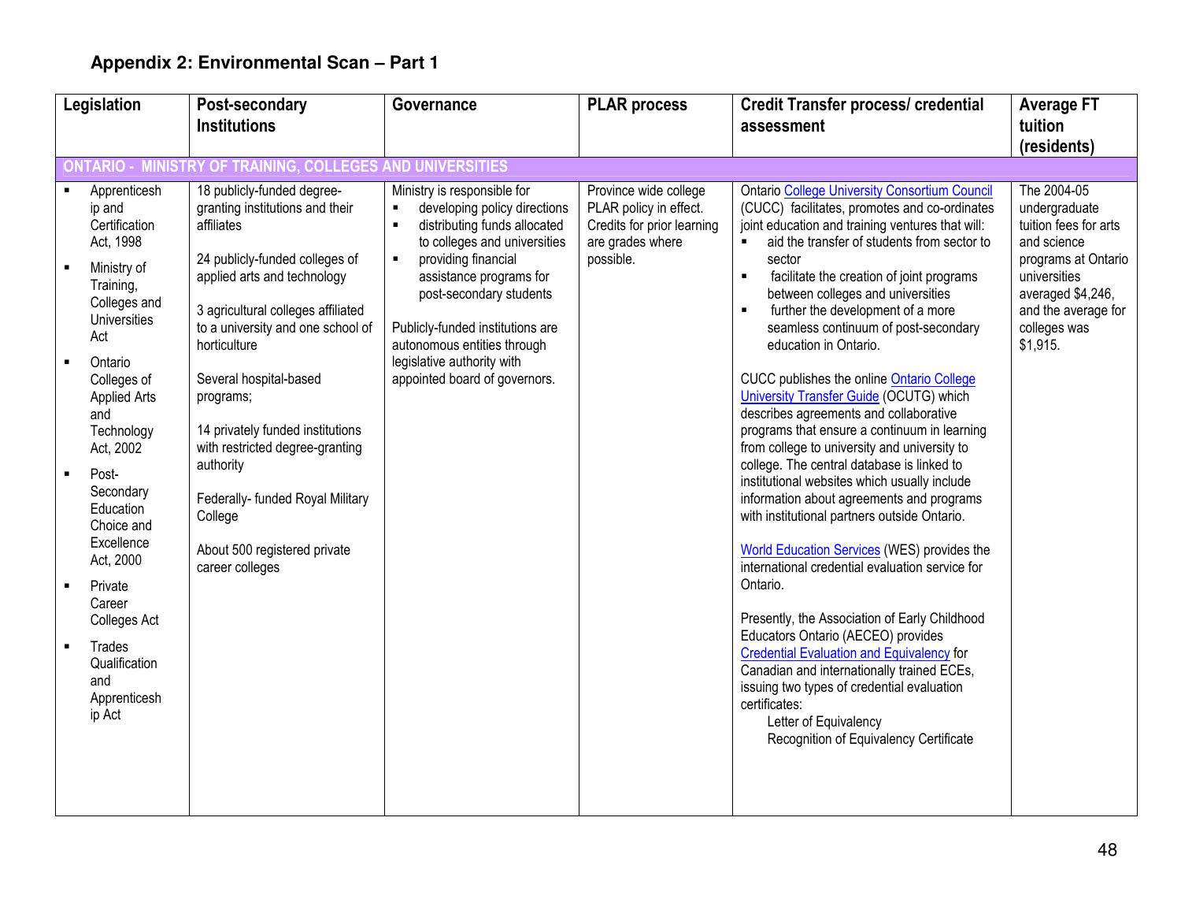## Appendix 2: Environmental Scan – Part 1

| Legislation | Post-secondary Institutions | Governance | PLAR process | Credit Transfer process/ credential assessment | Average FT tuition (residents) |
|---|---|---|---|---|---|
| **ONTARIO - MINISTRY OF TRAINING, COLLEGES AND UNIVERSITIES** | | | | | |
| ▪ Apprenticeship and Certification Act, 1998<br>▪ Ministry of Training, Colleges and Universities Act<br>▪ Ontario Colleges of Applied Arts and Technology Act, 2002<br>▪ Post-Secondary Education Choice and Excellence Act, 2000<br>▪ Private Career Colleges Act<br>▪ Trades Qualification and Apprenticeship Act | 18 publicly-funded degree-granting institutions and their affiliates<br><br>24 publicly-funded colleges of applied arts and technology<br><br>3 agricultural colleges affiliated to a university and one school of horticulture<br><br>Several hospital-based programs;<br><br>14 privately funded institutions with restricted degree-granting authority<br><br>Federally- funded Royal Military College<br><br>About 500 registered private career colleges | Ministry is responsible for<br>▪ developing policy directions<br>▪ distributing funds allocated to colleges and universities<br>▪ providing financial assistance programs for post-secondary students<br><br>Publicly-funded institutions are autonomous entities through legislative authority with appointed board of governors. | Province wide college PLAR policy in effect. Credits for prior learning are grades where possible. | Ontario College University Consortium Council (CUCC) facilitates, promotes and co-ordinates joint education and training ventures that will:<br>▪ aid the transfer of students from sector to sector<br>▪ facilitate the creation of joint programs between colleges and universities<br>▪ further the development of a more seamless continuum of post-secondary education in Ontario.<br><br>CUCC publishes the online Ontario College University Transfer Guide (OCUTG) which describes agreements and collaborative programs that ensure a continuum in learning from college to university and university to college. The central database is linked to institutional websites which usually include information about agreements and programs with institutional partners outside Ontario.<br><br>World Education Services (WES) provides the international credential evaluation service for Ontario.<br><br>Presently, the Association of Early Childhood Educators Ontario (AECEO) provides Credential Evaluation and Equivalency for Canadian and internationally trained ECEs, issuing two types of credential evaluation certificates:<br>Letter of Equivalency<br>Recognition of Equivalency Certificate | The 2004-05 undergraduate tuition fees for arts and science programs at Ontario universities averaged $4,246, and the average for colleges was $1,915. |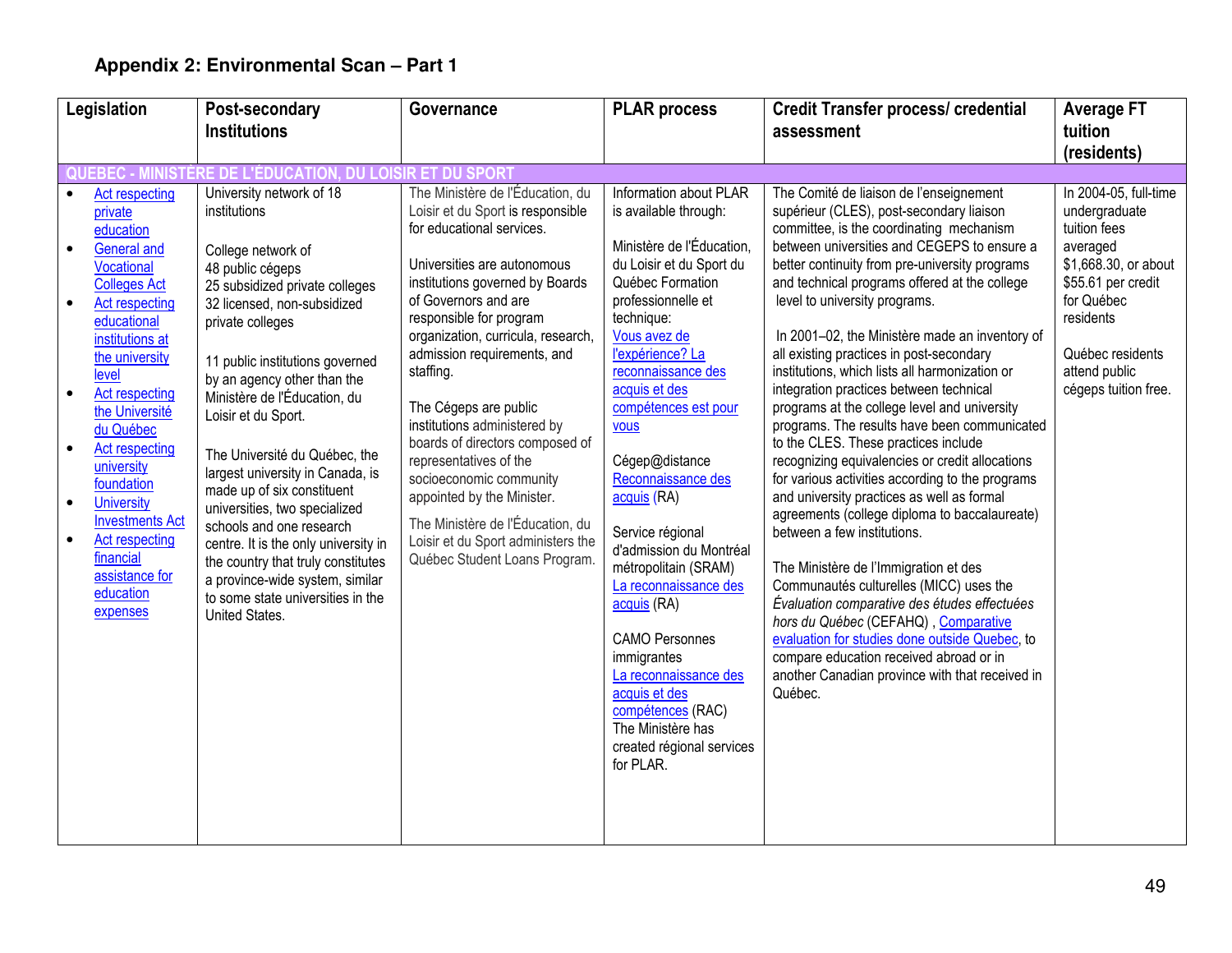## Appendix 2: Environmental Scan – Part 1

| Legislation | Post-secondary Institutions | Governance | PLAR process | Credit Transfer process/ credential assessment | Average FT tuition (residents) |
|---|---|---|---|---|---|
| **QUEBEC - MINISTÈRE DE L'ÉDUCATION, DU LOISIR ET DU SPORT** | | | | | |
| • Act respecting private education<br>• General and Vocational Colleges Act<br>• Act respecting educational institutions at the university level<br>• Act respecting the Université du Québec<br>• Act respecting university foundation<br>• University Investments Act<br>• Act respecting financial assistance for education expenses | University network of 18 institutions<br><br>College network of<br>48 public cégeps<br>25 subsidized private colleges<br>32 licensed, non-subsidized private colleges<br><br>11 public institutions governed by an agency other than the Ministère de l'Éducation, du Loisir et du Sport.<br><br>The Université du Québec, the largest university in Canada, is made up of six constituent universities, two specialized schools and one research centre. It is the only university in the country that truly constitutes a province-wide system, similar to some state universities in the United States. | The Ministère de l'Éducation, du Loisir et du Sport is responsible for educational services.<br><br>Universities are autonomous institutions governed by Boards of Governors and are responsible for program organization, curricula, research, admission requirements, and staffing.<br><br>The Cégeps are public institutions administered by boards of directors composed of representatives of the socioeconomic community appointed by the Minister.<br><br>The Ministère de l'Éducation, du Loisir et du Sport administers the Québec Student Loans Program. | Information about PLAR is available through:<br><br>Ministère de l'Éducation, du Loisir et du Sport du Québec Formation professionnelle et technique: Vous avez de l'expérience? La reconnaissance des acquis et des compétences est pour vous<br><br>Cégep@distance Reconnaissance des acquis (RA)<br><br>Service régional d'admission du Montréal métropolitain (SRAM) La reconnaissance des acquis (RA)<br><br>CAMO Personnes immigrantes La reconnaissance des acquis et des compétences (RAC)<br>The Ministère has created régional services for PLAR. | The Comité de liaison de l'enseignement supérieur (CLES), post-secondary liaison committee, is the coordinating mechanism between universities and CEGEPS to ensure a better continuity from pre-university programs and technical programs offered at the college level to university programs.<br><br>In 2001–02, the Ministère made an inventory of all existing practices in post-secondary institutions, which lists all harmonization or integration practices between technical programs at the college level and university programs. The results have been communicated to the CLES. These practices include recognizing equivalencies or credit allocations for various activities according to the programs and university practices as well as formal agreements (college diploma to baccalaureate) between a few institutions.<br><br>The Ministère de l'Immigration et des Communautés culturelles (MICC) uses the *Évaluation comparative des études effectuées hors du Québec* (CEFAHQ) , Comparative evaluation for studies done outside Quebec, to compare education received abroad or in another Canadian province with that received in Québec. | In 2004-05, full-time undergraduate tuition fees averaged $1,668.30, or about $55.61 per credit for Québec residents<br><br>Québec residents attend public cégeps tuition free. |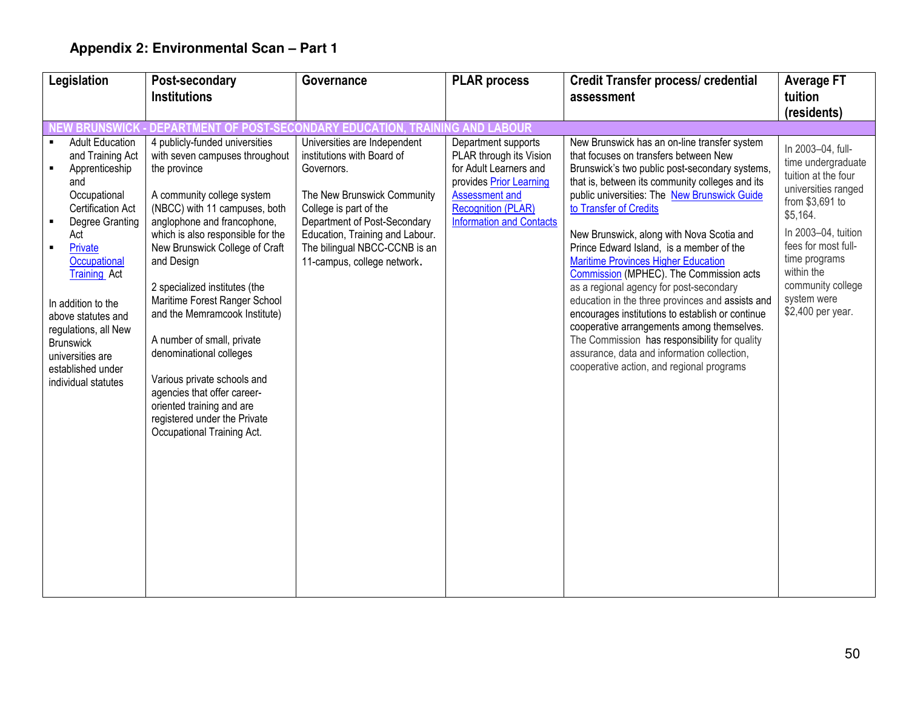## Appendix 2: Environmental Scan – Part 1

| Legislation | Post-secondary Institutions | Governance | PLAR process | Credit Transfer process/ credential assessment | Average FT tuition (residents) |
|---|---|---|---|---|---|
| **NEW BRUNSWICK - DEPARTMENT OF POST-SECONDARY EDUCATION, TRAINING AND LABOUR** | | | | | |
| ▪ Adult Education and Training Act<br>▪ Apprenticeship and Occupational Certification Act<br>▪ Degree Granting Act<br>▪ Private Occupational Training Act<br><br>In addition to the above statutes and regulations, all New Brunswick universities are established under individual statutes | 4 publicly-funded universities with seven campuses throughout the province<br><br>A community college system (NBCC) with 11 campuses, both anglophone and francophone, which is also responsible for the New Brunswick College of Craft and Design<br><br>2 specialized institutes (the Maritime Forest Ranger School and the Memramcook Institute)<br><br>A number of small, private denominational colleges<br><br>Various private schools and agencies that offer career-oriented training and are registered under the Private Occupational Training Act. | Universities are Independent institutions with Board of Governors.<br><br>The New Brunswick Community College is part of the Department of Post-Secondary Education, Training and Labour. The bilingual NBCC-CCNB is an 11-campus, college network. | Department supports PLAR through its Vision for Adult Learners and provides Prior Learning Assessment and Recognition (PLAR) Information and Contacts | New Brunswick has an on-line transfer system that focuses on transfers between New Brunswick's two public post-secondary systems, that is, between its community colleges and its public universities: The New Brunswick Guide to Transfer of Credits<br><br>New Brunswick, along with Nova Scotia and Prince Edward Island, is a member of the Maritime Provinces Higher Education Commission (MPHEC). The Commission acts as a regional agency for post-secondary education in the three provinces and assists and encourages institutions to establish or continue cooperative arrangements among themselves. The Commission has responsibility for quality assurance, data and information collection, cooperative action, and regional programs | In 2003–04, full-time undergraduate tuition at the four universities ranged from $3,691 to $5,164.<br><br>In 2003–04, tuition fees for most full-time programs within the community college system were $2,400 per year. |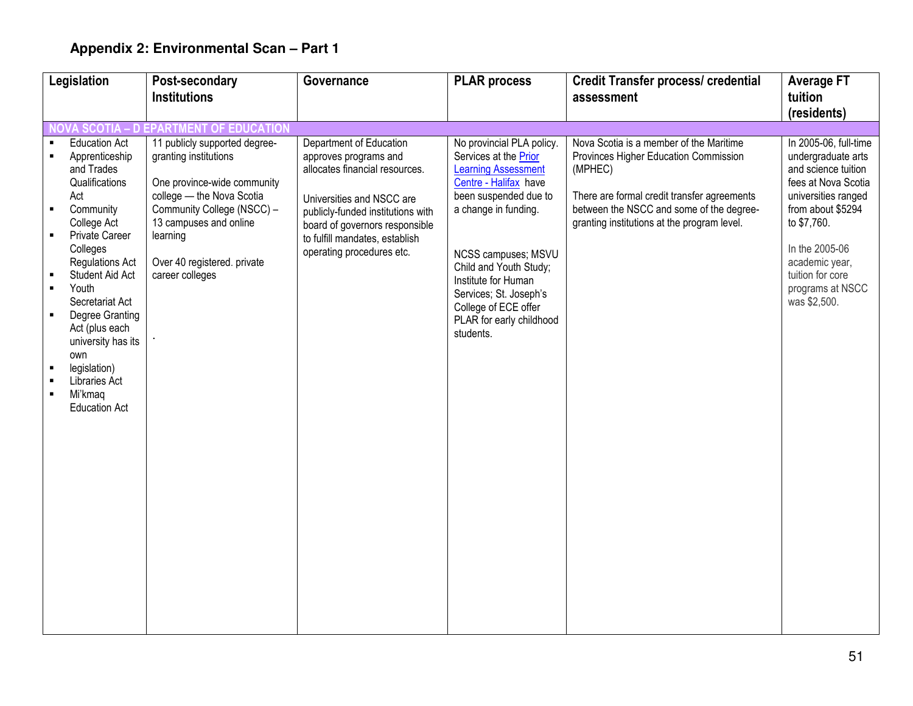## Appendix 2: Environmental Scan – Part 1

| Legislation | Post-secondary Institutions | Governance | PLAR process | Credit Transfer process/ credential assessment | Average FT tuition (residents) |
|---|---|---|---|---|---|
| **NOVA SCOTIA – D EPARTMENT OF EDUCATION** | | | | | |
| ▪ Education Act<br>▪ Apprenticeship and Trades Qualifications Act<br>▪ Community College Act<br>▪ Private Career Colleges Regulations Act<br>▪ Student Aid Act<br>▪ Youth Secretariat Act<br>▪ Degree Granting Act (plus each university has its own<br>▪ legislation)<br>▪ Libraries Act<br>▪ Mi'kmaq Education Act | 11 publicly supported degree-granting institutions<br><br>One province-wide community college — the Nova Scotia Community College (NSCC) – 13 campuses and online learning<br><br>Over 40 registered. private career colleges<br><br>. | Department of Education approves programs and allocates financial resources.<br><br>Universities and NSCC are publicly-funded institutions with board of governors responsible to fulfill mandates, establish operating procedures etc. | No provincial PLA policy. Services at the Prior Learning Assessment Centre - Halifax have been suspended due to a change in funding.<br><br>NCSS campuses; MSVU Child and Youth Study; Institute for Human Services; St. Joseph's College of ECE offer PLAR for early childhood students. | Nova Scotia is a member of the Maritime Provinces Higher Education Commission (MPHEC)<br><br>There are formal credit transfer agreements between the NSCC and some of the degree-granting institutions at the program level. | In 2005-06, full-time undergraduate arts and science tuition fees at Nova Scotia universities ranged from about $5294 to $7,760.<br><br>In the 2005-06 academic year, tuition for core programs at NSCC was $2,500. |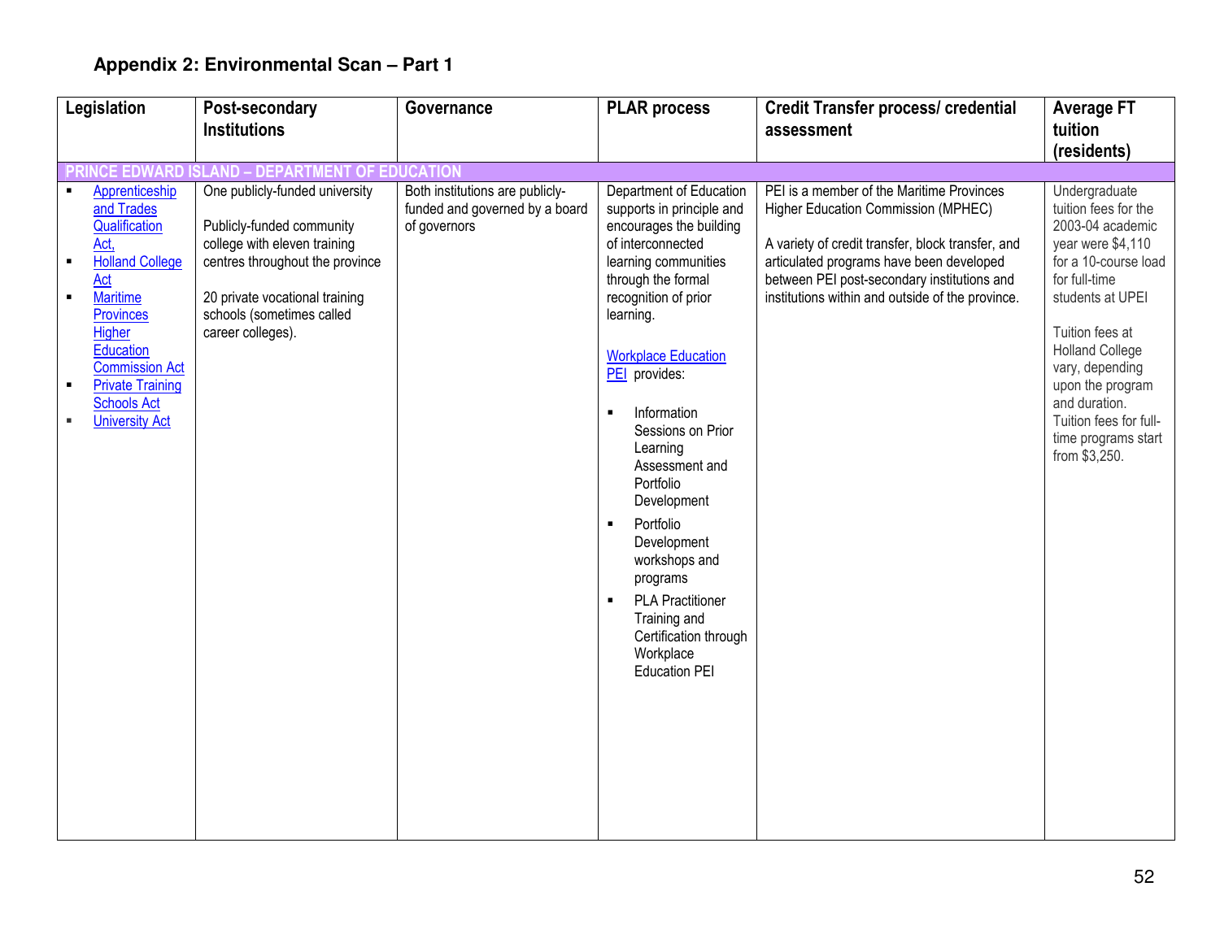## Appendix 2: Environmental Scan – Part 1

| Legislation | Post-secondary Institutions | Governance | PLAR process | Credit Transfer process/ credential assessment | Average FT tuition (residents) |
|---|---|---|---|---|---|
| **PRINCE EDWARD ISLAND – DEPARTMENT OF EDUCATION** | | | | | |
| ▪ Apprenticeship and Trades Qualification Act,<br>▪ Holland College Act<br>▪ Maritime Provinces Higher Education Commission Act<br>▪ Private Training Schools Act<br>▪ University Act | One publicly-funded university<br><br>Publicly-funded community college with eleven training centres throughout the province<br><br>20 private vocational training schools (sometimes called career colleges). | Both institutions are publicly-funded and governed by a board of governors | Department of Education supports in principle and encourages the building of interconnected learning communities through the formal recognition of prior learning.<br><br>Workplace Education PEI provides:<br><br>▪ Information Sessions on Prior Learning Assessment and Portfolio Development<br>▪ Portfolio Development workshops and programs<br>▪ PLA Practitioner Training and Certification through Workplace Education PEI | PEI is a member of the Maritime Provinces Higher Education Commission (MPHEC)<br><br>A variety of credit transfer, block transfer, and articulated programs have been developed between PEI post-secondary institutions and institutions within and outside of the province. | Undergraduate tuition fees for the 2003-04 academic year were $4,110 for a 10-course load for full-time students at UPEI<br><br>Tuition fees at Holland College vary, depending upon the program and duration. Tuition fees for full-time programs start from $3,250. |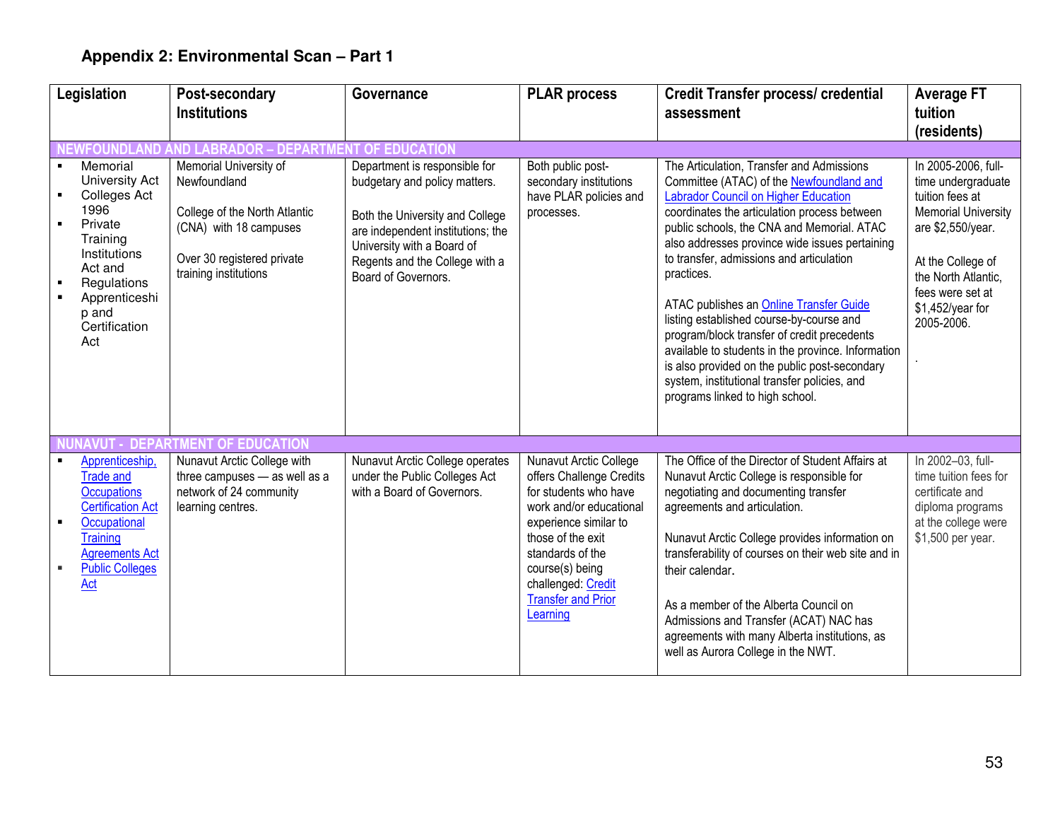## Appendix 2: Environmental Scan – Part 1

| Legislation | Post-secondary Institutions | Governance | PLAR process | Credit Transfer process/ credential assessment | Average FT tuition (residents) |
|---|---|---|---|---|---|
| **NEWFOUNDLAND AND LABRADOR – DEPARTMENT OF EDUCATION** | | | | | |
| ▪ Memorial University Act<br>▪ Colleges Act 1996<br>▪ Private Training Institutions Act and<br>▪ Regulations<br>▪ Apprenticeship and Certification Act | Memorial University of Newfoundland<br><br>College of the North Atlantic (CNA) with 18 campuses<br><br>Over 30 registered private training institutions | Department is responsible for budgetary and policy matters.<br><br>Both the University and College are independent institutions; the University with a Board of Regents and the College with a Board of Governors. | Both public post-secondary institutions have PLAR policies and processes. | The Articulation, Transfer and Admissions Committee (ATAC) of the Newfoundland and Labrador Council on Higher Education coordinates the articulation process between public schools, the CNA and Memorial. ATAC also addresses province wide issues pertaining to transfer, admissions and articulation practices.<br><br>ATAC publishes an Online Transfer Guide listing established course-by-course and program/block transfer of credit precedents available to students in the province. Information is also provided on the public post-secondary system, institutional transfer policies, and programs linked to high school. | In 2005-2006, full-time undergraduate tuition fees at Memorial University are $2,550/year.<br><br>At the College of the North Atlantic, fees were set at $1,452/year for 2005-2006.<br><br>. |
| **NUNAVUT - DEPARTMENT OF EDUCATION** | | | | | |
| ▪ Apprenticeship, Trade and Occupations Certification Act<br>▪ Occupational Training Agreements Act<br>▪ Public Colleges Act | Nunavut Arctic College with three campuses — as well as a network of 24 community learning centres. | Nunavut Arctic College operates under the Public Colleges Act with a Board of Governors. | Nunavut Arctic College offers Challenge Credits for students who have work and/or educational experience similar to those of the exit standards of the course(s) being challenged: Credit Transfer and Prior Learning | The Office of the Director of Student Affairs at Nunavut Arctic College is responsible for negotiating and documenting transfer agreements and articulation.<br><br>Nunavut Arctic College provides information on transferability of courses on their web site and in their calendar.<br><br>As a member of the Alberta Council on Admissions and Transfer (ACAT) NAC has agreements with many Alberta institutions, as well as Aurora College in the NWT. | In 2002–03, full-time tuition fees for certificate and diploma programs at the college were $1,500 per year. |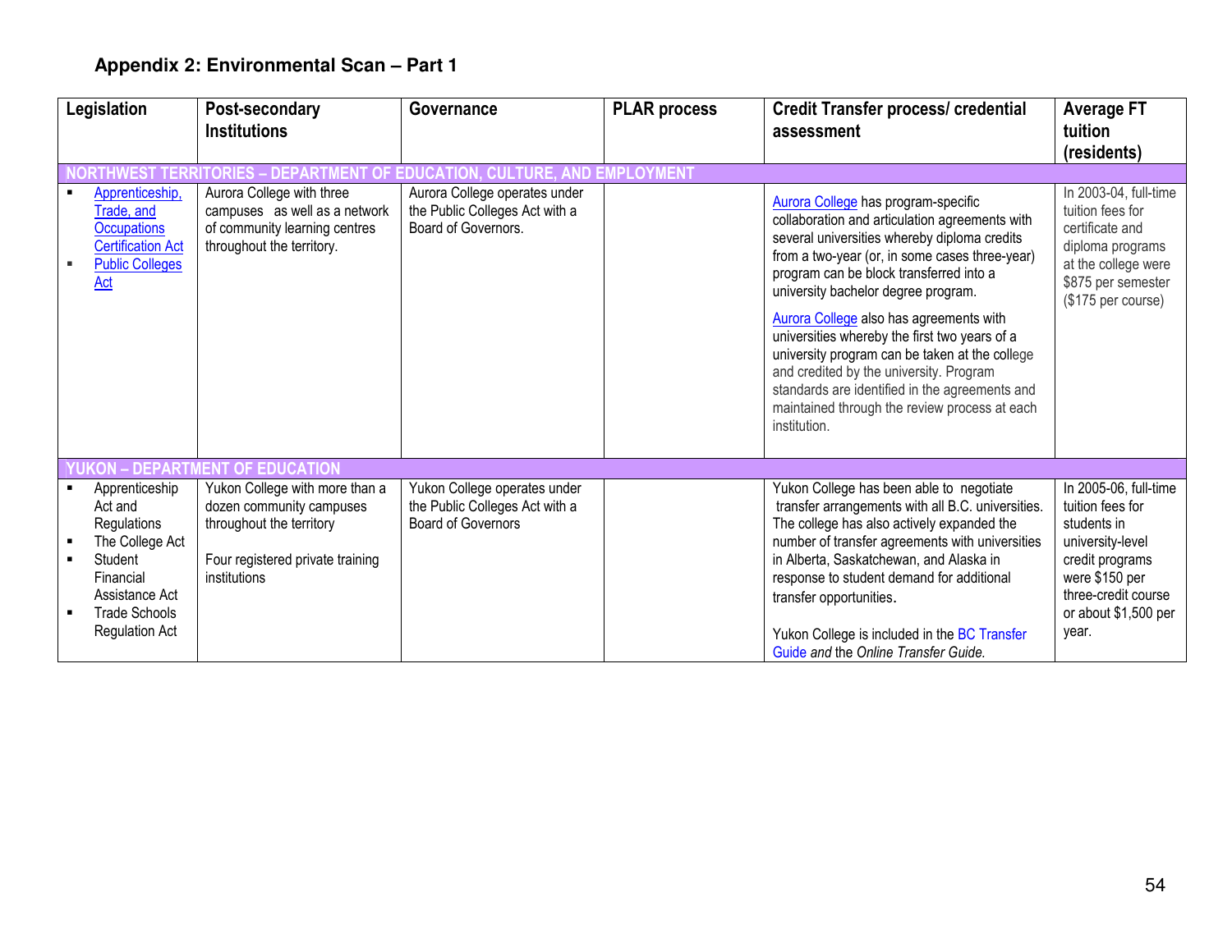## Appendix 2: Environmental Scan – Part 1

| Legislation | Post-secondary Institutions | Governance | PLAR process | Credit Transfer process/ credential assessment | Average FT tuition (residents) |
|---|---|---|---|---|---|
| **NORTHWEST TERRITORIES – DEPARTMENT OF EDUCATION, CULTURE, AND EMPLOYMENT** | | | | | |
| ▪ Apprenticeship, Trade, and Occupations Certification Act<br>▪ Public Colleges Act | Aurora College with three campuses as well as a network of community learning centres throughout the territory. | Aurora College operates under the Public Colleges Act with a Board of Governors. | | Aurora College has program-specific collaboration and articulation agreements with several universities whereby diploma credits from a two-year (or, in some cases three-year) program can be block transferred into a university bachelor degree program.<br><br>Aurora College also has agreements with universities whereby the first two years of a university program can be taken at the college and credited by the university. Program standards are identified in the agreements and maintained through the review process at each institution. | In 2003-04, full-time tuition fees for certificate and diploma programs at the college were $875 per semester ($175 per course) |
| **YUKON – DEPARTMENT OF EDUCATION** | | | | | |
| ▪ Apprenticeship Act and Regulations<br>▪ The College Act<br>▪ Student Financial Assistance Act<br>▪ Trade Schools Regulation Act | Yukon College with more than a dozen community campuses throughout the territory<br><br>Four registered private training institutions | Yukon College operates under the Public Colleges Act with a Board of Governors | | Yukon College has been able to negotiate transfer arrangements with all B.C. universities. The college has also actively expanded the number of transfer agreements with universities in Alberta, Saskatchewan, and Alaska in response to student demand for additional transfer opportunities.<br><br>Yukon College is included in the BC Transfer Guide *and* the *Online Transfer Guide.* | In 2005-06, full-time tuition fees for students in university-level credit programs were $150 per three-credit course or about $1,500 per year. |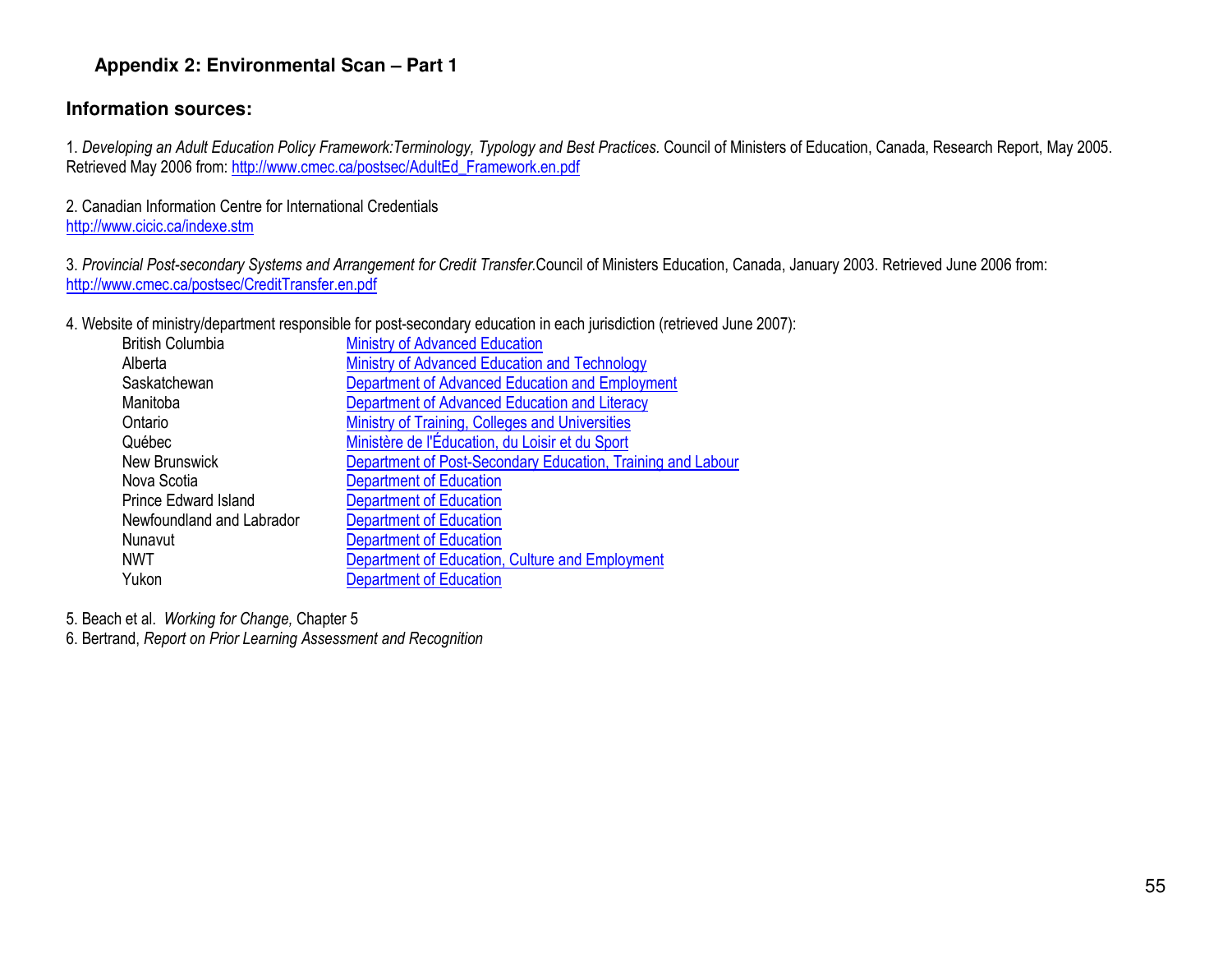## Appendix 2: Environmental Scan – Part 1

### Information sources:

1. *Developing an Adult Education Policy Framework:Terminology, Typology and Best Practices.* Council of Ministers of Education, Canada, Research Report, May 2005. Retrieved May 2006 from: http://www.cmec.ca/postsec/AdultEd_Framework.en.pdf

2. Canadian Information Centre for International Credentials
http://www.cicic.ca/indexe.stm

3. *Provincial Post-secondary Systems and Arrangement for Credit Transfer.*Council of Ministers Education, Canada, January 2003. Retrieved June 2006 from: http://www.cmec.ca/postsec/CreditTransfer.en.pdf

4. Website of ministry/department responsible for post-secondary education in each jurisdiction (retrieved June 2007):

| | |
|---|---|
| British Columbia | Ministry of Advanced Education |
| Alberta | Ministry of Advanced Education and Technology |
| Saskatchewan | Department of Advanced Education and Employment |
| Manitoba | Department of Advanced Education and Literacy |
| Ontario | Ministry of Training, Colleges and Universities |
| Québec | Ministère de l'Éducation, du Loisir et du Sport |
| New Brunswick | Department of Post-Secondary Education, Training and Labour |
| Nova Scotia | Department of Education |
| Prince Edward Island | Department of Education |
| Newfoundland and Labrador | Department of Education |
| Nunavut | Department of Education |
| NWT | Department of Education, Culture and Employment |
| Yukon | Department of Education |

5. Beach et al. *Working for Change,* Chapter 5
6. Bertrand, *Report on Prior Learning Assessment and Recognition*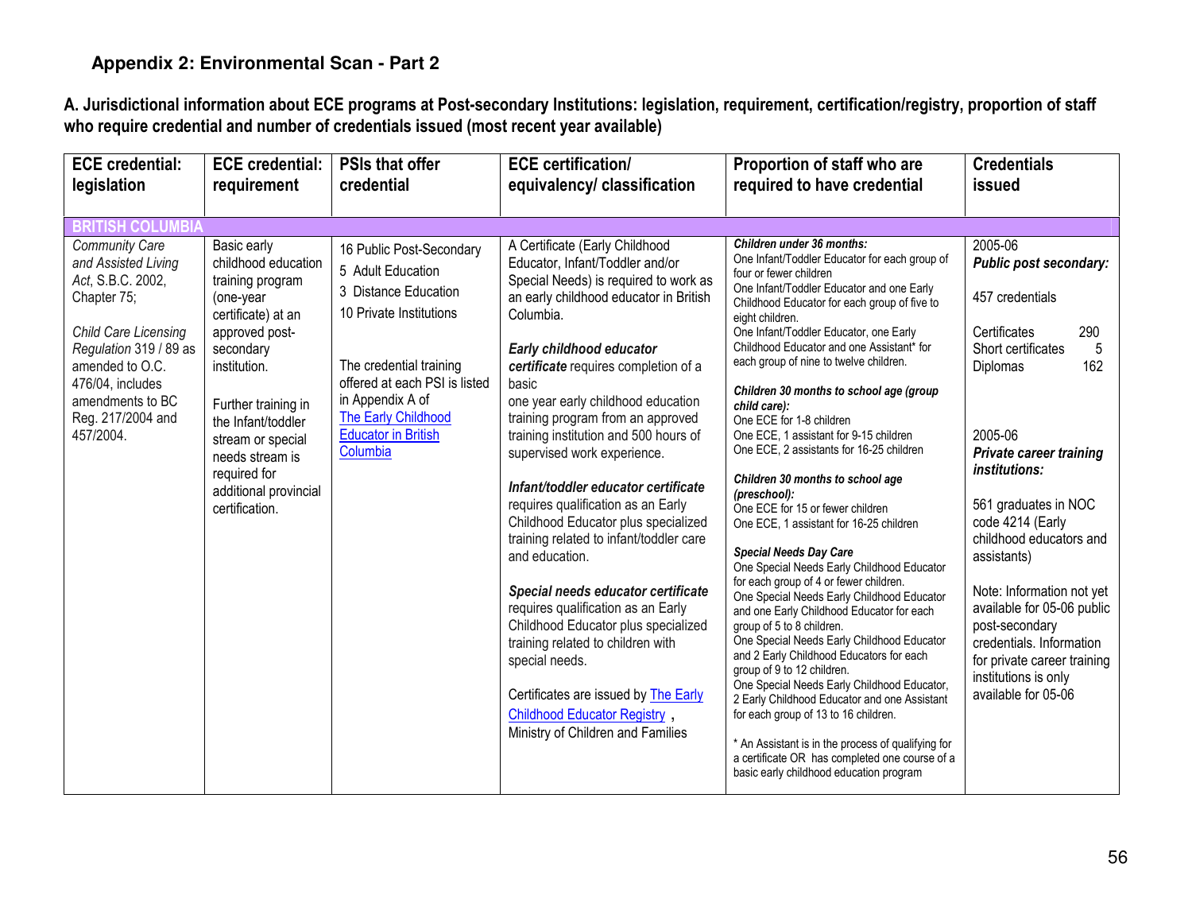## Appendix 2: Environmental Scan - Part 2

**A. Jurisdictional information about ECE programs at Post-secondary Institutions: legislation, requirement, certification/registry, proportion of staff who require credential and number of credentials issued (most recent year available)**

| ECE credential: legislation | ECE credential: requirement | PSIs that offer credential | ECE certification/ equivalency/ classification | Proportion of staff who are required to have credential | Credentials issued |
|---|---|---|---|---|---|
| **BRITISH COLUMBIA** | | | | | |
| *Community Care and Assisted Living Act*, S.B.C. 2002, Chapter 75;<br><br>*Child Care Licensing Regulation* 319 / 89 as amended to O.C. 476/04, includes amendments to BC Reg. 217/2004 and 457/2004. | Basic early childhood education training program (one-year certificate) at an approved post-secondary institution.<br><br>Further training in the Infant/toddler stream or special needs stream is required for additional provincial certification. | 16 Public Post-Secondary<br>5 Adult Education<br>3 Distance Education<br>10 Private Institutions<br><br>The credential training offered at each PSI is listed in Appendix A of The Early Childhood Educator in British Columbia | A Certificate (Early Childhood Educator, Infant/Toddler and/or Special Needs) is required to work as an early childhood educator in British Columbia.<br><br>***Early childhood educator certificate*** requires completion of a basic one year early childhood education training program from an approved training institution and 500 hours of supervised work experience.<br><br>***Infant/toddler educator certificate*** requires qualification as an Early Childhood Educator plus specialized training related to infant/toddler care and education.<br><br>***Special needs educator certificate*** requires qualification as an Early Childhood Educator plus specialized training related to children with special needs.<br><br>Certificates are issued by The Early Childhood Educator Registry, Ministry of Children and Families | ***Children under 36 months:***<br>One Infant/Toddler Educator for each group of four or fewer children<br>One Infant/Toddler Educator and one Early Childhood Educator for each group of five to eight children.<br>One Infant/Toddler Educator, one Early Childhood Educator and one Assistant* for each group of nine to twelve children.<br><br>***Children 30 months to school age (group child care):***<br>One ECE for 1-8 children<br>One ECE, 1 assistant for 9-15 children<br>One ECE, 2 assistants for 16-25 children<br><br>***Children 30 months to school age (preschool):***<br>One ECE for 15 or fewer children<br>One ECE, 1 assistant for 16-25 children<br><br>***Special Needs Day Care***<br>One Special Needs Early Childhood Educator for each group of 4 or fewer children.<br>One Special Needs Early Childhood Educator and one Early Childhood Educator for each group of 5 to 8 children.<br>One Special Needs Early Childhood Educator and 2 Early Childhood Educators for each group of 9 to 12 children.<br>One Special Needs Early Childhood Educator, 2 Early Childhood Educator and one Assistant for each group of 13 to 16 children.<br><br>* An Assistant is in the process of qualifying for a certificate OR has completed one course of a basic early childhood education program | 2005-06<br>***Public post secondary:***<br><br>457 credentials<br><br>Certificates 290<br>Short certificates 5<br>Diplomas 162<br><br>2005-06<br>***Private career training institutions:***<br><br>561 graduates in NOC code 4214 (Early childhood educators and assistants)<br><br>Note: Information not yet available for 05-06 public post-secondary credentials. Information for private career training institutions is only available for 05-06 |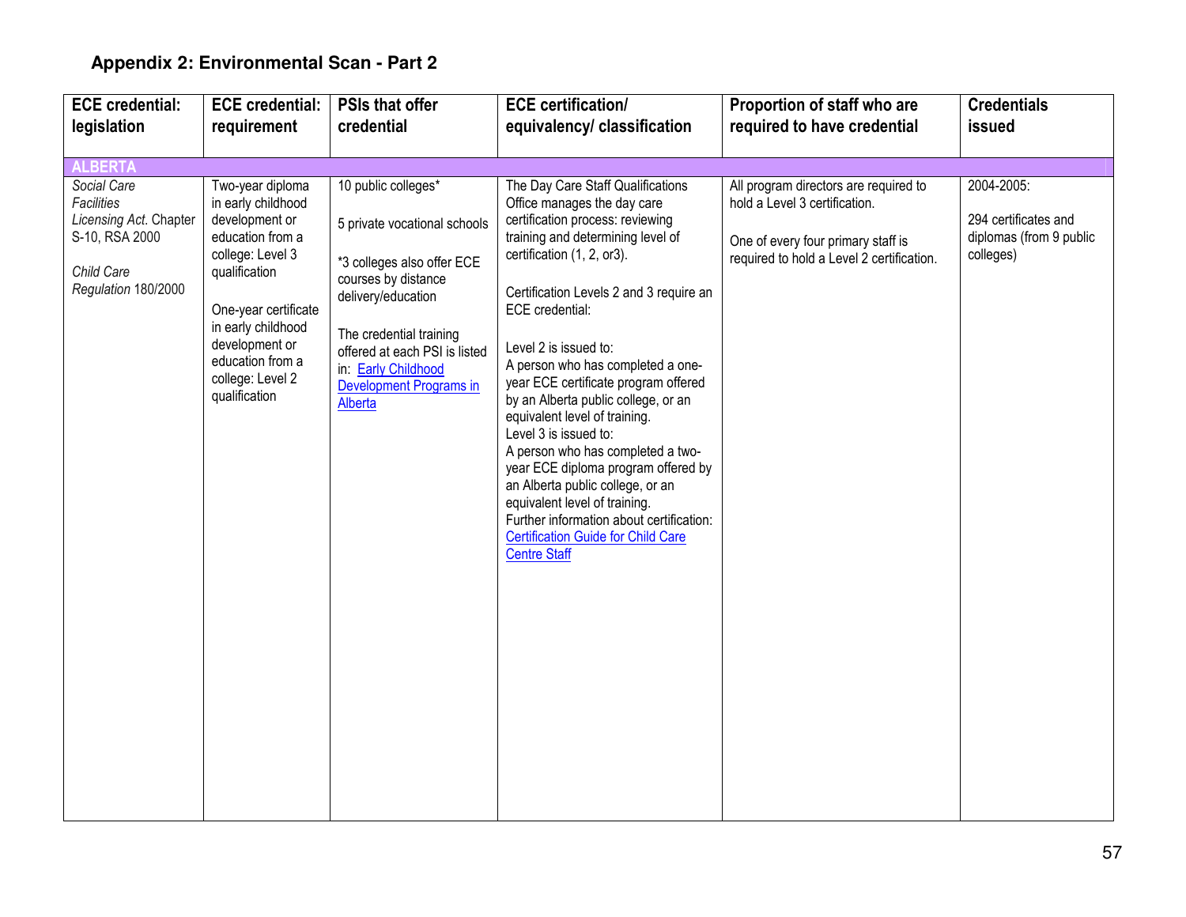## Appendix 2: Environmental Scan - Part 2

| ECE credential: legislation | ECE credential: requirement | PSIs that offer credential | ECE certification/ equivalency/ classification | Proportion of staff who are required to have credential | Credentials issued |
|---|---|---|---|---|---|
| **ALBERTA** | | | | | |
| *Social Care Facilities Licensing Act*. Chapter S-10, RSA 2000<br><br>*Child Care Regulation* 180/2000 | Two-year diploma in early childhood development or education from a college: Level 3 qualification<br><br>One-year certificate in early childhood development or education from a college: Level 2 qualification | 10 public colleges*<br><br>5 private vocational schools<br><br>*3 colleges also offer ECE courses by distance delivery/education<br><br>The credential training offered at each PSI is listed in: Early Childhood Development Programs in Alberta | The Day Care Staff Qualifications Office manages the day care certification process: reviewing training and determining level of certification (1, 2, or3).<br><br>Certification Levels 2 and 3 require an ECE credential:<br><br>Level 2 is issued to:<br>A person who has completed a one-year ECE certificate program offered by an Alberta public college, or an equivalent level of training.<br>Level 3 is issued to:<br>A person who has completed a two-year ECE diploma program offered by an Alberta public college, or an equivalent level of training.<br>Further information about certification: Certification Guide for Child Care Centre Staff | All program directors are required to hold a Level 3 certification.<br><br>One of every four primary staff is required to hold a Level 2 certification. | 2004-2005:<br><br>294 certificates and diplomas (from 9 public colleges) |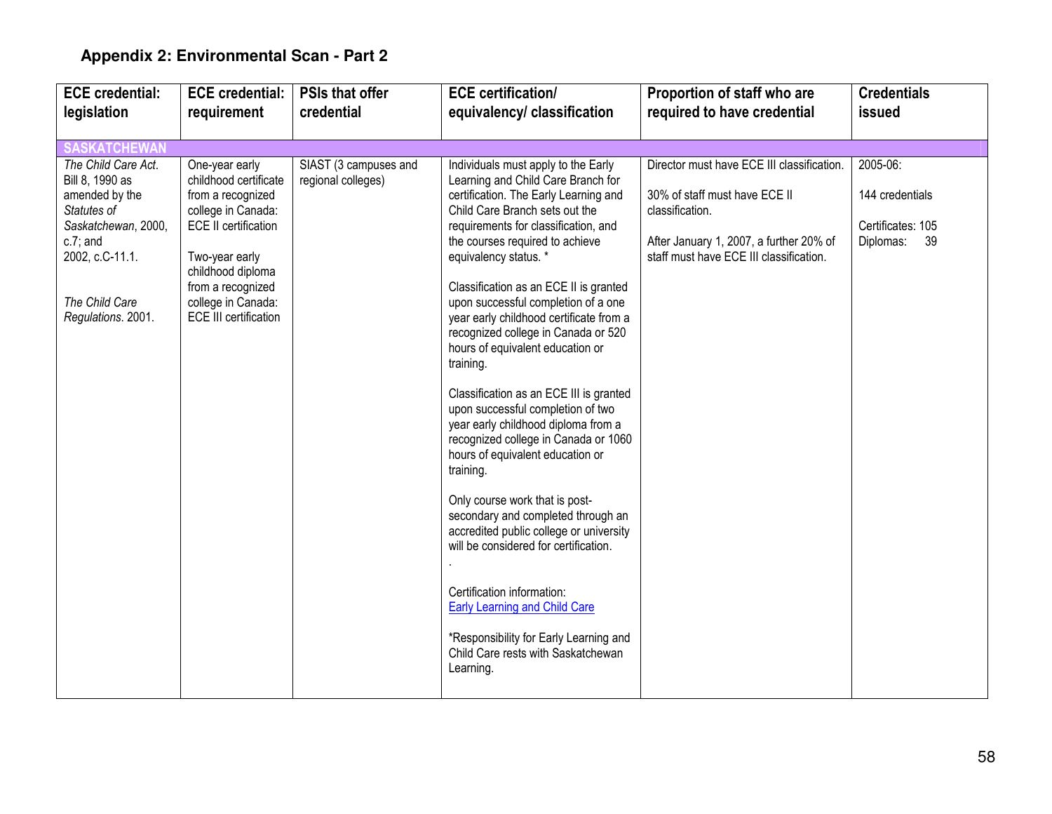## Appendix 2: Environmental Scan - Part 2

| ECE credential: legislation | ECE credential: requirement | PSIs that offer credential | ECE certification/ equivalency/ classification | Proportion of staff who are required to have credential | Credentials issued |
|---|---|---|---|---|---|
| **SASKATCHEWAN** | | | | | |
| *The Child Care Act*. Bill 8, 1990 as amended by the *Statutes of Saskatchewan*, 2000, c.7; and 2002, c.C-11.1.<br><br>*The Child Care Regulations*. 2001. | One-year early childhood certificate from a recognized college in Canada: ECE II certification<br><br>Two-year early childhood diploma from a recognized college in Canada: ECE III certification | SIAST (3 campuses and regional colleges) | Individuals must apply to the Early Learning and Child Care Branch for certification. The Early Learning and Child Care Branch sets out the requirements for classification, and the courses required to achieve equivalency status. *<br><br>Classification as an ECE II is granted upon successful completion of a one year early childhood certificate from a recognized college in Canada or 520 hours of equivalent education or training.<br><br>Classification as an ECE III is granted upon successful completion of two year early childhood diploma from a recognized college in Canada or 1060 hours of equivalent education or training.<br><br>Only course work that is post-secondary and completed through an accredited public college or university will be considered for certification.<br>.<br><br>Certification information:<br>Early Learning and Child Care<br><br>*Responsibility for Early Learning and Child Care rests with Saskatchewan Learning. | Director must have ECE III classification.<br><br>30% of staff must have ECE II classification.<br><br>After January 1, 2007, a further 20% of staff must have ECE III classification. | 2005-06:<br><br>144 credentials<br><br>Certificates: 105<br>Diplomas: 39 |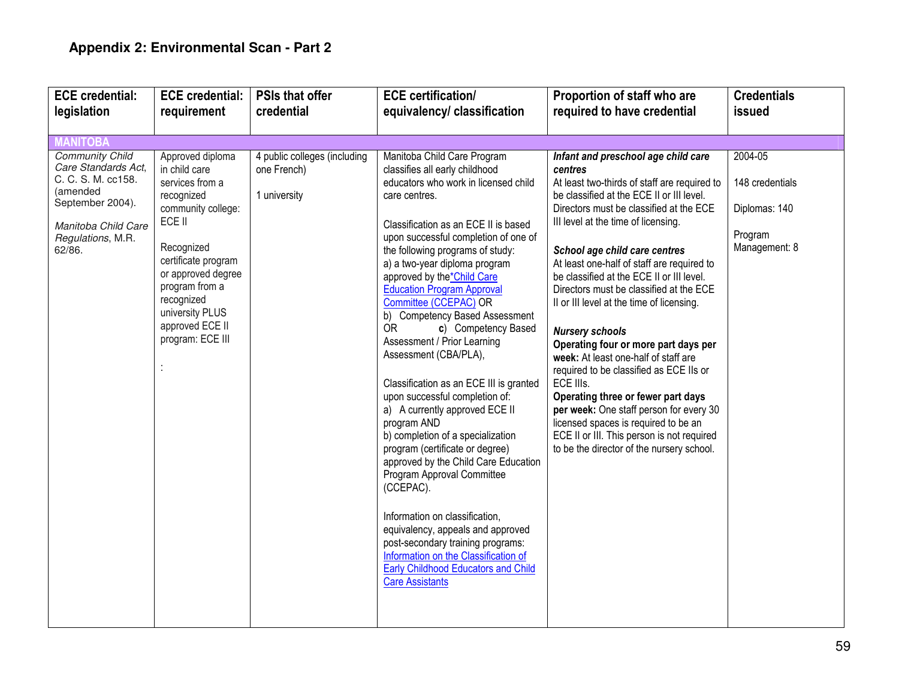## Appendix 2: Environmental Scan - Part 2

| ECE credential: legislation | ECE credential: requirement | PSIs that offer credential | ECE certification/ equivalency/ classification | Proportion of staff who are required to have credential | Credentials issued |
|---|---|---|---|---|---|
| **MANITOBA** | | | | | |
| *Community Child Care Standards Act*, C. C. S. M. cc158. (amended September 2004).<br><br>*Manitoba Child Care Regulations*, M.R. 62/86. | Approved diploma in child care services from a recognized community college: ECE II<br><br>Recognized certificate program or approved degree program from a recognized university PLUS approved ECE II program: ECE III<br><br>: | 4 public colleges (including one French)<br><br>1 university | Manitoba Child Care Program classifies all early childhood educators who work in licensed child care centres.<br><br>Classification as an ECE II is based upon successful completion of one of the following programs of study:<br>a) a two-year diploma program approved by the*Child Care Education Program Approval Committee (CCEPAC) OR<br>b) Competency Based Assessment OR **c**) Competency Based Assessment / Prior Learning Assessment (CBA/PLA),<br><br>Classification as an ECE III is granted upon successful completion of:<br>a) A currently approved ECE II program AND<br>b) completion of a specialization program (certificate or degree) approved by the Child Care Education Program Approval Committee (CCEPAC).<br><br>Information on classification, equivalency, appeals and approved post-secondary training programs: Information on the Classification of Early Childhood Educators and Child Care Assistants | ***Infant and preschool age child care centres***<br>At least two-thirds of staff are required to be classified at the ECE II or III level. Directors must be classified at the ECE III level at the time of licensing.<br><br>***School age child care centres***<br>At least one-half of staff are required to be classified at the ECE II or III level. Directors must be classified at the ECE II or III level at the time of licensing.<br><br>***Nursery schools***<br>**Operating four or more part days per week:** At least one-half of staff are required to be classified as ECE IIs or ECE IIIs.<br>**Operating three or fewer part days per week:** One staff person for every 30 licensed spaces is required to be an ECE II or III. This person is not required to be the director of the nursery school. | 2004-05<br><br>148 credentials<br><br>Diplomas: 140<br><br>Program Management: 8 |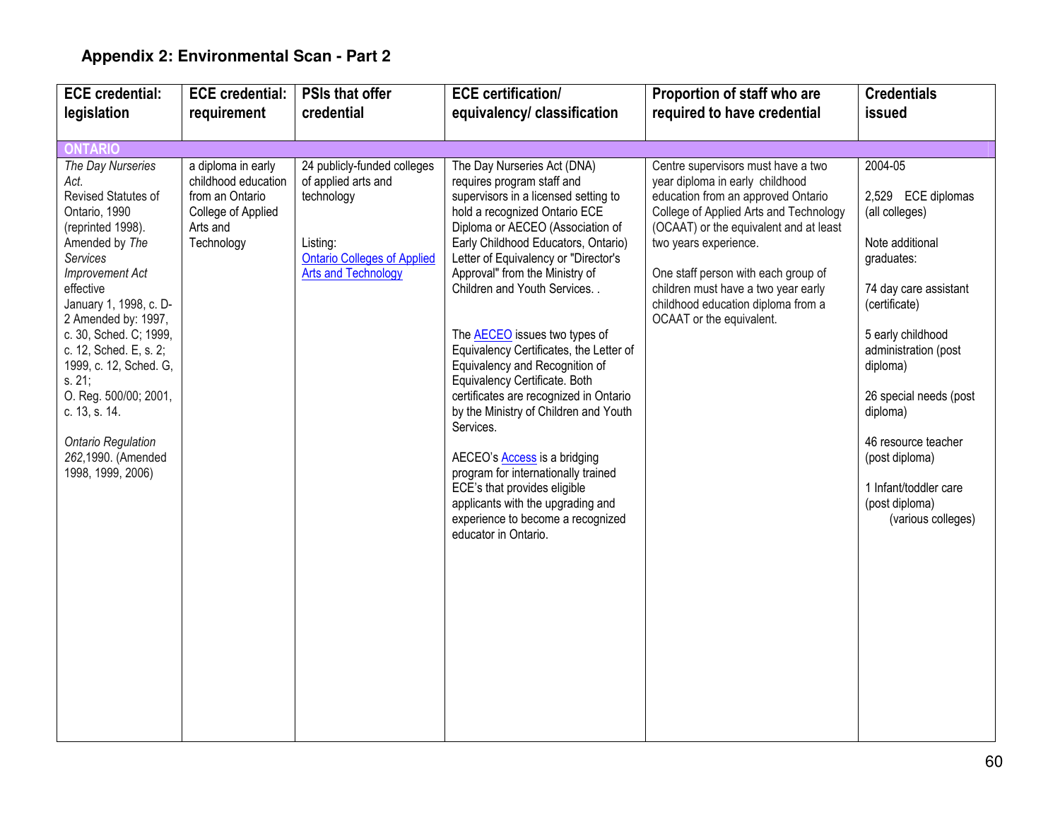## Appendix 2: Environmental Scan - Part 2

| ECE credential: legislation | ECE credential: requirement | PSIs that offer credential | ECE certification/ equivalency/ classification | Proportion of staff who are required to have credential | Credentials issued |
|---|---|---|---|---|---|
| **ONTARIO** | | | | | |
| *The Day Nurseries Act.* Revised Statutes of Ontario, 1990 (reprinted 1998). Amended by *The Services Improvement Act* effective January 1, 1998, c. D-2 Amended by: 1997, c. 30, Sched. C; 1999, c. 12, Sched. E, s. 2; 1999, c. 12, Sched. G, s. 21; O. Reg. 500/00; 2001, c. 13, s. 14.<br><br>*Ontario Regulation 262*,1990. (Amended 1998, 1999, 2006) | a diploma in early childhood education from an Ontario College of Applied Arts and Technology | 24 publicly-funded colleges of applied arts and technology<br><br>Listing:<br>Ontario Colleges of Applied Arts and Technology | The Day Nurseries Act (DNA) requires program staff and supervisors in a licensed setting to hold a recognized Ontario ECE Diploma or AECEO (Association of Early Childhood Educators, Ontario) Letter of Equivalency or "Director's Approval" from the Ministry of Children and Youth Services. .<br><br>The AECEO issues two types of Equivalency Certificates, the Letter of Equivalency and Recognition of Equivalency Certificate. Both certificates are recognized in Ontario by the Ministry of Children and Youth Services.<br><br>AECEO's Access is a bridging program for internationally trained ECE's that provides eligible applicants with the upgrading and experience to become a recognized educator in Ontario. | Centre supervisors must have a two year diploma in early childhood education from an approved Ontario College of Applied Arts and Technology (OCAAT) or the equivalent and at least two years experience.<br><br>One staff person with each group of children must have a two year early childhood education diploma from a OCAAT or the equivalent. | 2004-05<br><br>2,529 ECE diplomas (all colleges)<br><br>Note additional graduates:<br><br>74 day care assistant (certificate)<br><br>5 early childhood administration (post diploma)<br><br>26 special needs (post diploma)<br><br>46 resource teacher (post diploma)<br><br>1 Infant/toddler care (post diploma)<br>(various colleges) |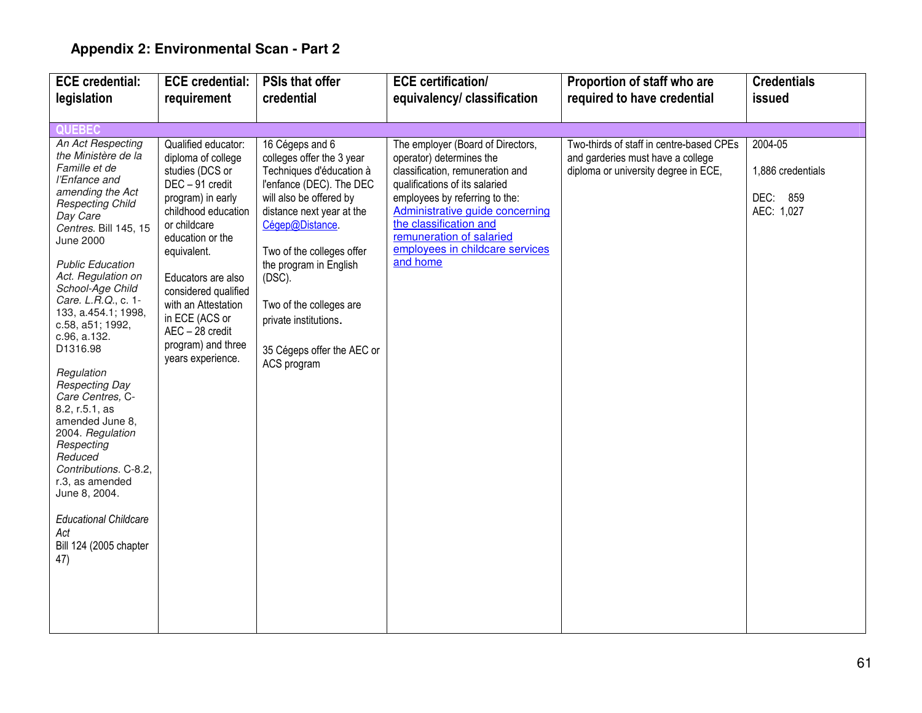## Appendix 2: Environmental Scan - Part 2

| ECE credential: legislation | ECE credential: requirement | PSIs that offer credential | ECE certification/ equivalency/ classification | Proportion of staff who are required to have credential | Credentials issued |
|---|---|---|---|---|---|
| **QUEBEC** | | | | | |
| *An Act Respecting the Ministère de la Famille et de l'Enfance and amending the Act Respecting Child Day Care Centres.* Bill 145, 15 June 2000<br><br>*Public Education Act. Regulation on School-Age Child Care. L.R.Q.*, c. 1-133, a.454.1; 1998, c.58, a51; 1992, c.96, a.132. D1316.98<br><br>*Regulation Respecting Day Care Centres*, C-8.2, r.5.1, as amended June 8, 2004. *Regulation Respecting Reduced Contributions.* C-8.2, r.3, as amended June 8, 2004.<br><br>*Educational Childcare Act* Bill 124 (2005 chapter 47) | Qualified educator: diploma of college studies (DCS or DEC – 91 credit program) in early childhood education or childcare education or the equivalent.<br><br>Educators are also considered qualified with an Attestation in ECE (ACS or AEC – 28 credit program) and three years experience. | 16 Cégeps and 6 colleges offer the 3 year Techniques d'éducation à l'enfance (DEC). The DEC will also be offered by distance next year at the Cégep@Distance.<br><br>Two of the colleges offer the program in English (DSC).<br><br>Two of the colleges are private institutions.<br><br>35 Cégeps offer the AEC or ACS program | The employer (Board of Directors, operator) determines the classification, remuneration and qualifications of its salaried employees by referring to the: Administrative guide concerning the classification and remuneration of salaried employees in childcare services and home | Two-thirds of staff in centre-based CPEs and garderies must have a college diploma or university degree in ECE, | 2004-05<br><br>1,886 credentials<br><br>DEC: 859<br>AEC: 1,027 |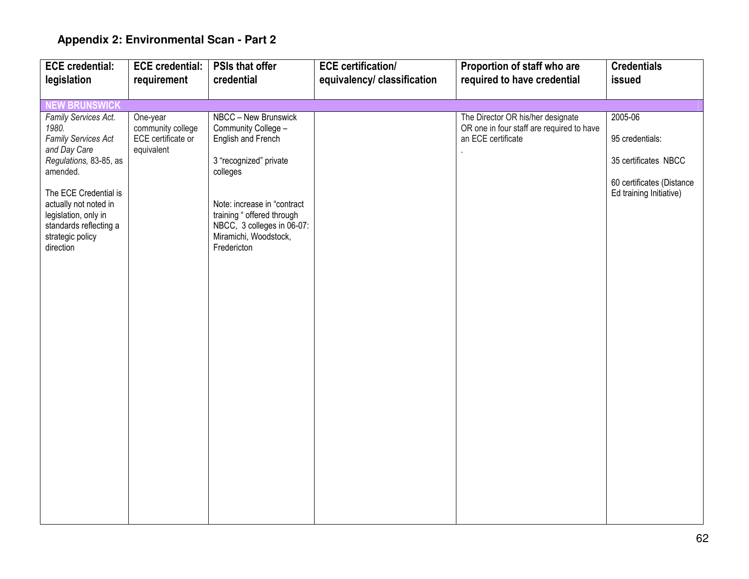## Appendix 2: Environmental Scan - Part 2

| ECE credential: legislation | ECE credential: requirement | PSIs that offer credential | ECE certification/ equivalency/ classification | Proportion of staff who are required to have credential | Credentials issued |
|---|---|---|---|---|---|
| **NEW BRUNSWICK** | | | | | |
| *Family Services Act. 1980.* *Family Services Act and Day Care Regulations,* 83-85, as amended.<br><br>The ECE Credential is actually not noted in legislation, only in standards reflecting a strategic policy direction | One-year community college ECE certificate or equivalent | NBCC – New Brunswick Community College – English and French<br><br>3 "recognized" private colleges<br><br>Note: increase in "contract training " offered through NBCC, 3 colleges in 06-07: Miramichi, Woodstock, Fredericton | | The Director OR his/her designate OR one in four staff are required to have an ECE certificate<br>. | 2005-06<br><br>95 credentials:<br><br>35 certificates NBCC<br><br>60 certificates (Distance Ed training Initiative) |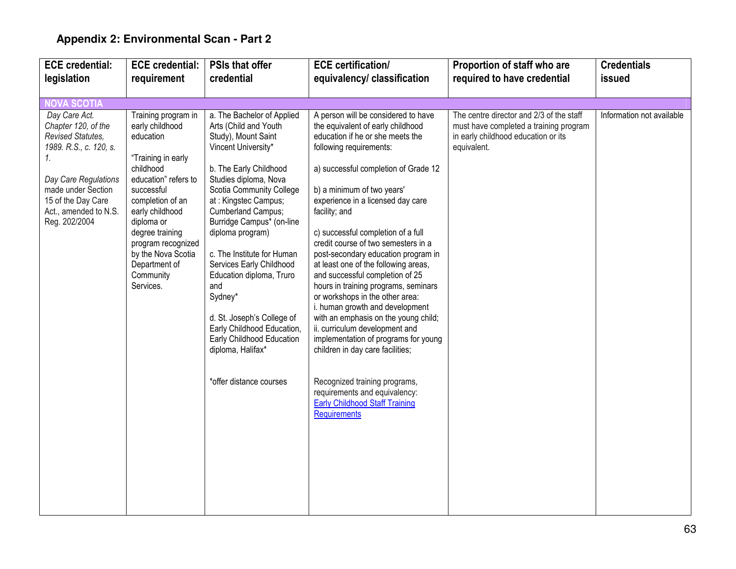## Appendix 2: Environmental Scan - Part 2

| ECE credential: legislation | ECE credential: requirement | PSIs that offer credential | ECE certification/ equivalency/ classification | Proportion of staff who are required to have credential | Credentials issued |
|---|---|---|---|---|---|
| **NOVA SCOTIA** | | | | | |
| *Day Care Act. Chapter 120, of the Revised Statutes, 1989. R.S., c. 120, s. 1.*<br><br>*Day Care Regulations* made under Section 15 of the Day Care Act., amended to N.S. Reg. 202/2004 | Training program in early childhood education<br><br>"Training in early childhood education" refers to successful completion of an early childhood diploma or degree training program recognized by the Nova Scotia Department of Community Services. | a. The Bachelor of Applied Arts (Child and Youth Study), Mount Saint Vincent University*<br><br>b. The Early Childhood Studies diploma, Nova Scotia Community College at : Kingstec Campus; Cumberland Campus; Burridge Campus* (on-line diploma program)<br><br>c. The Institute for Human Services Early Childhood Education diploma, Truro and Sydney*<br><br>d. St. Joseph's College of Early Childhood Education, Early Childhood Education diploma, Halifax*<br><br>*offer distance courses | A person will be considered to have the equivalent of early childhood education if he or she meets the following requirements:<br><br>a) successful completion of Grade 12<br><br>b) a minimum of two years' experience in a licensed day care facility; and<br><br>c) successful completion of a full credit course of two semesters in a post-secondary education program in at least one of the following areas, and successful completion of 25 hours in training programs, seminars or workshops in the other area:<br>i. human growth and development with an emphasis on the young child;<br>ii. curriculum development and implementation of programs for young children in day care facilities;<br><br>Recognized training programs, requirements and equivalency: Early Childhood Staff Training Requirements | The centre director and 2/3 of the staff must have completed a training program in early childhood education or its equivalent. | Information not available |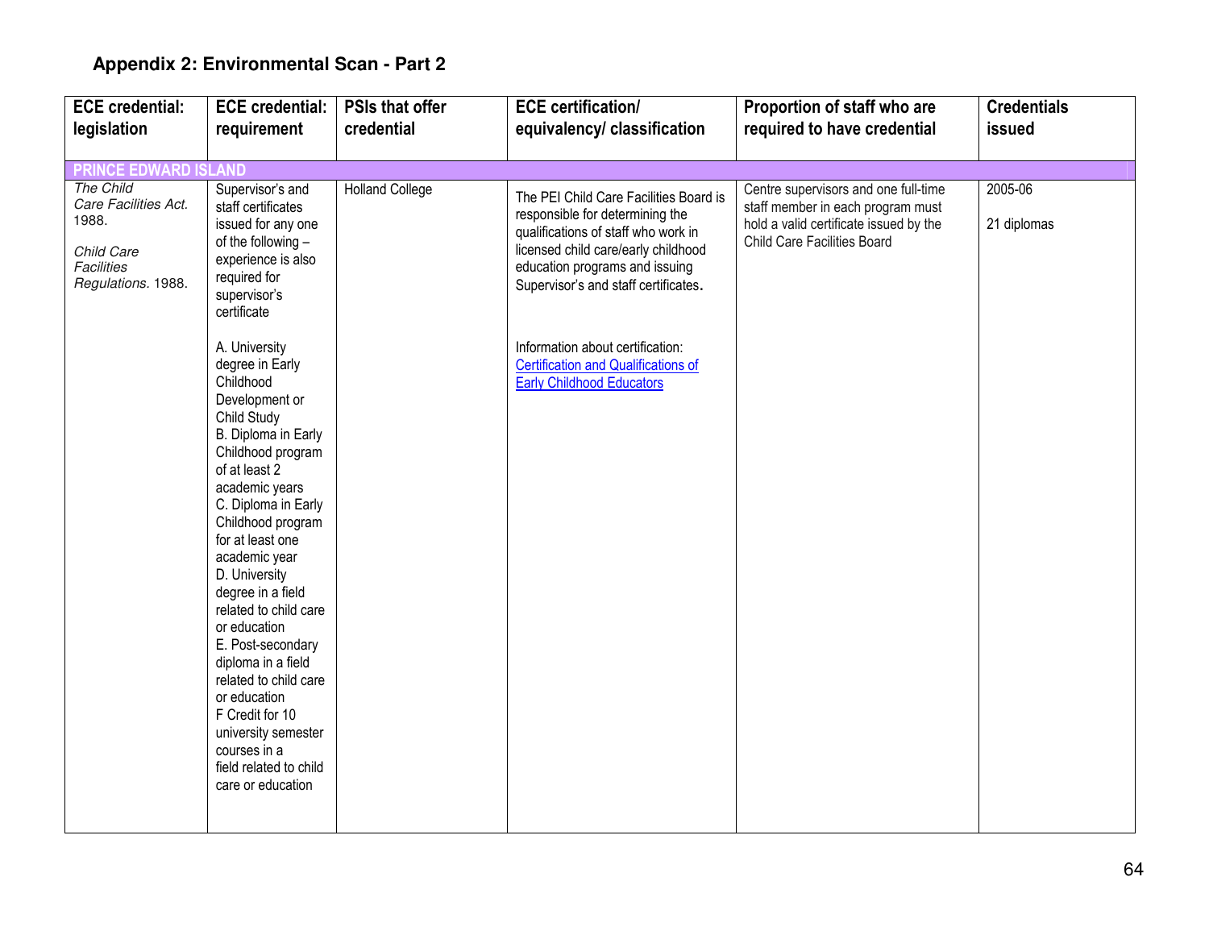## Appendix 2: Environmental Scan - Part 2

| ECE credential: legislation | ECE credential: requirement | PSIs that offer credential | ECE certification/ equivalency/ classification | Proportion of staff who are required to have credential | Credentials issued |
|---|---|---|---|---|---|
| **PRINCE EDWARD ISLAND** | | | | | |
| *The Child Care Facilities Act.* 1988.<br><br>*Child Care Facilities Regulations.* 1988. | Supervisor's and staff certificates issued for any one of the following – experience is also required for supervisor's certificate<br><br>A. University degree in Early Childhood Development or Child Study<br>B. Diploma in Early Childhood program of at least 2 academic years<br>C. Diploma in Early Childhood program for at least one academic year<br>D. University degree in a field related to child care or education<br>E. Post-secondary diploma in a field related to child care or education<br>F Credit for 10 university semester courses in a field related to child care or education | Holland College | The PEI Child Care Facilities Board is responsible for determining the qualifications of staff who work in licensed child care/early childhood education programs and issuing Supervisor's and staff certificates.<br><br>Information about certification: Certification and Qualifications of Early Childhood Educators | Centre supervisors and one full-time staff member in each program must hold a valid certificate issued by the Child Care Facilities Board | 2005-06<br><br>21 diplomas |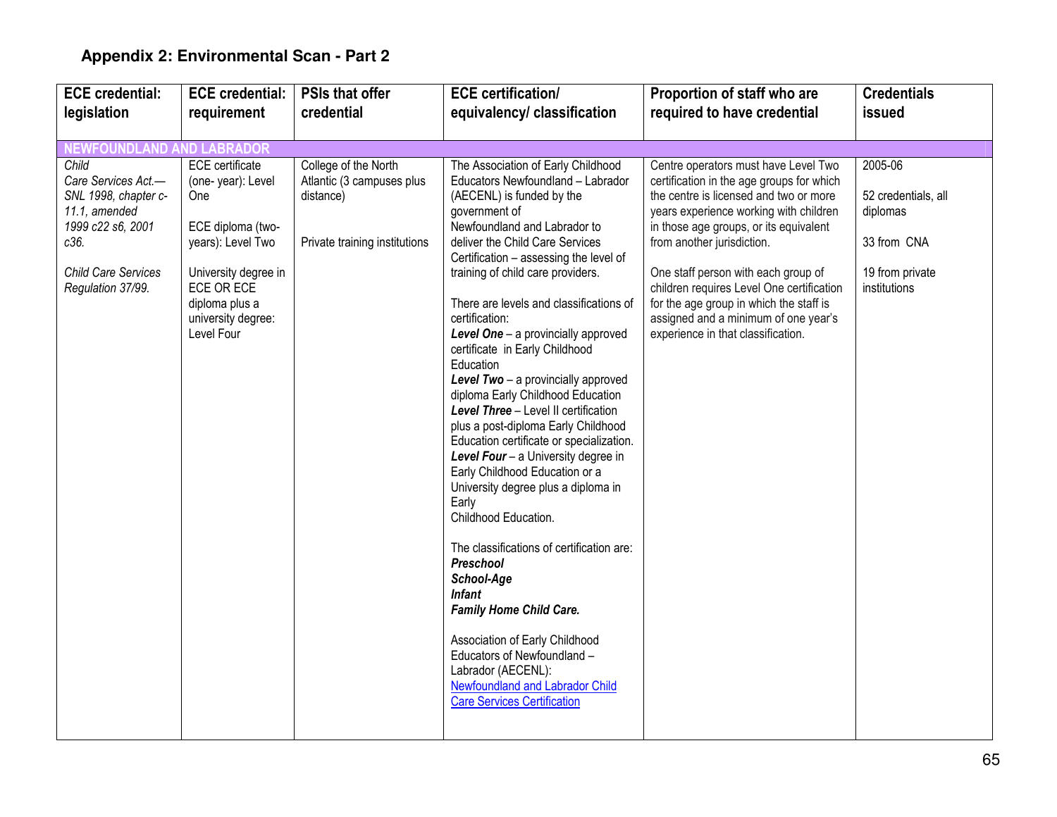## Appendix 2: Environmental Scan - Part 2

| ECE credential: legislation | ECE credential: requirement | PSIs that offer credential | ECE certification/ equivalency/ classification | Proportion of staff who are required to have credential | Credentials issued |
|---|---|---|---|---|---|
| **NEWFOUNDLAND AND LABRADOR** | | | | | |
| *Child Care Services Act.— SNL 1998, chapter c-11.1, amended 1999 c22 s6, 2001 c36.*<br><br>*Child Care Services Regulation 37/99.* | ECE certificate (one- year): Level One<br><br>ECE diploma (two-years): Level Two<br><br>University degree in ECE OR ECE diploma plus a university degree: Level Four | College of the North Atlantic (3 campuses plus distance)<br><br>Private training institutions | The Association of Early Childhood Educators Newfoundland – Labrador (AECENL) is funded by the government of Newfoundland and Labrador to deliver the Child Care Services Certification – assessing the level of training of child care providers.<br><br>There are levels and classifications of certification:<br>***Level One*** – a provincially approved certificate in Early Childhood Education<br>***Level Two*** – a provincially approved diploma Early Childhood Education<br>***Level Three*** – Level II certification plus a post-diploma Early Childhood Education certificate or specialization.<br>***Level Four*** – a University degree in Early Childhood Education or a University degree plus a diploma in Early Childhood Education.<br><br>The classifications of certification are:<br>***Preschool***<br>***School-Age***<br>***Infant***<br>***Family Home Child Care.***<br><br>Association of Early Childhood Educators of Newfoundland – Labrador (AECENL):<br>Newfoundland and Labrador Child Care Services Certification | Centre operators must have Level Two certification in the age groups for which the centre is licensed and two or more years experience working with children in those age groups, or its equivalent from another jurisdiction.<br><br>One staff person with each group of children requires Level One certification for the age group in which the staff is assigned and a minimum of one year's experience in that classification. | 2005-06<br><br>52 credentials, all diplomas<br><br>33 from CNA<br><br>19 from private institutions |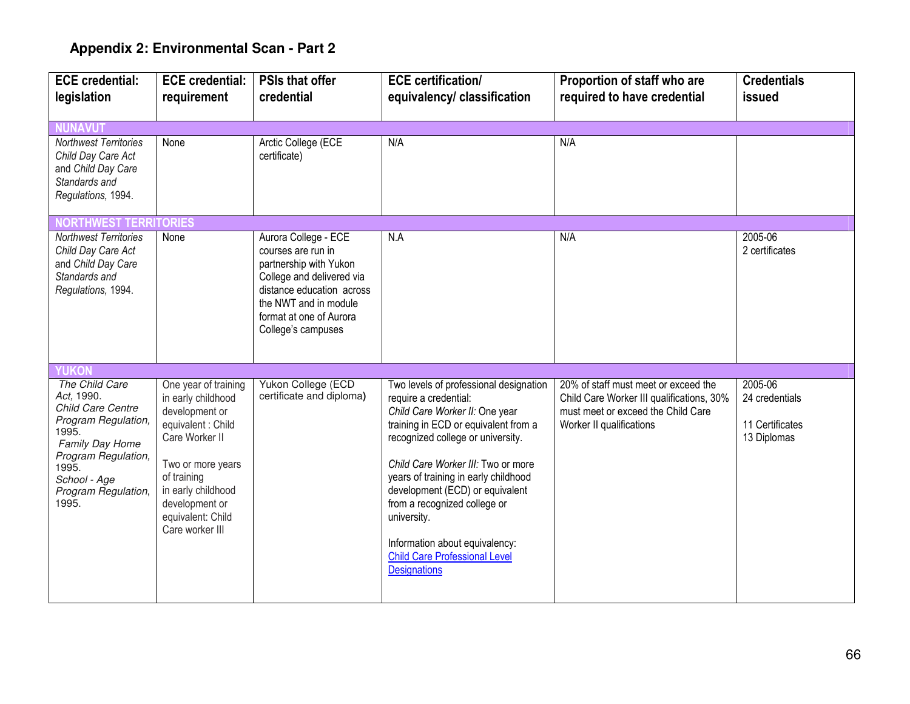## Appendix 2: Environmental Scan - Part 2

| ECE credential: legislation | ECE credential: requirement | PSIs that offer credential | ECE certification/ equivalency/ classification | Proportion of staff who are required to have credential | Credentials issued |
|---|---|---|---|---|---|
| **NUNAVUT** | | | | | |
| *Northwest Territories Child Day Care Act* and *Child Day Care Standards and Regulations*, 1994. | None | Arctic College (ECE certificate) | N/A | N/A | |
| **NORTHWEST TERRITORIES** | | | | | |
| *Northwest Territories Child Day Care Act* and *Child Day Care Standards and Regulations*, 1994. | None | Aurora College - ECE courses are run in partnership with Yukon College and delivered via distance education across the NWT and in module format at one of Aurora College's campuses | N.A | N/A | 2005-06<br>2 certificates |
| **YUKON** | | | | | |
| *The Child Care Act,* 1990.<br>*Child Care Centre Program Regulation,* 1995.<br>*Family Day Home Program Regulation,* 1995.<br>*School - Age Program Regulation,* 1995. | One year of training in early childhood development or equivalent : Child Care Worker II<br><br>Two or more years of training in early childhood development or equivalent: Child Care worker III | Yukon College (ECD certificate and diploma) | Two levels of professional designation require a credential:<br>*Child Care Worker II:* One year training in ECD or equivalent from a recognized college or university.<br><br>*Child Care Worker III:* Two or more years of training in early childhood development (ECD) or equivalent from a recognized college or university.<br><br>Information about equivalency: Child Care Professional Level Designations | 20% of staff must meet or exceed the Child Care Worker III qualifications, 30% must meet or exceed the Child Care Worker II qualifications | 2005-06<br>24 credentials<br><br>11 Certificates<br>13 Diplomas |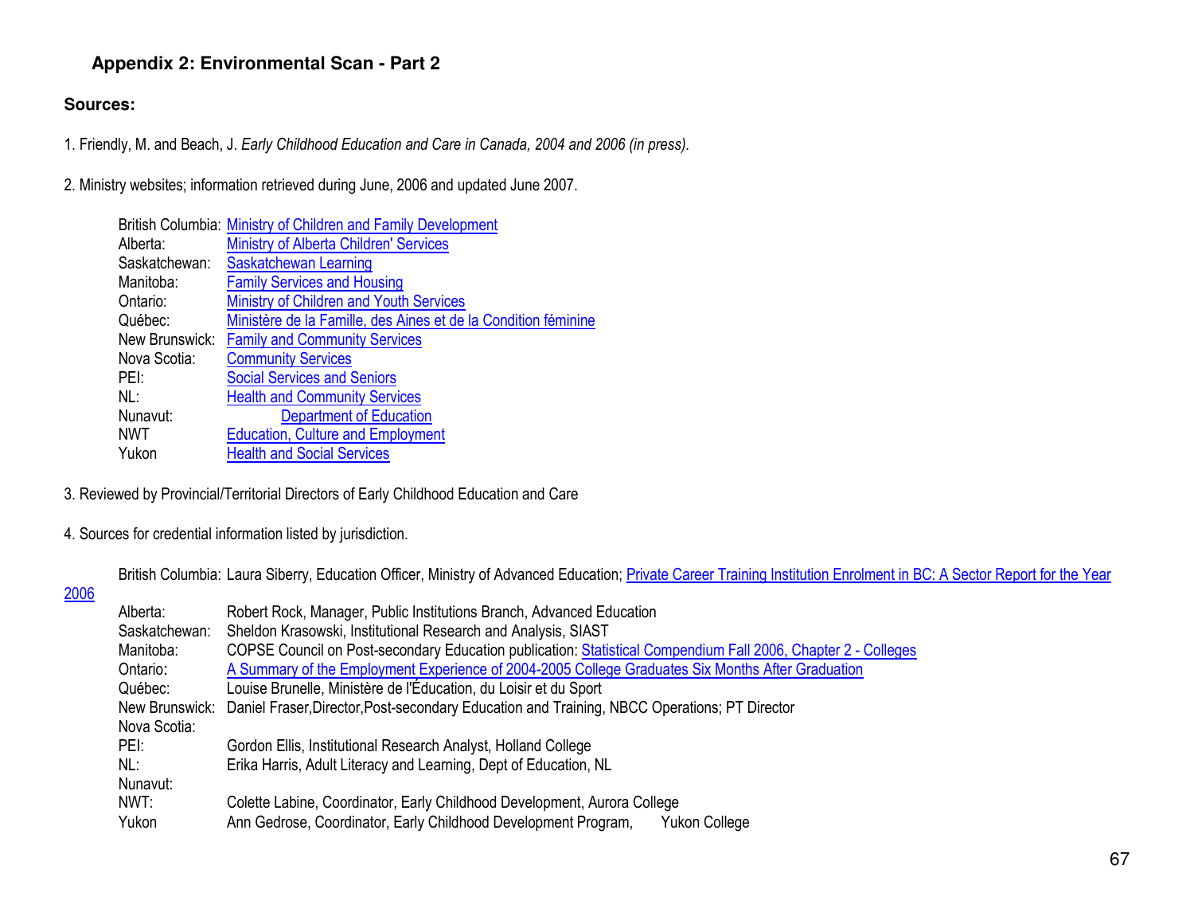## Appendix 2: Environmental Scan - Part 2

**Sources:**

1. Friendly, M. and Beach, J. *Early Childhood Education and Care in Canada, 2004 and 2006 (in press).*

2. Ministry websites; information retrieved during June, 2006 and updated June 2007.

| | |
|---|---|
| British Columbia: | Ministry of Children and Family Development |
| Alberta: | Ministry of Alberta Children' Services |
| Saskatchewan: | Saskatchewan Learning |
| Manitoba: | Family Services and Housing |
| Ontario: | Ministry of Children and Youth Services |
| Québec: | Ministère de la Famille, des Aines et de la Condition féminine |
| New Brunswick: | Family and Community Services |
| Nova Scotia: | Community Services |
| PEI: | Social Services and Seniors |
| NL: | Health and Community Services |
| Nunavut: | Department of Education |
| NWT | Education, Culture and Employment |
| Yukon | Health and Social Services |

3. Reviewed by Provincial/Territorial Directors of Early Childhood Education and Care

4. Sources for credential information listed by jurisdiction.

| | |
|---|---|
| British Columbia: | Laura Siberry, Education Officer, Ministry of Advanced Education; Private Career Training Institution Enrolment in BC: A Sector Report for the Year 2006 |
| Alberta: | Robert Rock, Manager, Public Institutions Branch, Advanced Education |
| Saskatchewan: | Sheldon Krasowski, Institutional Research and Analysis, SIAST |
| Manitoba: | COPSE Council on Post-secondary Education publication: Statistical Compendium Fall 2006, Chapter 2 - Colleges |
| Ontario: | A Summary of the Employment Experience of 2004-2005 College Graduates Six Months After Graduation |
| Québec: | Louise Brunelle, Ministère de l'Éducation, du Loisir et du Sport |
| New Brunswick: | Daniel Fraser,Director,Post-secondary Education and Training, NBCC Operations; PT Director |
| Nova Scotia: | |
| PEI: | Gordon Ellis, Institutional Research Analyst, Holland College |
| NL: | Erika Harris, Adult Literacy and Learning, Dept of Education, NL |
| Nunavut: | |
| NWT: | Colette Labine, Coordinator, Early Childhood Development, Aurora College |
| Yukon | Ann Gedrose, Coordinator, Early Childhood Development Program, Yukon College |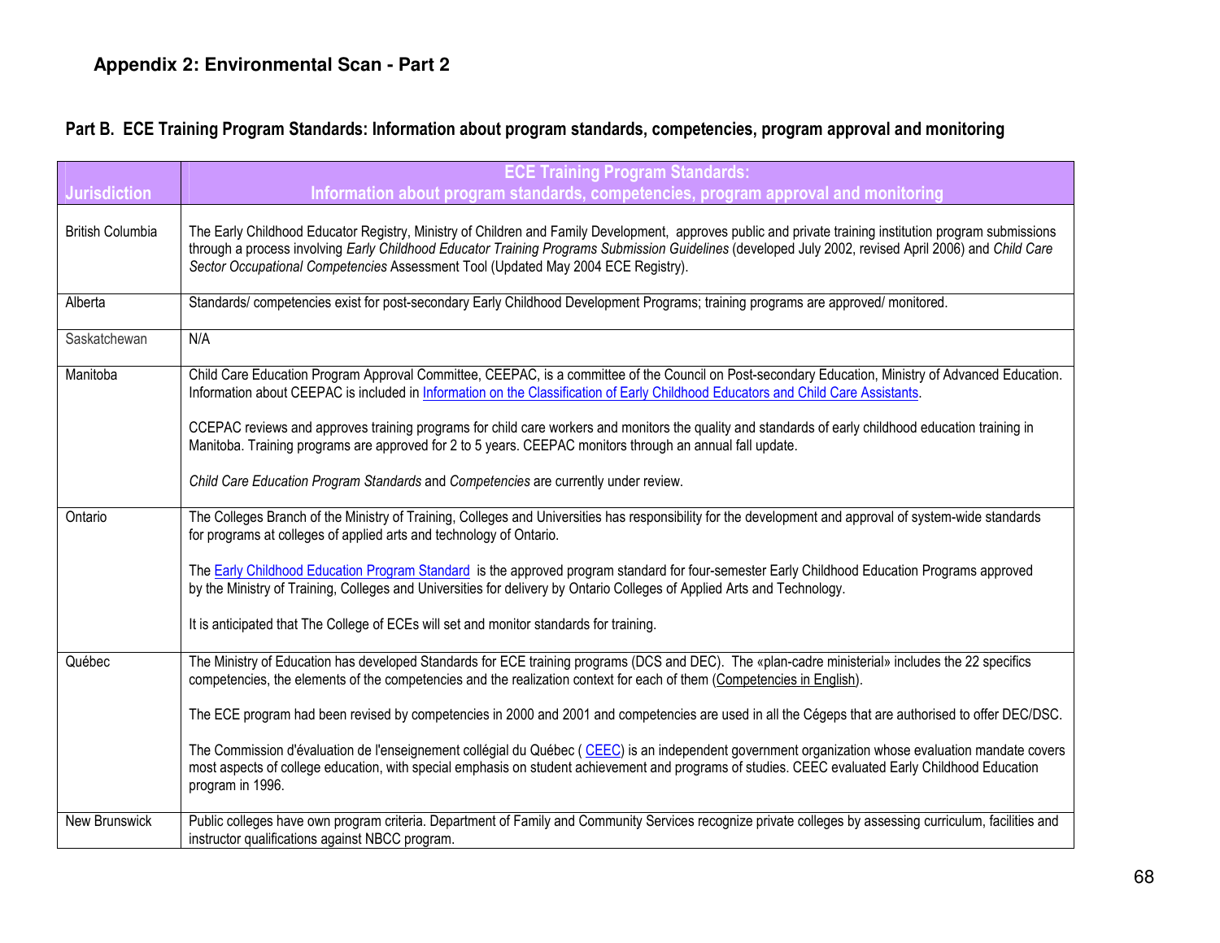# Appendix 2: Environmental Scan - Part 2

## Part B. ECE Training Program Standards: Information about program standards, competencies, program approval and monitoring

| Jurisdiction | ECE Training Program Standards: Information about program standards, competencies, program approval and monitoring |
|---|---|
| British Columbia | The Early Childhood Educator Registry, Ministry of Children and Family Development, approves public and private training institution program submissions through a process involving *Early Childhood Educator Training Programs Submission Guidelines* (developed July 2002, revised April 2006) and *Child Care Sector Occupational Competencies* Assessment Tool (Updated May 2004 ECE Registry). |
| Alberta | Standards/ competencies exist for post-secondary Early Childhood Development Programs; training programs are approved/ monitored. |
| Saskatchewan | N/A |
| Manitoba | Child Care Education Program Approval Committee, CEEPAC, is a committee of the Council on Post-secondary Education, Ministry of Advanced Education. Information about CEEPAC is included in Information on the Classification of Early Childhood Educators and Child Care Assistants.<br><br>CCEPAC reviews and approves training programs for child care workers and monitors the quality and standards of early childhood education training in Manitoba. Training programs are approved for 2 to 5 years. CEEPAC monitors through an annual fall update.<br><br>*Child Care Education Program Standards* and *Competencies* are currently under review. |
| Ontario | The Colleges Branch of the Ministry of Training, Colleges and Universities has responsibility for the development and approval of system-wide standards for programs at colleges of applied arts and technology of Ontario.<br><br>The Early Childhood Education Program Standard is the approved program standard for four-semester Early Childhood Education Programs approved by the Ministry of Training, Colleges and Universities for delivery by Ontario Colleges of Applied Arts and Technology.<br><br>It is anticipated that The College of ECEs will set and monitor standards for training. |
| Québec | The Ministry of Education has developed Standards for ECE training programs (DCS and DEC). The «plan-cadre ministerial» includes the 22 specifics competencies, the elements of the competencies and the realization context for each of them (Competencies in English).<br><br>The ECE program had been revised by competencies in 2000 and 2001 and competencies are used in all the Cégeps that are authorised to offer DEC/DSC.<br><br>The Commission d'évaluation de l'enseignement collégial du Québec ( CEEC) is an independent government organization whose evaluation mandate covers most aspects of college education, with special emphasis on student achievement and programs of studies. CEEC evaluated Early Childhood Education program in 1996. |
| New Brunswick | Public colleges have own program criteria. Department of Family and Community Services recognize private colleges by assessing curriculum, facilities and instructor qualifications against NBCC program. |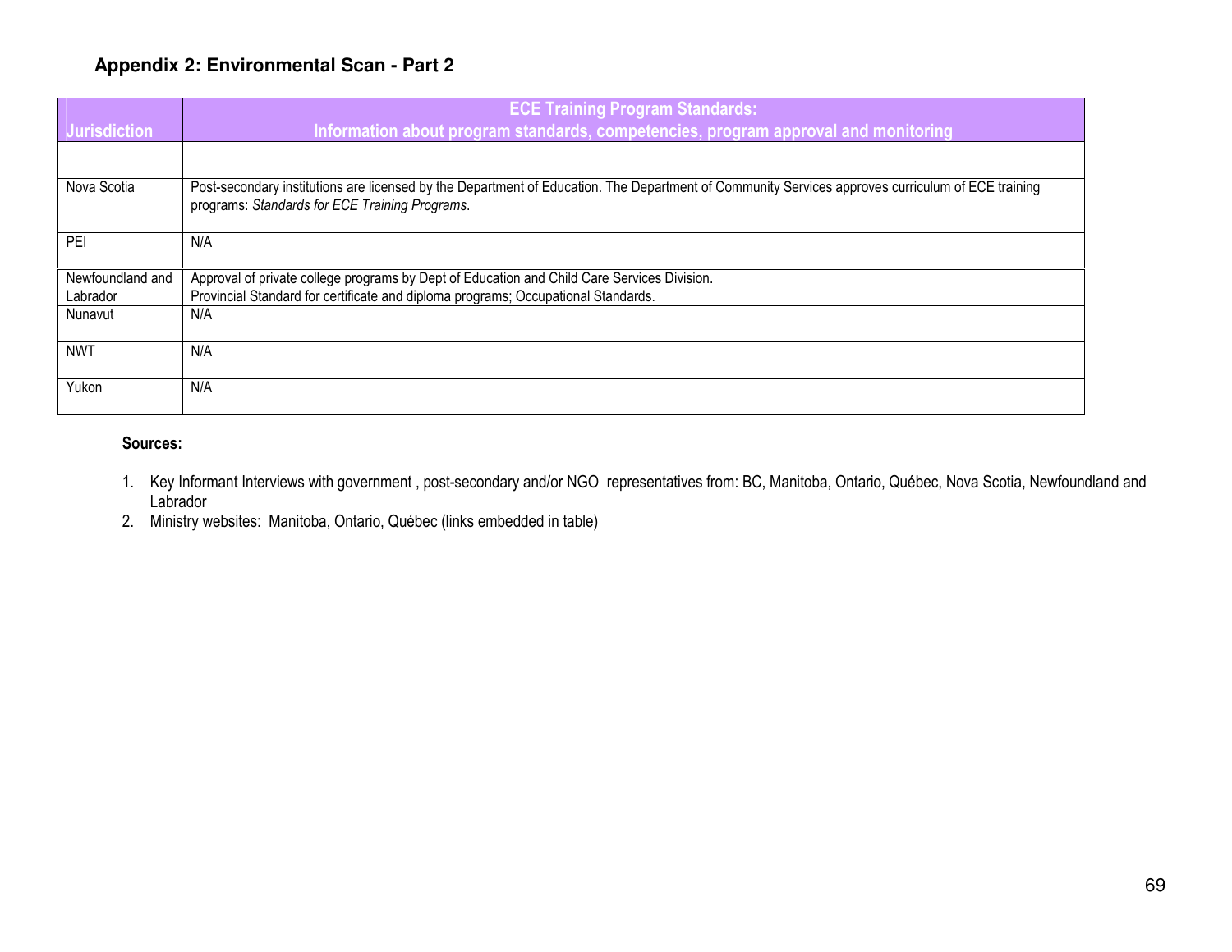## Appendix 2: Environmental Scan - Part 2

| Jurisdiction | ECE Training Program Standards: Information about program standards, competencies, program approval and monitoring |
|---|---|
| | |
| Nova Scotia | Post-secondary institutions are licensed by the Department of Education. The Department of Community Services approves curriculum of ECE training programs: *Standards for ECE Training Programs*. |
| PEI | N/A |
| Newfoundland and Labrador | Approval of private college programs by Dept of Education and Child Care Services Division. Provincial Standard for certificate and diploma programs; Occupational Standards. |
| Nunavut | N/A |
| NWT | N/A |
| Yukon | N/A |

**Sources:**

1. Key Informant Interviews with government , post-secondary and/or NGO representatives from: BC, Manitoba, Ontario, Québec, Nova Scotia, Newfoundland and Labrador
2. Ministry websites: Manitoba, Ontario, Québec (links embedded in table)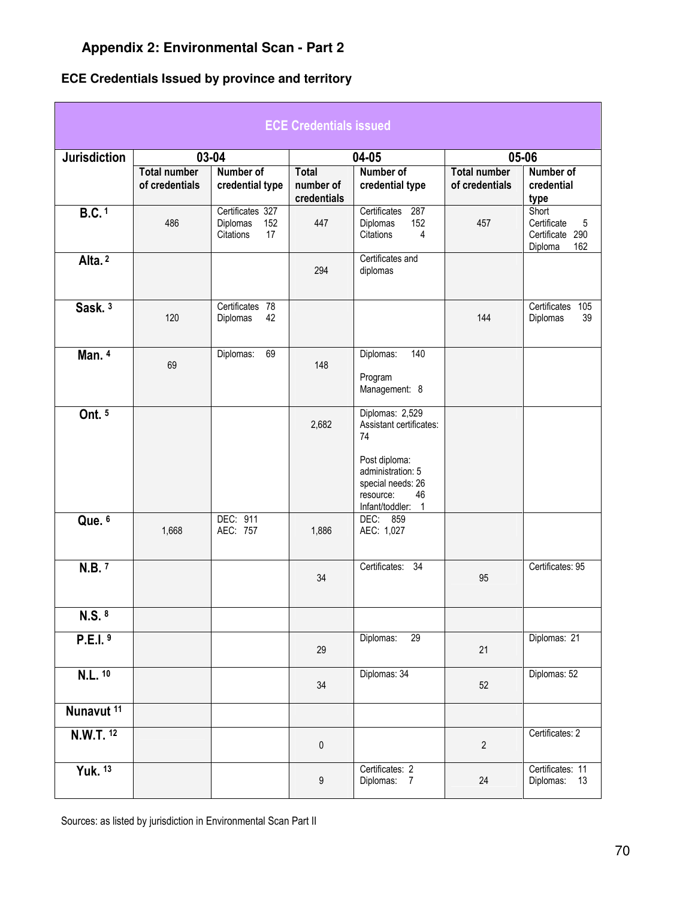## Appendix 2: Environmental Scan - Part 2

### ECE Credentials Issued by province and territory

| ECE Credentials issued | | | | | | |
|---|---|---|---|---|---|---|
| Jurisdiction | 03-04 | | 04-05 | | 05-06 | |
| | Total number of credentials | Number of credential type | Total number of credentials | Number of credential type | Total number of credentials | Number of credential type |
| B.C. [1] | 486 | Certificates 327<br>Diplomas 152<br>Citations 17 | 447 | Certificates 287<br>Diplomas 152<br>Citations 4 | 457 | Short Certificate 5<br>Certificate 290<br>Diploma 162 |
| Alta. [2] | | | 294 | Certificates and diplomas | | |
| Sask. [3] | 120 | Certificates 78<br>Diplomas 42 | | | 144 | Certificates 105<br>Diplomas 39 |
| Man. [4] | 69 | Diplomas: 69 | 148 | Diplomas: 140<br><br>Program Management: 8 | | |
| Ont. [5] | | | 2,682 | Diplomas: 2,529<br>Assistant certificates: 74<br><br>Post diploma:<br>administration: 5<br>special needs: 26<br>resource: 46<br>Infant/toddler: 1 | | |
| Que. [6] | 1,668 | DEC: 911<br>AEC: 757 | 1,886 | DEC: 859<br>AEC: 1,027 | | |
| N.B. [7] | | | 34 | Certificates: 34 | 95 | Certificates: 95 |
| N.S. [8] | | | | | | |
| P.E.I. [9] | | | 29 | Diplomas: 29 | 21 | Diplomas: 21 |
| N.L. [10] | | | 34 | Diplomas: 34 | 52 | Diplomas: 52 |
| Nunavut [11] | | | | | | |
| N.W.T. [12] | | | 0 | | 2 | Certificates: 2 |
| Yuk. [13] | | | 9 | Certificates: 2<br>Diplomas: 7 | 24 | Certificates: 11<br>Diplomas: 13 |

Sources: as listed by jurisdiction in Environmental Scan Part II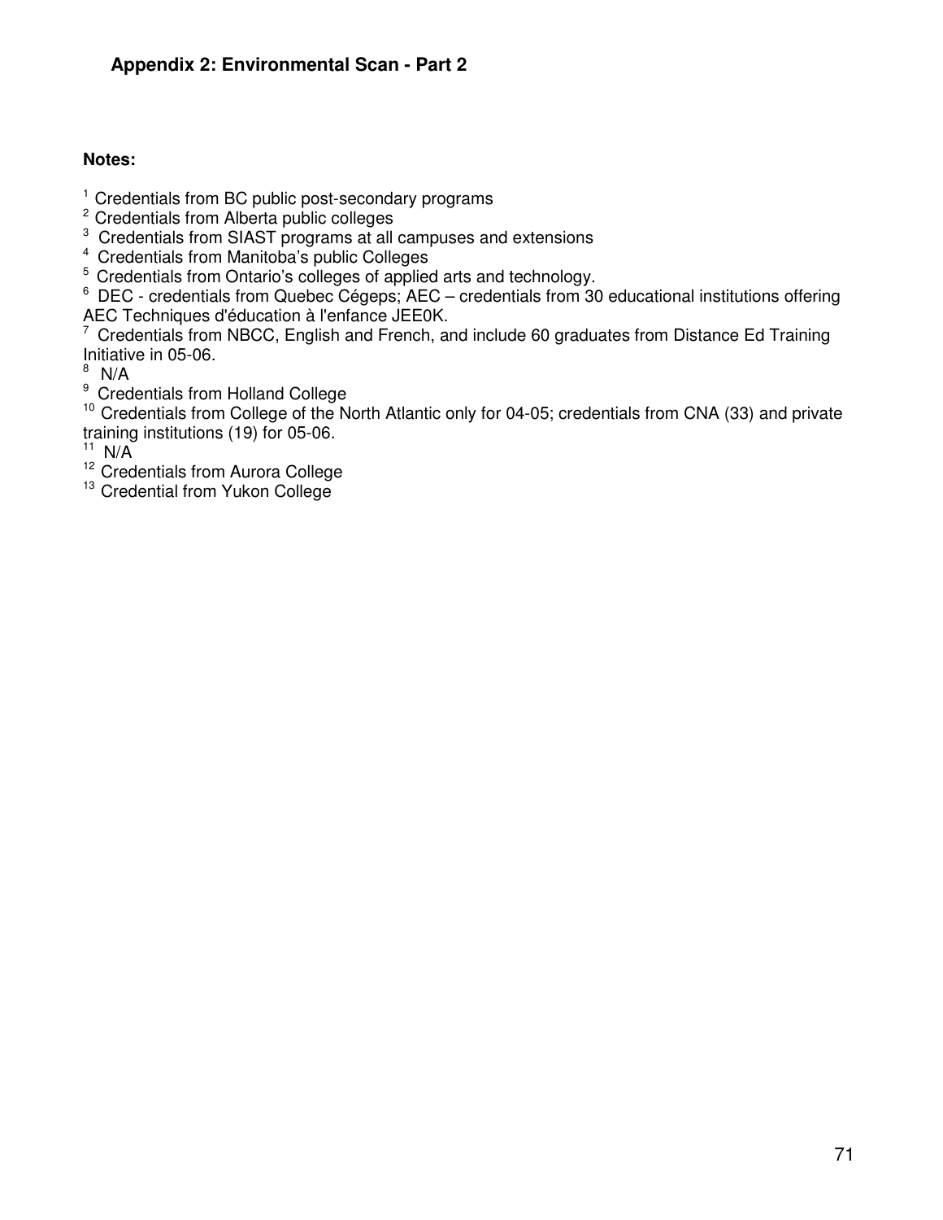## Appendix 2: Environmental Scan - Part 2

**Notes:**

[1] Credentials from BC public post-secondary programs
[2] Credentials from Alberta public colleges
[3] Credentials from SIAST programs at all campuses and extensions
[4] Credentials from Manitoba's public Colleges
[5] Credentials from Ontario's colleges of applied arts and technology.
[6] DEC - credentials from Quebec Cégeps; AEC – credentials from 30 educational institutions offering AEC Techniques d'éducation à l'enfance JEE0K.
[7] Credentials from NBCC, English and French, and include 60 graduates from Distance Ed Training Initiative in 05-06.
[8] N/A
[9] Credentials from Holland College
[10] Credentials from College of the North Atlantic only for 04-05; credentials from CNA (33) and private training institutions (19) for 05-06.
[11] N/A
[12] Credentials from Aurora College
[13] Credential from Yukon College